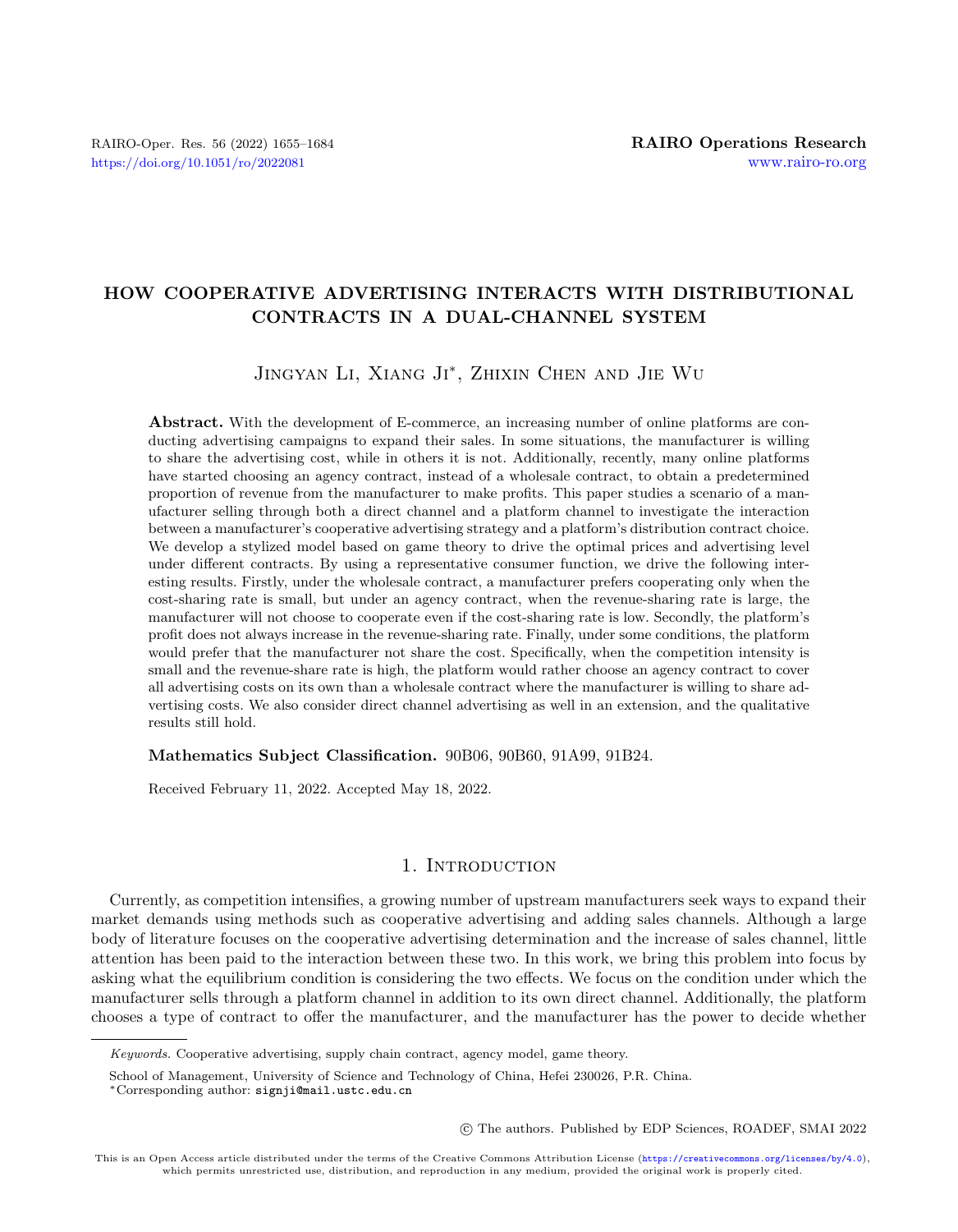# HOW COOPERATIVE ADVERTISING INTERACTS WITH DISTRIBUTIONAL CONTRACTS IN A DUAL-CHANNEL SYSTEM

Jingyan Li, Xiang Ji*, Zhixin Chen and Jie Wu

**Abstract.** With the development of E-commerce, an increasing number of online platforms are conducting advertising campaigns to expand their sales. In some situations, the manufacturer is willing to share the advertising cost, while in others it is not. Additionally, recently, many online platforms have started choosing an agency contract, instead of a wholesale contract, to obtain a predetermined proportion of revenue from the manufacturer to make profits. This paper studies a scenario of a manufacturer selling through both a direct channel and a platform channel to investigate the interaction between a manufacturer's cooperative advertising strategy and a platform's distribution contract choice. We develop a stylized model based on game theory to drive the optimal prices and advertising level under different contracts. By using a representative consumer function, we drive the following interesting results. Firstly, under the wholesale contract, a manufacturer prefers cooperating only when the cost-sharing rate is small, but under an agency contract, when the revenue-sharing rate is large, the manufacturer will not choose to cooperate even if the cost-sharing rate is low. Secondly, the platform's profit does not always increase in the revenue-sharing rate. Finally, under some conditions, the platform would prefer that the manufacturer not share the cost. Specifically, when the competition intensity is small and the revenue-share rate is high, the platform would rather choose an agency contract to cover all advertising costs on its own than a wholesale contract where the manufacturer is willing to share advertising costs. We also consider direct channel advertising as well in an extension, and the qualitative results still hold.

**Mathematics Subject Classification.** 90B06, 90B60, 91A99, 91B24.

Received February 11, 2022. Accepted May 18, 2022.

## 1. Introduction

Currently, as competition intensifies, a growing number of upstream manufacturers seek ways to expand their market demands using methods such as cooperative advertising and adding sales channels. Although a large body of literature focuses on the cooperative advertising determination and the increase of sales channel, little attention has been paid to the interaction between these two. In this work, we bring this problem into focus by asking what the equilibrium condition is considering the two effects. We focus on the condition under which the manufacturer sells through a platform channel in addition to its own direct channel. Additionally, the platform chooses a type of contract to offer the manufacturer, and the manufacturer has the power to decide whether

*Keywords.* Cooperative advertising, supply chain contract, agency model, game theory.

School of Management, University of Science and Technology of China, Hefei 230026, P.R. China.

*Corresponding author: signji@mail.ustc.edu.cn

© The authors. Published by EDP Sciences, ROADEF, SMAI 2022

This is an Open Access article distributed under the terms of the Creative Commons Attribution License (https://creativecommons.org/licenses/by/4.0), which permits unrestricted use, distribution, and reproduction in any medium, provided the original work is properly cited.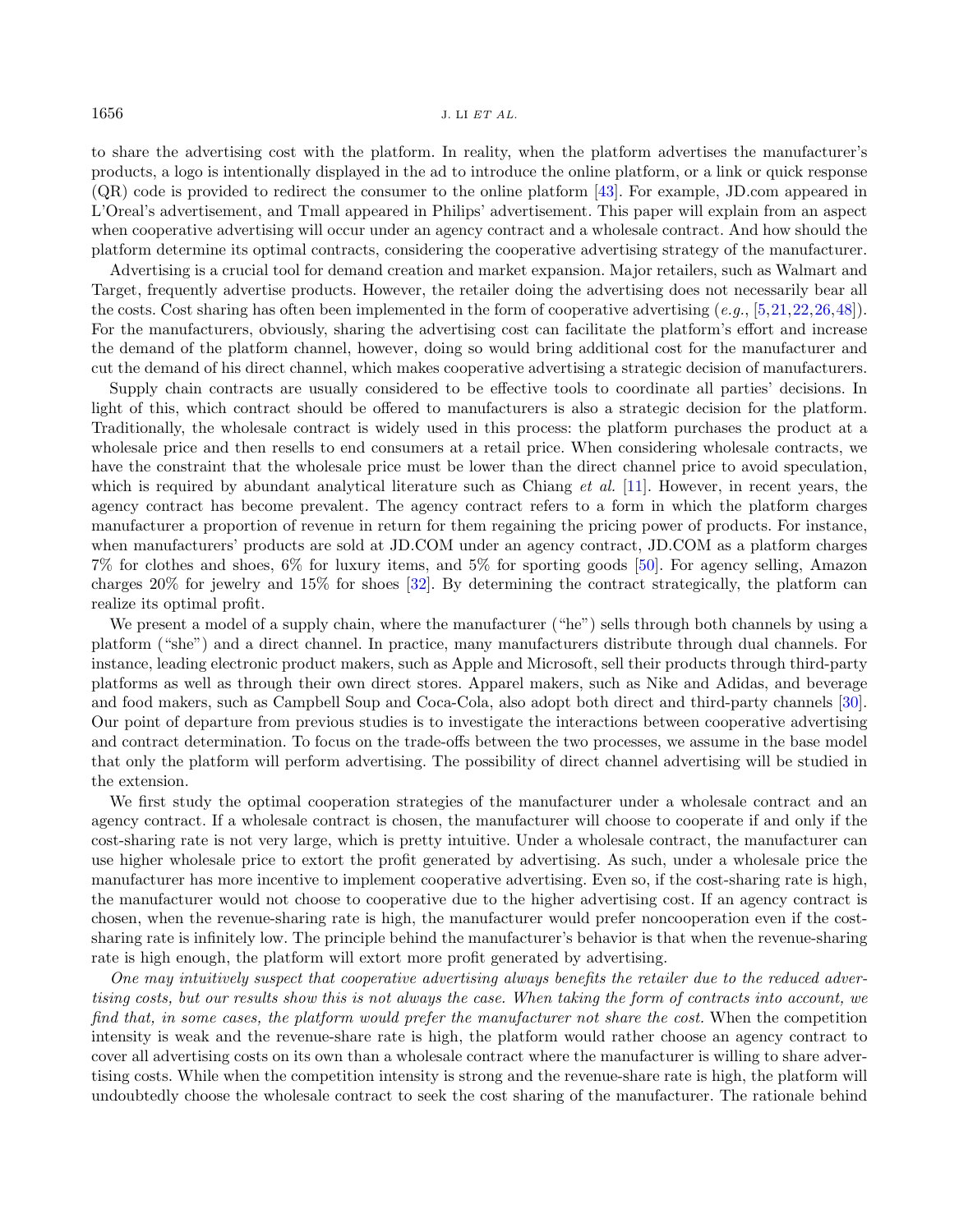to share the advertising cost with the platform. In reality, when the platform advertises the manufacturer's products, a logo is intentionally displayed in the ad to introduce the online platform, or a link or quick response (QR) code is provided to redirect the consumer to the online platform [43]. For example, JD.com appeared in L'Oreal's advertisement, and Tmall appeared in Philips' advertisement. This paper will explain from an aspect when cooperative advertising will occur under an agency contract and a wholesale contract. And how should the platform determine its optimal contracts, considering the cooperative advertising strategy of the manufacturer.

Advertising is a crucial tool for demand creation and market expansion. Major retailers, such as Walmart and Target, frequently advertise products. However, the retailer doing the advertising does not necessarily bear all the costs. Cost sharing has often been implemented in the form of cooperative advertising (*e.g.*, [5,21,22,26,48]). For the manufacturers, obviously, sharing the advertising cost can facilitate the platform's effort and increase the demand of the platform channel, however, doing so would bring additional cost for the manufacturer and cut the demand of his direct channel, which makes cooperative advertising a strategic decision of manufacturers.

Supply chain contracts are usually considered to be effective tools to coordinate all parties' decisions. In light of this, which contract should be offered to manufacturers is also a strategic decision for the platform. Traditionally, the wholesale contract is widely used in this process: the platform purchases the product at a wholesale price and then resells to end consumers at a retail price. When considering wholesale contracts, we have the constraint that the wholesale price must be lower than the direct channel price to avoid speculation, which is required by abundant analytical literature such as Chiang *et al.* [11]. However, in recent years, the agency contract has become prevalent. The agency contract refers to a form in which the platform charges manufacturer a proportion of revenue in return for them regaining the pricing power of products. For instance, when manufacturers' products are sold at JD.COM under an agency contract, JD.COM as a platform charges 7% for clothes and shoes, 6% for luxury items, and 5% for sporting goods [50]. For agency selling, Amazon charges 20% for jewelry and 15% for shoes [32]. By determining the contract strategically, the platform can realize its optimal profit.

We present a model of a supply chain, where the manufacturer ("he") sells through both channels by using a platform ("she") and a direct channel. In practice, many manufacturers distribute through dual channels. For instance, leading electronic product makers, such as Apple and Microsoft, sell their products through third-party platforms as well as through their own direct stores. Apparel makers, such as Nike and Adidas, and beverage and food makers, such as Campbell Soup and Coca-Cola, also adopt both direct and third-party channels [30]. Our point of departure from previous studies is to investigate the interactions between cooperative advertising and contract determination. To focus on the trade-offs between the two processes, we assume in the base model that only the platform will perform advertising. The possibility of direct channel advertising will be studied in the extension.

We first study the optimal cooperation strategies of the manufacturer under a wholesale contract and an agency contract. If a wholesale contract is chosen, the manufacturer will choose to cooperate if and only if the cost-sharing rate is not very large, which is pretty intuitive. Under a wholesale contract, the manufacturer can use higher wholesale price to extort the profit generated by advertising. As such, under a wholesale price the manufacturer has more incentive to implement cooperative advertising. Even so, if the cost-sharing rate is high, the manufacturer would not choose to cooperative due to the higher advertising cost. If an agency contract is chosen, when the revenue-sharing rate is high, the manufacturer would prefer noncooperation even if the cost-sharing rate is infinitely low. The principle behind the manufacturer's behavior is that when the revenue-sharing rate is high enough, the platform will extort more profit generated by advertising.

*One may intuitively suspect that cooperative advertising always benefits the retailer due to the reduced advertising costs, but our results show this is not always the case. When taking the form of contracts into account, we find that, in some cases, the platform would prefer the manufacturer not share the cost.* When the competition intensity is weak and the revenue-share rate is high, the platform would rather choose an agency contract to cover all advertising costs on its own than a wholesale contract where the manufacturer is willing to share advertising costs. While when the competition intensity is strong and the revenue-share rate is high, the platform will undoubtedly choose the wholesale contract to seek the cost sharing of the manufacturer. The rationale behind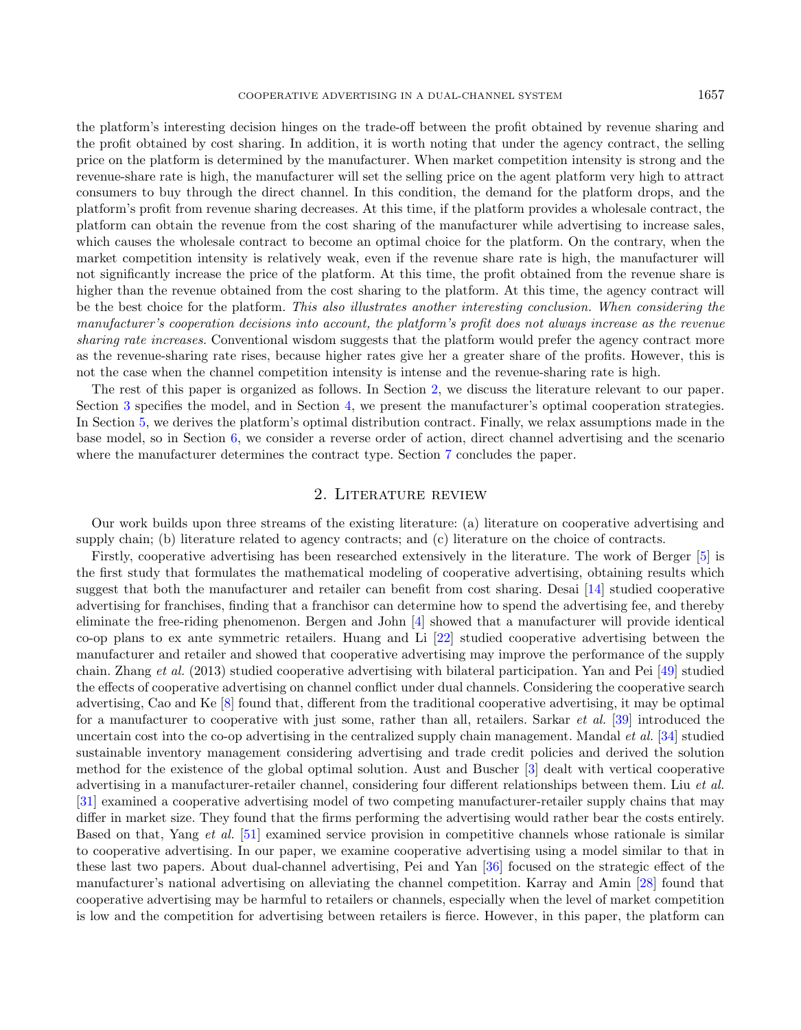the platform's interesting decision hinges on the trade-off between the profit obtained by revenue sharing and the profit obtained by cost sharing. In addition, it is worth noting that under the agency contract, the selling price on the platform is determined by the manufacturer. When market competition intensity is strong and the revenue-share rate is high, the manufacturer will set the selling price on the agent platform very high to attract consumers to buy through the direct channel. In this condition, the demand for the platform drops, and the platform's profit from revenue sharing decreases. At this time, if the platform provides a wholesale contract, the platform can obtain the revenue from the cost sharing of the manufacturer while advertising to increase sales, which causes the wholesale contract to become an optimal choice for the platform. On the contrary, when the market competition intensity is relatively weak, even if the revenue share rate is high, the manufacturer will not significantly increase the price of the platform. At this time, the profit obtained from the revenue share is higher than the revenue obtained from the cost sharing to the platform. At this time, the agency contract will be the best choice for the platform. *This also illustrates another interesting conclusion. When considering the manufacturer's cooperation decisions into account, the platform's profit does not always increase as the revenue sharing rate increases.* Conventional wisdom suggests that the platform would prefer the agency contract more as the revenue-sharing rate rises, because higher rates give her a greater share of the profits. However, this is not the case when the channel competition intensity is intense and the revenue-sharing rate is high.

The rest of this paper is organized as follows. In Section 2, we discuss the literature relevant to our paper. Section 3 specifies the model, and in Section 4, we present the manufacturer's optimal cooperation strategies. In Section 5, we derives the platform's optimal distribution contract. Finally, we relax assumptions made in the base model, so in Section 6, we consider a reverse order of action, direct channel advertising and the scenario where the manufacturer determines the contract type. Section 7 concludes the paper.

## 2. Literature review

Our work builds upon three streams of the existing literature: (a) literature on cooperative advertising and supply chain; (b) literature related to agency contracts; and (c) literature on the choice of contracts.

Firstly, cooperative advertising has been researched extensively in the literature. The work of Berger [5] is the first study that formulates the mathematical modeling of cooperative advertising, obtaining results which suggest that both the manufacturer and retailer can benefit from cost sharing. Desai [14] studied cooperative advertising for franchises, finding that a franchisor can determine how to spend the advertising fee, and thereby eliminate the free-riding phenomenon. Bergen and John [4] showed that a manufacturer will provide identical co-op plans to ex ante symmetric retailers. Huang and Li [22] studied cooperative advertising between the manufacturer and retailer and showed that cooperative advertising may improve the performance of the supply chain. Zhang *et al.* (2013) studied cooperative advertising with bilateral participation. Yan and Pei [49] studied the effects of cooperative advertising on channel conflict under dual channels. Considering the cooperative search advertising, Cao and Ke [8] found that, different from the traditional cooperative advertising, it may be optimal for a manufacturer to cooperative with just some, rather than all, retailers. Sarkar *et al.* [39] introduced the uncertain cost into the co-op advertising in the centralized supply chain management. Mandal *et al.* [34] studied sustainable inventory management considering advertising and trade credit policies and derived the solution method for the existence of the global optimal solution. Aust and Buscher [3] dealt with vertical cooperative advertising in a manufacturer-retailer channel, considering four different relationships between them. Liu *et al.* [31] examined a cooperative advertising model of two competing manufacturer-retailer supply chains that may differ in market size. They found that the firms performing the advertising would rather bear the costs entirely. Based on that, Yang *et al.* [51] examined service provision in competitive channels whose rationale is similar to cooperative advertising. In our paper, we examine cooperative advertising using a model similar to that in these last two papers. About dual-channel advertising, Pei and Yan [36] focused on the strategic effect of the manufacturer's national advertising on alleviating the channel competition. Karray and Amin [28] found that cooperative advertising may be harmful to retailers or channels, especially when the level of market competition is low and the competition for advertising between retailers is fierce. However, in this paper, the platform can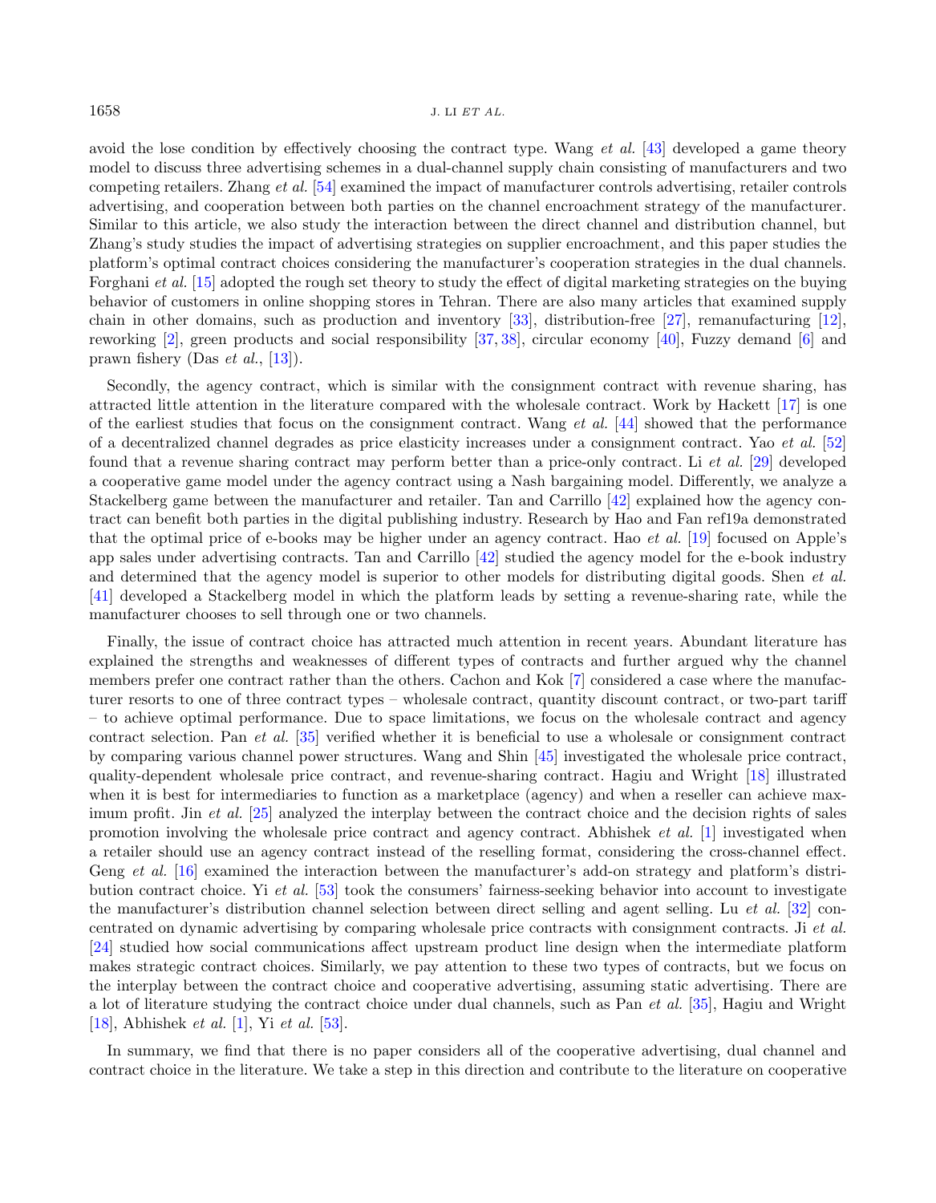avoid the lose condition by effectively choosing the contract type. Wang *et al.* [43] developed a game theory model to discuss three advertising schemes in a dual-channel supply chain consisting of manufacturers and two competing retailers. Zhang *et al.* [54] examined the impact of manufacturer controls advertising, retailer controls advertising, and cooperation between both parties on the channel encroachment strategy of the manufacturer. Similar to this article, we also study the interaction between the direct channel and distribution channel, but Zhang's study studies the impact of advertising strategies on supplier encroachment, and this paper studies the platform's optimal contract choices considering the manufacturer's cooperation strategies in the dual channels. Forghani *et al.* [15] adopted the rough set theory to study the effect of digital marketing strategies on the buying behavior of customers in online shopping stores in Tehran. There are also many articles that examined supply chain in other domains, such as production and inventory [33], distribution-free [27], remanufacturing [12], reworking [2], green products and social responsibility [37, 38], circular economy [40], Fuzzy demand [6] and prawn fishery (Das *et al.*, [13]).

Secondly, the agency contract, which is similar with the consignment contract with revenue sharing, has attracted little attention in the literature compared with the wholesale contract. Work by Hackett [17] is one of the earliest studies that focus on the consignment contract. Wang *et al.* [44] showed that the performance of a decentralized channel degrades as price elasticity increases under a consignment contract. Yao *et al.* [52] found that a revenue sharing contract may perform better than a price-only contract. Li *et al.* [29] developed a cooperative game model under the agency contract using a Nash bargaining model. Differently, we analyze a Stackelberg game between the manufacturer and retailer. Tan and Carrillo [42] explained how the agency contract can benefit both parties in the digital publishing industry. Research by Hao and Fan ref19a demonstrated that the optimal price of e-books may be higher under an agency contract. Hao *et al.* [19] focused on Apple's app sales under advertising contracts. Tan and Carrillo [42] studied the agency model for the e-book industry and determined that the agency model is superior to other models for distributing digital goods. Shen *et al.* [41] developed a Stackelberg model in which the platform leads by setting a revenue-sharing rate, while the manufacturer chooses to sell through one or two channels.

Finally, the issue of contract choice has attracted much attention in recent years. Abundant literature has explained the strengths and weaknesses of different types of contracts and further argued why the channel members prefer one contract rather than the others. Cachon and Kok [7] considered a case where the manufacturer resorts to one of three contract types – wholesale contract, quantity discount contract, or two-part tariff – to achieve optimal performance. Due to space limitations, we focus on the wholesale contract and agency contract selection. Pan *et al.* [35] verified whether it is beneficial to use a wholesale or consignment contract by comparing various channel power structures. Wang and Shin [45] investigated the wholesale price contract, quality-dependent wholesale price contract, and revenue-sharing contract. Hagiu and Wright [18] illustrated when it is best for intermediaries to function as a marketplace (agency) and when a reseller can achieve maximum profit. Jin *et al.* [25] analyzed the interplay between the contract choice and the decision rights of sales promotion involving the wholesale price contract and agency contract. Abhishek *et al.* [1] investigated when a retailer should use an agency contract instead of the reselling format, considering the cross-channel effect. Geng *et al.* [16] examined the interaction between the manufacturer's add-on strategy and platform's distribution contract choice. Yi *et al.* [53] took the consumers' fairness-seeking behavior into account to investigate the manufacturer's distribution channel selection between direct selling and agent selling. Lu *et al.* [32] concentrated on dynamic advertising by comparing wholesale price contracts with consignment contracts. Ji *et al.* [24] studied how social communications affect upstream product line design when the intermediate platform makes strategic contract choices. Similarly, we pay attention to these two types of contracts, but we focus on the interplay between the contract choice and cooperative advertising, assuming static advertising. There are a lot of literature studying the contract choice under dual channels, such as Pan *et al.* [35], Hagiu and Wright [18], Abhishek *et al.* [1], Yi *et al.* [53].

In summary, we find that there is no paper considers all of the cooperative advertising, dual channel and contract choice in the literature. We take a step in this direction and contribute to the literature on cooperative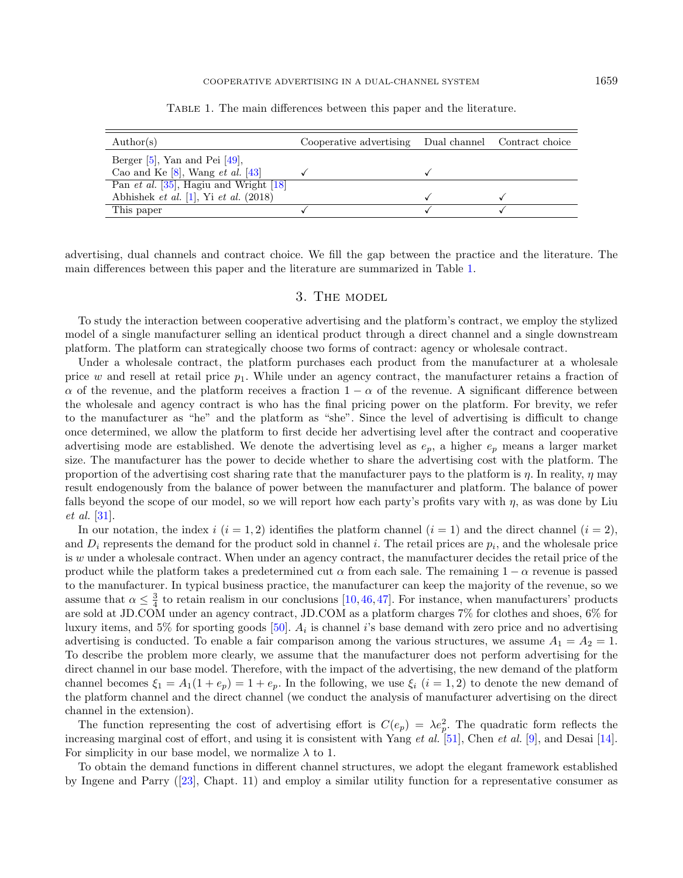Table 1. The main differences between this paper and the literature.

| Author(s) | Cooperative advertising | Dual channel | Contract choice |
|---|---|---|---|
| Berger [5], Yan and Pei [49], Cao and Ke [8], Wang *et al.* [43] | ✓ | ✓ | |
| Pan *et al.* [35], Hagiu and Wright [18] Abhishek *et al.* [1], Yi *et al.* (2018) | | ✓ | ✓ |
| This paper | ✓ | ✓ | ✓ |

advertising, dual channels and contract choice. We fill the gap between the practice and the literature. The main differences between this paper and the literature are summarized in Table 1.

## 3. The model

To study the interaction between cooperative advertising and the platform's contract, we employ the stylized model of a single manufacturer selling an identical product through a direct channel and a single downstream platform. The platform can strategically choose two forms of contract: agency or wholesale contract.

Under a wholesale contract, the platform purchases each product from the manufacturer at a wholesale price $w$ and resell at retail price $p_1$. While under an agency contract, the manufacturer retains a fraction of $\alpha$ of the revenue, and the platform receives a fraction $1-\alpha$ of the revenue. A significant difference between the wholesale and agency contract is who has the final pricing power on the platform. For brevity, we refer to the manufacturer as "he" and the platform as "she". Since the level of advertising is difficult to change once determined, we allow the platform to first decide her advertising level after the contract and cooperative advertising mode are established. We denote the advertising level as $e_p$, a higher $e_p$ means a larger market size. The manufacturer has the power to decide whether to share the advertising cost with the platform. The proportion of the advertising cost sharing rate that the manufacturer pays to the platform is $\eta$. In reality, $\eta$ may result endogenously from the balance of power between the manufacturer and platform. The balance of power falls beyond the scope of our model, so we will report how each party's profits vary with $\eta$, as was done by Liu *et al.* [31].

In our notation, the index $i$ $(i = 1, 2)$ identifies the platform channel $(i = 1)$ and the direct channel $(i = 2)$, and $D_i$ represents the demand for the product sold in channel $i$. The retail prices are $p_i$, and the wholesale price is $w$ under a wholesale contract. When under an agency contract, the manufacturer decides the retail price of the product while the platform takes a predetermined cut $\alpha$ from each sale. The remaining $1-\alpha$ revenue is passed to the manufacturer. In typical business practice, the manufacturer can keep the majority of the revenue, so we assume that $\alpha \leq \frac{3}{4}$ to retain realism in our conclusions [10,46,47]. For instance, when manufacturers' products are sold at JD.COM under an agency contract, JD.COM as a platform charges 7% for clothes and shoes, 6% for luxury items, and 5% for sporting goods [50]. $A_i$ is channel $i$'s base demand with zero price and no advertising advertising is conducted. To enable a fair comparison among the various structures, we assume $A_1 = A_2 = 1$. To describe the problem more clearly, we assume that the manufacturer does not perform advertising for the direct channel in our base model. Therefore, with the impact of the advertising, the new demand of the platform channel becomes $\xi_1 = A_1(1+e_p) = 1+e_p$. In the following, we use $\xi_i$ $(i = 1, 2)$ to denote the new demand of the platform channel and the direct channel (we conduct the analysis of manufacturer advertising on the direct channel in the extension).

The function representing the cost of advertising effort is $C(e_p) = \lambda e_p^2$. The quadratic form reflects the increasing marginal cost of effort, and using it is consistent with Yang *et al.* [51], Chen *et al.* [9], and Desai [14]. For simplicity in our base model, we normalize $\lambda$ to 1.

To obtain the demand functions in different channel structures, we adopt the elegant framework established by Ingene and Parry ([23], Chapt. 11) and employ a similar utility function for a representative consumer as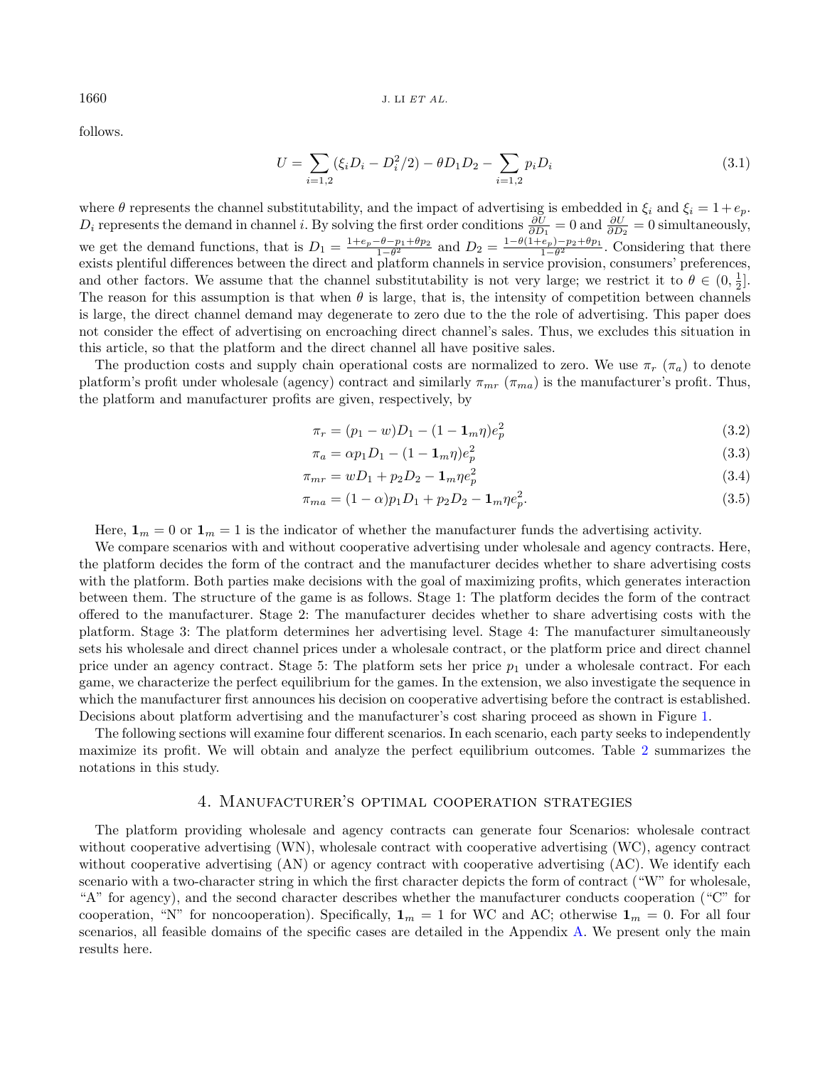follows.

$$U = \sum_{i=1,2} (\xi_i D_i - D_i^2/2) - \theta D_1 D_2 - \sum_{i=1,2} p_i D_i \tag{3.1}$$

where $\theta$ represents the channel substitutability, and the impact of advertising is embedded in $\xi_i$ and $\xi_i = 1 + e_p$. $D_i$ represents the demand in channel $i$. By solving the first order conditions $\frac{\partial U}{\partial D_1} = 0$ and $\frac{\partial U}{\partial D_2} = 0$ simultaneously, we get the demand functions, that is $D_1 = \frac{1+e_p-\theta-p_1+\theta p_2}{1-\theta^2}$ and $D_2 = \frac{1-\theta(1+e_p)-p_2+\theta p_1}{1-\theta^2}$. Considering that there exists plentiful differences between the direct and platform channels in service provision, consumers' preferences, and other factors. We assume that the channel substitutability is not very large; we restrict it to $\theta \in (0, \frac{1}{2}]$. The reason for this assumption is that when $\theta$ is large, that is, the intensity of competition between channels is large, the direct channel demand may degenerate to zero due to the the role of advertising. This paper does not consider the effect of advertising on encroaching direct channel's sales. Thus, we excludes this situation in this article, so that the platform and the direct channel all have positive sales.

The production costs and supply chain operational costs are normalized to zero. We use $\pi_r$ ($\pi_a$) to denote platform's profit under wholesale (agency) contract and similarly $\pi_{mr}$ ($\pi_{ma}$) is the manufacturer's profit. Thus, the platform and manufacturer profits are given, respectively, by

$$\pi_r = (p_1 - w)D_1 - (1 - \mathbf{1}_m \eta)e_p^2 \tag{3.2}$$

$$\pi_a = \alpha p_1 D_1 - (1 - \mathbf{1}_m \eta)e_p^2 \tag{3.3}$$

$$\pi_{mr} = wD_1 + p_2 D_2 - \mathbf{1}_m \eta e_p^2 \tag{3.4}$$

$$\pi_{ma} = (1 - \alpha)p_1 D_1 + p_2 D_2 - \mathbf{1}_m \eta e_p^2. \tag{3.5}$$

Here, $\mathbf{1}_m = 0$ or $\mathbf{1}_m = 1$ is the indicator of whether the manufacturer funds the advertising activity.

We compare scenarios with and without cooperative advertising under wholesale and agency contracts. Here, the platform decides the form of the contract and the manufacturer decides whether to share advertising costs with the platform. Both parties make decisions with the goal of maximizing profits, which generates interaction between them. The structure of the game is as follows. Stage 1: The platform decides the form of the contract offered to the manufacturer. Stage 2: The manufacturer decides whether to share advertising costs with the platform. Stage 3: The platform determines her advertising level. Stage 4: The manufacturer simultaneously sets his wholesale and direct channel prices under a wholesale contract, or the platform price and direct channel price under an agency contract. Stage 5: The platform sets her price $p_1$ under a wholesale contract. For each game, we characterize the perfect equilibrium for the games. In the extension, we also investigate the sequence in which the manufacturer first announces his decision on cooperative advertising before the contract is established. Decisions about platform advertising and the manufacturer's cost sharing proceed as shown in Figure 1.

The following sections will examine four different scenarios. In each scenario, each party seeks to independently maximize its profit. We will obtain and analyze the perfect equilibrium outcomes. Table 2 summarizes the notations in this study.

## 4. Manufacturer's optimal cooperation strategies

The platform providing wholesale and agency contracts can generate four Scenarios: wholesale contract without cooperative advertising (WN), wholesale contract with cooperative advertising (WC), agency contract without cooperative advertising (AN) or agency contract with cooperative advertising (AC). We identify each scenario with a two-character string in which the first character depicts the form of contract ("W" for wholesale, "A" for agency), and the second character describes whether the manufacturer conducts cooperation ("C" for cooperation, "N" for noncooperation). Specifically, $\mathbf{1}_m = 1$ for WC and AC; otherwise $\mathbf{1}_m = 0$. For all four scenarios, all feasible domains of the specific cases are detailed in the Appendix A. We present only the main results here.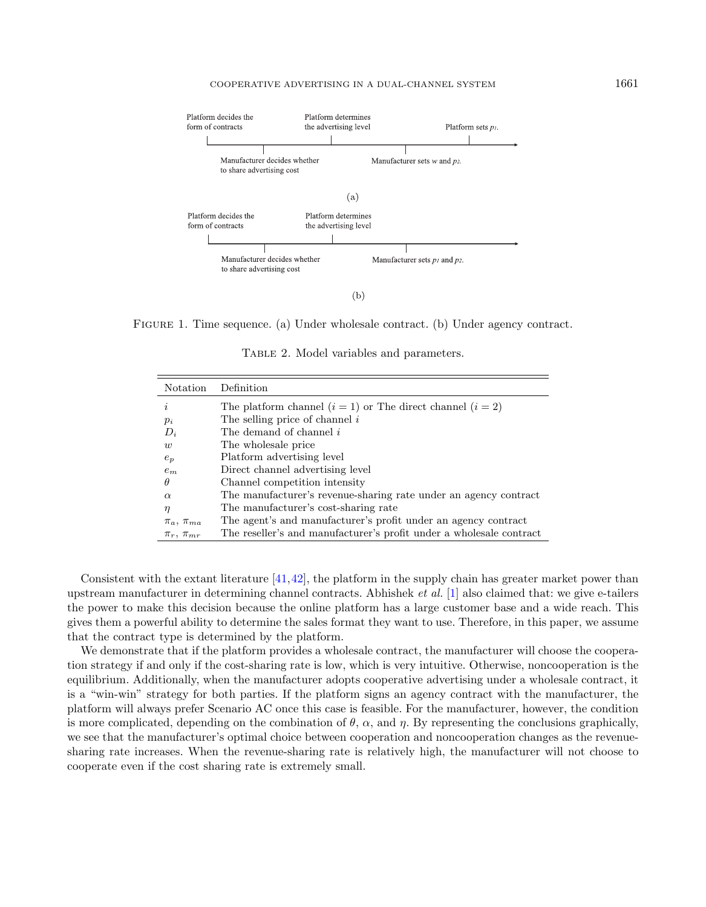Platform decides the form of contracts — Manufacturer decides whether to share advertising cost — Platform determines the advertising level — Manufacturer sets $w$ and $p_2$. — Platform sets $p_1$.

(a)

Platform decides the form of contracts — Manufacturer decides whether to share advertising cost — Platform determines the advertising level — Manufacturer sets $p_1$ and $p_2$.

(b)

Figure 1. Time sequence. (a) Under wholesale contract. (b) Under agency contract.

Table 2. Model variables and parameters.

| Notation | Definition |
|---|---|
| $i$ | The platform channel ($i = 1$) or The direct channel ($i = 2$) |
| $p_i$ | The selling price of channel $i$ |
| $D_i$ | The demand of channel $i$ |
| $w$ | The wholesale price |
| $e_p$ | Platform advertising level |
| $e_m$ | Direct channel advertising level |
| $\theta$ | Channel competition intensity |
| $\alpha$ | The manufacturer's revenue-sharing rate under an agency contract |
| $\eta$ | The manufacturer's cost-sharing rate |
| $\pi_a$, $\pi_{ma}$ | The agent's and manufacturer's profit under an agency contract |
| $\pi_r$, $\pi_{mr}$ | The reseller's and manufacturer's profit under a wholesale contract |

Consistent with the extant literature [41,42], the platform in the supply chain has greater market power than upstream manufacturer in determining channel contracts. Abhishek *et al.* [1] also claimed that: we give e-tailers the power to make this decision because the online platform has a large customer base and a wide reach. This gives them a powerful ability to determine the sales format they want to use. Therefore, in this paper, we assume that the contract type is determined by the platform.

We demonstrate that if the platform provides a wholesale contract, the manufacturer will choose the cooperation strategy if and only if the cost-sharing rate is low, which is very intuitive. Otherwise, noncooperation is the equilibrium. Additionally, when the manufacturer adopts cooperative advertising under a wholesale contract, it is a "win-win" strategy for both parties. If the platform signs an agency contract with the manufacturer, the platform will always prefer Scenario AC once this case is feasible. For the manufacturer, however, the condition is more complicated, depending on the combination of $\theta$, $\alpha$, and $\eta$. By representing the conclusions graphically, we see that the manufacturer's optimal choice between cooperation and noncooperation changes as the revenue-sharing rate increases. When the revenue-sharing rate is relatively high, the manufacturer will not choose to cooperate even if the cost sharing rate is extremely small.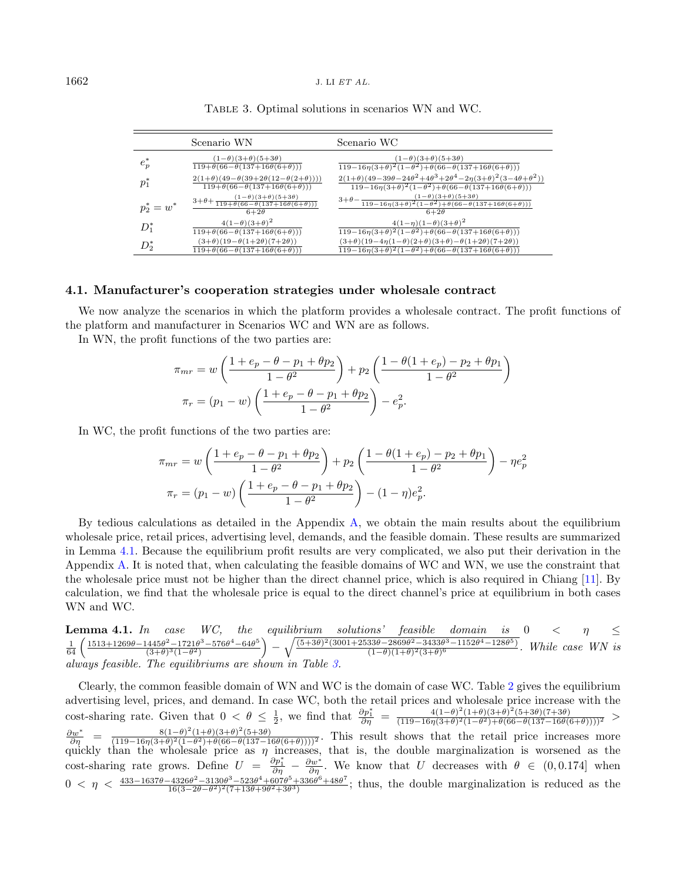Table 3. Optimal solutions in scenarios WN and WC.

| | Scenario WN | Scenario WC |
|---|---|---|
| $e_p^*$ | $\frac{(1-\theta)(3+\theta)(5+3\theta)}{119+\theta(66-\theta(137+16\theta(6+\theta)))}$ | $\frac{(1-\theta)(3+\theta)(5+3\theta)}{119-16\eta(3+\theta)^2(1-\theta^2)+\theta(66-\theta(137+16\theta(6+\theta)))}$ |
| $p_1^*$ | $\frac{2(1+\theta)(49-\theta(39+2\theta(12-\theta(2+\theta))))}{119+\theta(66-\theta(137+16\theta(6+\theta)))}$ | $\frac{2(1+\theta)(49-39\theta-24\theta^2+4\theta^3+2\theta^4-2\eta(3+\theta)^2(3-4\theta+\theta^2))}{119-16\eta(3+\theta)^2(1-\theta^2)+\theta(66-\theta(137+16\theta(6+\theta)))}$ |
| $p_2^*=w^*$ | $\frac{3+\theta+\frac{(1-\theta)(3+\theta)(5+3\theta)}{119+\theta(66-\theta(137+16\theta(6+\theta)))}}{6+2\theta}$ | $\frac{3+\theta-\frac{(1-\theta)(3+\theta)(5+3\theta)}{119-16\eta(3+\theta)^2(1-\theta^2)+\theta(66-\theta(137+16\theta(6+\theta)))}}{6+2\theta}$ |
| $D_1^*$ | $\frac{4(1-\theta)(3+\theta)^2}{119+\theta(66-\theta(137+16\theta(6+\theta)))}$ | $\frac{4(1-\eta)(1-\theta)(3+\theta)^2}{119-16\eta(3+\theta)^2(1-\theta^2)+\theta(66-\theta(137+16\theta(6+\theta)))}$ |
| $D_2^*$ | $\frac{(3+\theta)(19-\theta(1+2\theta)(7+2\theta))}{119+\theta(66-\theta(137+16\theta(6+\theta)))}$ | $\frac{(3+\theta)(19-4\eta(1-\theta)(2+\theta)(3+\theta)-\theta(1+2\theta)(7+2\theta))}{119-16\eta(3+\theta)^2(1-\theta^2)+\theta(66-\theta(137+16\theta(6+\theta)))}$ |

### 4.1. Manufacturer's cooperation strategies under wholesale contract

We now analyze the scenarios in which the platform provides a wholesale contract. The profit functions of the platform and manufacturer in Scenarios WC and WN are as follows.

In WN, the profit functions of the two parties are:

$$\pi_{mr} = w\left(\frac{1+e_p-\theta-p_1+\theta p_2}{1-\theta^2}\right) + p_2\left(\frac{1-\theta(1+e_p)-p_2+\theta p_1}{1-\theta^2}\right)$$

$$\pi_r = (p_1-w)\left(\frac{1+e_p-\theta-p_1+\theta p_2}{1-\theta^2}\right) - e_p^2.$$

In WC, the profit functions of the two parties are:

$$\pi_{mr} = w\left(\frac{1+e_p-\theta-p_1+\theta p_2}{1-\theta^2}\right) + p_2\left(\frac{1-\theta(1+e_p)-p_2+\theta p_1}{1-\theta^2}\right) - \eta e_p^2$$

$$\pi_r = (p_1-w)\left(\frac{1+e_p-\theta-p_1+\theta p_2}{1-\theta^2}\right) - (1-\eta)e_p^2.$$

By tedious calculations as detailed in the Appendix A, we obtain the main results about the equilibrium wholesale price, retail prices, advertising level, demands, and the feasible domain. These results are summarized in Lemma 4.1. Because the equilibrium profit results are very complicated, we also put their derivation in the Appendix A. It is noted that, when calculating the feasible domains of WC and WN, we use the constraint that the wholesale price must not be higher than the direct channel price, which is also required in Chiang [11]. By calculation, we find that the wholesale price is equal to the direct channel's price at equilibrium in both cases WN and WC.

**Lemma 4.1.** *In case WC, the equilibrium solutions' feasible domain is* $0 < \eta \leq \frac{1}{64}\left(\frac{1513+1269\theta-1445\theta^2-1721\theta^3-576\theta^4-64\theta^5}{(3+\theta)^3(1-\theta^2)}\right) - \sqrt{\frac{(5+3\theta)^2(3001+25338\theta-28698\theta^2-34338\theta^3-11520\theta^4-1280\theta^5)}{(1-\theta)(1+\theta)^2(3+\theta)^6}}$. *While case WN is always feasible. The equilibriums are shown in Table 3.*

Clearly, the common feasible domain of WN and WC is the domain of case WC. Table 2 gives the equilibrium advertising level, prices, and demand. In case WC, both the retail prices and wholesale price increase with the cost-sharing rate. Given that $0 < \theta \leq \frac{1}{2}$, we find that $\frac{\partial p_1^*}{\partial \eta} = \frac{4(1-\theta)^2(1+\theta)(3+\theta)^2(5+3\theta)(7+3\theta)}{(119-16\eta(3+\theta)^2(1-\theta^2)+\theta(66-\theta(137-16\theta(6+\theta))))^2} > \frac{\partial w^*}{\partial \eta} = \frac{8(1-\theta)^2(1+\theta)(3+\theta)^2(5+3\theta)}{(119-16\eta(3+\theta)^2(1-\theta^2)+\theta(66-\theta(137-16\theta(6+\theta))))^2}$. This result shows that the retail price increases more quickly than the wholesale price as $\eta$ increases, that is, the double marginalization is worsened as the cost-sharing rate grows. Define $U = \frac{\partial p_1^*}{\partial \eta} - \frac{\partial w^*}{\partial \eta}$. We know that $U$ decreases with $\theta \in (0, 0.174]$ when $0 < \eta < \frac{433-1637\theta-4326\theta^2-3130\theta^3-523\theta^4+607\theta^5+336\theta^6+48\theta^7}{16(3-2\theta-\theta^2)^2(7+13\theta+9\theta^2+3\theta^3)}$; thus, the double marginalization is reduced as the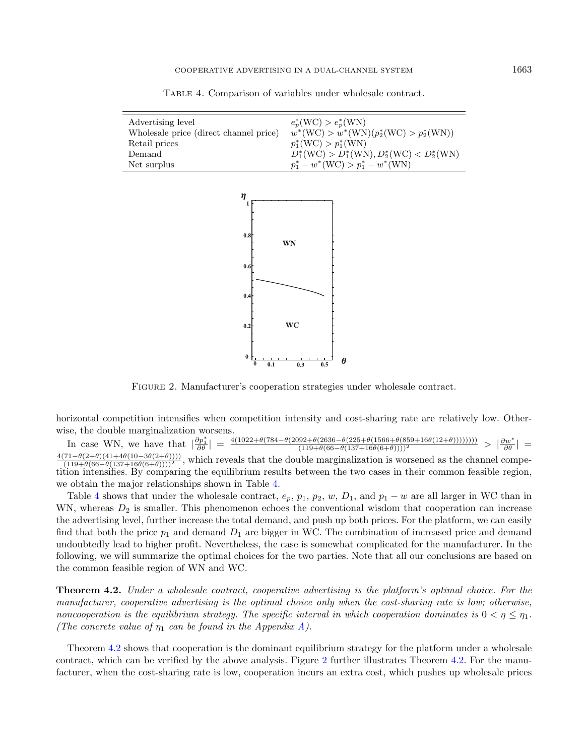Table 4. Comparison of variables under wholesale contract.

| | |
|---|---|
| Advertising level | $e_p^*(\text{WC}) > e_p^*(\text{WN})$ |
| Wholesale price (direct channel price) | $w^*(\text{WC}) > w^*(\text{WN})(p_2^*(\text{WC}) > p_2^*(\text{WN}))$ |
| Retail prices | $p_1^*(\text{WC}) > p_1^*(\text{WN})$ |
| Demand | $D_1^*(\text{WC}) > D_1^*(\text{WN}), D_2^*(\text{WC}) < D_2^*(\text{WN})$ |
| Net surplus | $p_1^* - w^*(\text{WC}) > p_1^* - w^*(\text{WN})$ |

Figure 2. Manufacturer's cooperation strategies under wholesale contract.

horizontal competition intensifies when competition intensity and cost-sharing rate are relatively low. Otherwise, the double marginalization worsens.

In case WN, we have that $|\frac{\partial p_1^*}{\partial \theta}| = \frac{4(1022+\theta(784-\theta(2092+\theta(2636-\theta(225+\theta(1566+\theta(859+16\theta(12+\theta))))))))}{(119+\theta(66-\theta(137+16\theta(6+\theta))))^2} > |\frac{\partial w^*}{\partial \theta}| = \frac{4(71-\theta(2+\theta)(41+4\theta(10-3\theta(2+\theta))))}{(119+\theta(66-\theta(137+16\theta(6+\theta))))^2}$, which reveals that the double marginalization is worsened as the channel competition intensifies. By comparing the equilibrium results between the two cases in their common feasible region, we obtain the major relationships shown in Table 4.

Table 4 shows that under the wholesale contract, $e_p$, $p_1$, $p_2$, $w$, $D_1$, and $p_1 - w$ are all larger in WC than in WN, whereas $D_2$ is smaller. This phenomenon echoes the conventional wisdom that cooperation can increase the advertising level, further increase the total demand, and push up both prices. For the platform, we can easily find that both the price $p_1$ and demand $D_1$ are bigger in WC. The combination of increased price and demand undoubtedly lead to higher profit. Nevertheless, the case is somewhat complicated for the manufacturer. In the following, we will summarize the optimal choices for the two parties. Note that all our conclusions are based on the common feasible region of WN and WC.

**Theorem 4.2.** *Under a wholesale contract, cooperative advertising is the platform's optimal choice. For the manufacturer, cooperative advertising is the optimal choice only when the cost-sharing rate is low; otherwise, noncooperation is the equilibrium strategy. The specific interval in which cooperation dominates is $0 < \eta \leq \eta_1$. (The concrete value of $\eta_1$ can be found in the Appendix A).*

Theorem 4.2 shows that cooperation is the dominant equilibrium strategy for the platform under a wholesale contract, which can be verified by the above analysis. Figure 2 further illustrates Theorem 4.2. For the manufacturer, when the cost-sharing rate is low, cooperation incurs an extra cost, which pushes up wholesale prices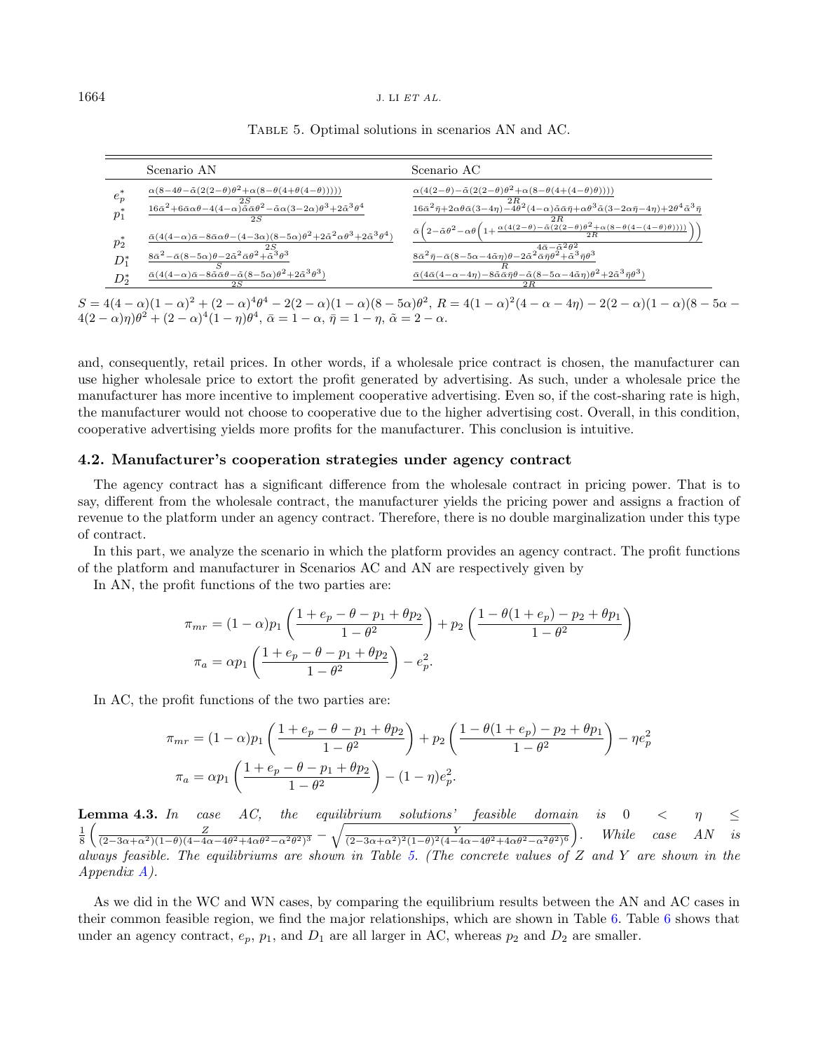Table 5. Optimal solutions in scenarios AN and AC.

| | Scenario AN | Scenario AC |
|---|---|---|
| $e_p^*$ | $\frac{\alpha(8-4\theta-\tilde{\alpha}(2(2-\theta)\theta^2+\alpha(8-\theta(4+\theta(4-\theta)))))}{2S}$ | $\frac{\alpha(4(2-\theta)-\tilde{\alpha}(2(2-\theta)\theta^2+\alpha(8-\theta(4+(4-\theta)\theta))))}{2R}$ |
| $p_1^*$ | $\frac{16\bar{\alpha}^2+6\bar{\alpha}\alpha\theta-4(4-\alpha)\tilde{\alpha}\bar{\alpha}\theta^2-\tilde{\alpha}\alpha(3-2\alpha)\theta^3+2\tilde{\alpha}^3\theta^4}{2S}$ | $\frac{16\bar{\alpha}^2\bar{\eta}+2\alpha\theta\bar{\alpha}(3-4\eta)-4\theta^2(4-\alpha)\tilde{\alpha}\bar{\alpha}\bar{\eta}+\alpha\theta^3\tilde{\alpha}(3-2\alpha\bar{\eta}-4\eta)+2\theta^4\tilde{\alpha}^3\bar{\eta}}{2R}$ |
| $p_2^*$ | $\frac{\bar{\alpha}(4(4-\alpha)\bar{\alpha}-8\bar{\alpha}\alpha\theta-(4-3\alpha)(8-5\alpha)\theta^2+2\tilde{\alpha}^2\alpha\theta^3+2\tilde{\alpha}^3\theta^4)}{2S}$ | $\frac{\bar{\alpha}\left(2-\tilde{\alpha}\theta^2-\alpha\theta\left(1+\frac{\alpha(4(2-\theta)-\tilde{\alpha}(2(2-\theta)\theta^2+\alpha(8-\theta(4-(4-\theta)\theta))))}{2R}\right)\right)}{4\bar{\alpha}-\tilde{\alpha}^2\theta^2}$ |
| $D_1^*$ | $\frac{8\bar{\alpha}^2-\bar{\alpha}(8-5\alpha)\theta-2\tilde{\alpha}^2\bar{\alpha}\theta^2+\tilde{\alpha}^3\theta^3}{S}$ | $\frac{8\bar{\alpha}^2\bar{\eta}-\bar{\alpha}(8-5\alpha-4\tilde{\alpha}\eta)\theta-2\tilde{\alpha}^2\bar{\alpha}\bar{\eta}\theta^2+\tilde{\alpha}^3\bar{\eta}\theta^3}{R}$ |
| $D_2^*$ | $\frac{\bar{\alpha}(4(4-\alpha)\bar{\alpha}-8\bar{\alpha}\tilde{\alpha}\theta-\tilde{\alpha}(8-5\alpha)\theta^2+2\tilde{\alpha}^3\theta^3)}{2S}$ | $\frac{\bar{\alpha}(4\bar{\alpha}(4-\alpha-4\eta)-8\bar{\alpha}\tilde{\alpha}\bar{\eta}\theta-\tilde{\alpha}(8-5\alpha-4\tilde{\alpha}\eta)\theta^2+2\tilde{\alpha}^3\bar{\eta}\theta^3)}{2R}$ |

$S = 4(4-\alpha)(1-\alpha)^2 + (2-\alpha)^4\theta^4 - 2(2-\alpha)(1-\alpha)(8-5\alpha)\theta^2$, $R = 4(1-\alpha)^2(4-\alpha-4\eta) - 2(2-\alpha)(1-\alpha)(8-5\alpha-4(2-\alpha)\eta)\theta^2 + (2-\alpha)^4(1-\eta)\theta^4$, $\bar{\alpha} = 1-\alpha$, $\bar{\eta} = 1-\eta$, $\tilde{\alpha} = 2-\alpha$.

and, consequently, retail prices. In other words, if a wholesale price contract is chosen, the manufacturer can use higher wholesale price to extort the profit generated by advertising. As such, under a wholesale price the manufacturer has more incentive to implement cooperative advertising. Even so, if the cost-sharing rate is high, the manufacturer would not choose to cooperative due to the higher advertising cost. Overall, in this condition, cooperative advertising yields more profits for the manufacturer. This conclusion is intuitive.

## 4.2. Manufacturer's cooperation strategies under agency contract

The agency contract has a significant difference from the wholesale contract in pricing power. That is to say, different from the wholesale contract, the manufacturer yields the pricing power and assigns a fraction of revenue to the platform under an agency contract. Therefore, there is no double marginalization under this type of contract.

In this part, we analyze the scenario in which the platform provides an agency contract. The profit functions of the platform and manufacturer in Scenarios AC and AN are respectively given by

In AN, the profit functions of the two parties are:

$$\pi_{mr} = (1-\alpha)p_1\left(\frac{1+e_p-\theta-p_1+\theta p_2}{1-\theta^2}\right) + p_2\left(\frac{1-\theta(1+e_p)-p_2+\theta p_1}{1-\theta^2}\right)$$

$$\pi_a = \alpha p_1\left(\frac{1+e_p-\theta-p_1+\theta p_2}{1-\theta^2}\right) - e_p^2.$$

In AC, the profit functions of the two parties are:

$$\pi_{mr} = (1-\alpha)p_1\left(\frac{1+e_p-\theta-p_1+\theta p_2}{1-\theta^2}\right) + p_2\left(\frac{1-\theta(1+e_p)-p_2+\theta p_1}{1-\theta^2}\right) - \eta e_p^2$$

$$\pi_a = \alpha p_1\left(\frac{1+e_p-\theta-p_1+\theta p_2}{1-\theta^2}\right) - (1-\eta)e_p^2.$$

**Lemma 4.3.** *In case AC, the equilibrium solutions' feasible domain is* $0 < \eta \leq \frac{1}{8}\left(\frac{Z}{(2-3\alpha+\alpha^2)(1-\theta)(4-4\alpha-4\theta^2+4\alpha\theta^2-\alpha^2\theta^2)^3} - \sqrt{\frac{Y}{(2-3\alpha+\alpha^2)^2(1-\theta)^2(4-4\alpha-4\theta^2+4\alpha\theta^2-\alpha^2\theta^2)^6}}\right)$. *While case AN is always feasible. The equilibriums are shown in Table 5. (The concrete values of Z and Y are shown in the Appendix A).*

As we did in the WC and WN cases, by comparing the equilibrium results between the AN and AC cases in their common feasible region, we find the major relationships, which are shown in Table 6. Table 6 shows that under an agency contract, $e_p$, $p_1$, and $D_1$ are all larger in AC, whereas $p_2$ and $D_2$ are smaller.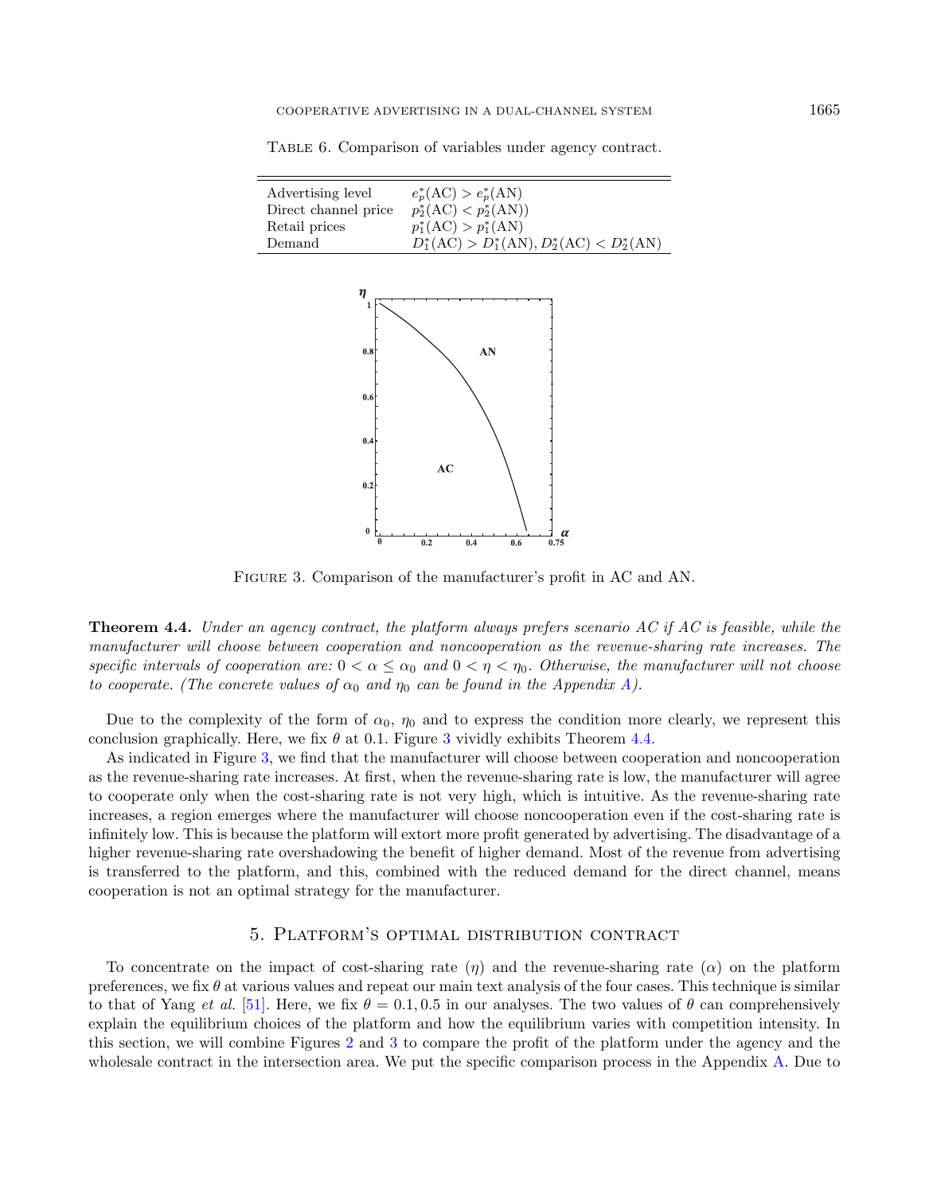Table 6. Comparison of variables under agency contract.

| | |
|---|---|
| Advertising level | $e_p^*(\text{AC}) > e_p^*(\text{AN})$ |
| Direct channel price | $p_2^*(\text{AC}) < p_2^*(\text{AN}))$ |
| Retail prices | $p_1^*(\text{AC}) > p_1^*(\text{AN})$ |
| Demand | $D_1^*(\text{AC}) > D_1^*(\text{AN}), D_2^*(\text{AC}) < D_2^*(\text{AN})$ |

Figure 3. Comparison of the manufacturer's profit in AC and AN.

**Theorem 4.4.** *Under an agency contract, the platform always prefers scenario AC if AC is feasible, while the manufacturer will choose between cooperation and noncooperation as the revenue-sharing rate increases. The specific intervals of cooperation are: $0 < \alpha \leq \alpha_0$ and $0 < \eta < \eta_0$. Otherwise, the manufacturer will not choose to cooperate. (The concrete values of $\alpha_0$ and $\eta_0$ can be found in the Appendix A).*

Due to the complexity of the form of $\alpha_0$, $\eta_0$ and to express the condition more clearly, we represent this conclusion graphically. Here, we fix $\theta$ at 0.1. Figure 3 vividly exhibits Theorem 4.4.

As indicated in Figure 3, we find that the manufacturer will choose between cooperation and noncooperation as the revenue-sharing rate increases. At first, when the revenue-sharing rate is low, the manufacturer will agree to cooperate only when the cost-sharing rate is not very high, which is intuitive. As the revenue-sharing rate increases, a region emerges where the manufacturer will choose noncooperation even if the cost-sharing rate is infinitely low. This is because the platform will extort more profit generated by advertising. The disadvantage of a higher revenue-sharing rate overshadowing the benefit of higher demand. Most of the revenue from advertising is transferred to the platform, and this, combined with the reduced demand for the direct channel, means cooperation is not an optimal strategy for the manufacturer.

## 5. Platform's optimal distribution contract

To concentrate on the impact of cost-sharing rate ($\eta$) and the revenue-sharing rate ($\alpha$) on the platform preferences, we fix $\theta$ at various values and repeat our main text analysis of the four cases. This technique is similar to that of Yang *et al.* [51]. Here, we fix $\theta = 0.1, 0.5$ in our analyses. The two values of $\theta$ can comprehensively explain the equilibrium choices of the platform and how the equilibrium varies with competition intensity. In this section, we will combine Figures 2 and 3 to compare the profit of the platform under the agency and the wholesale contract in the intersection area. We put the specific comparison process in the Appendix A. Due to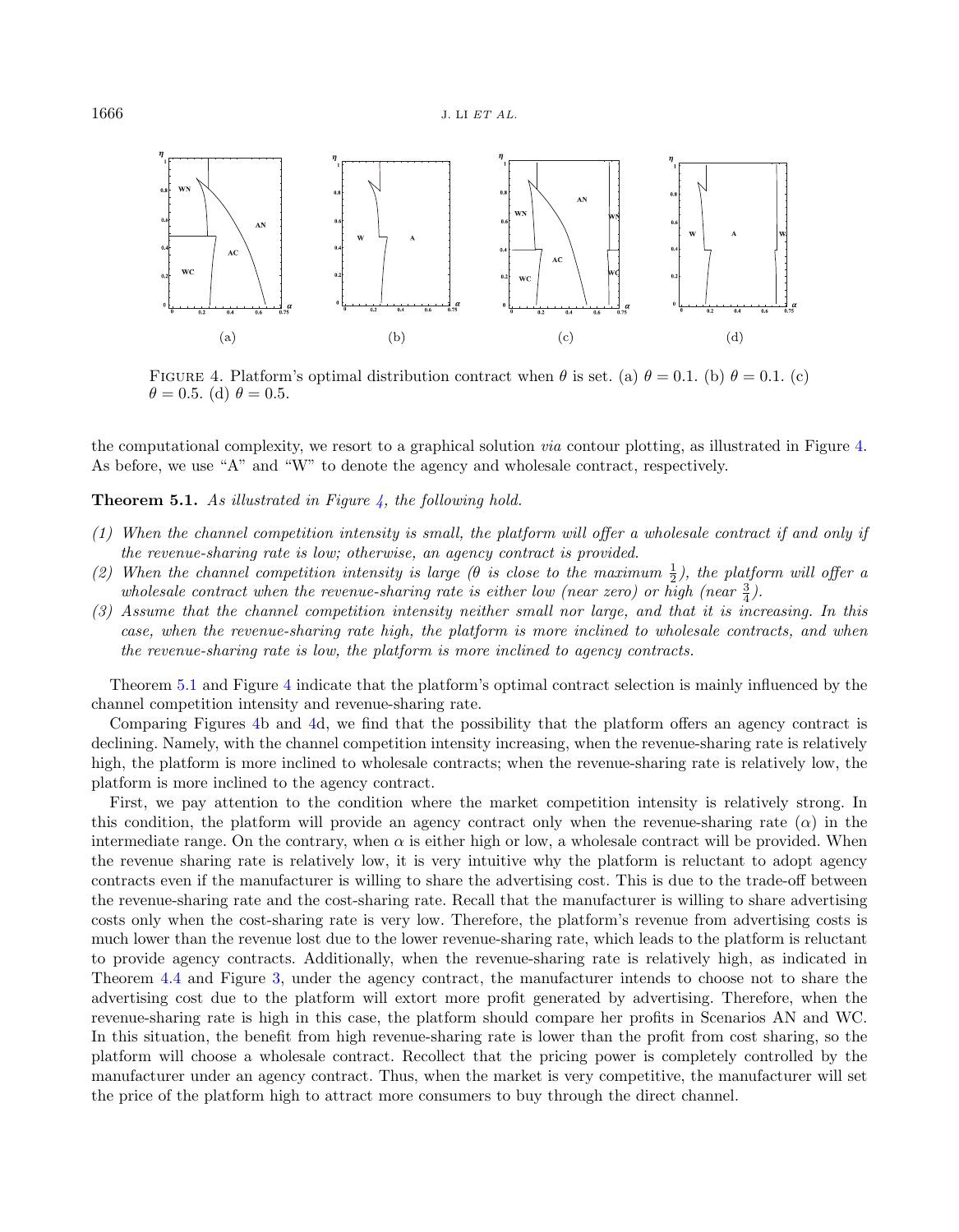FIGURE 4. Platform's optimal distribution contract when $\theta$ is set. (a) $\theta = 0.1$. (b) $\theta = 0.1$. (c) $\theta = 0.5$. (d) $\theta = 0.5$.

the computational complexity, we resort to a graphical solution *via* contour plotting, as illustrated in Figure 4. As before, we use "A" and "W" to denote the agency and wholesale contract, respectively.

**Theorem 5.1.** *As illustrated in Figure 4, the following hold.*

*(1) When the channel competition intensity is small, the platform will offer a wholesale contract if and only if the revenue-sharing rate is low; otherwise, an agency contract is provided.*
*(2) When the channel competition intensity is large ($\theta$ is close to the maximum $\frac{1}{2}$), the platform will offer a wholesale contract when the revenue-sharing rate is either low (near zero) or high (near $\frac{3}{4}$).*
*(3) Assume that the channel competition intensity neither small nor large, and that it is increasing. In this case, when the revenue-sharing rate high, the platform is more inclined to wholesale contracts, and when the revenue-sharing rate is low, the platform is more inclined to agency contracts.*

Theorem 5.1 and Figure 4 indicate that the platform's optimal contract selection is mainly influenced by the channel competition intensity and revenue-sharing rate.

Comparing Figures 4b and 4d, we find that the possibility that the platform offers an agency contract is declining. Namely, with the channel competition intensity increasing, when the revenue-sharing rate is relatively high, the platform is more inclined to wholesale contracts; when the revenue-sharing rate is relatively low, the platform is more inclined to the agency contract.

First, we pay attention to the condition where the market competition intensity is relatively strong. In this condition, the platform will provide an agency contract only when the revenue-sharing rate ($\alpha$) in the intermediate range. On the contrary, when $\alpha$ is either high or low, a wholesale contract will be provided. When the revenue sharing rate is relatively low, it is very intuitive why the platform is reluctant to adopt agency contracts even if the manufacturer is willing to share the advertising cost. This is due to the trade-off between the revenue-sharing rate and the cost-sharing rate. Recall that the manufacturer is willing to share advertising costs only when the cost-sharing rate is very low. Therefore, the platform's revenue from advertising costs is much lower than the revenue lost due to the lower revenue-sharing rate, which leads to the platform is reluctant to provide agency contracts. Additionally, when the revenue-sharing rate is relatively high, as indicated in Theorem 4.4 and Figure 3, under the agency contract, the manufacturer intends to choose not to share the advertising cost due to the platform will extort more profit generated by advertising. Therefore, when the revenue-sharing rate is high in this case, the platform should compare her profits in Scenarios AN and WC. In this situation, the benefit from high revenue-sharing rate is lower than the profit from cost sharing, so the platform will choose a wholesale contract. Recollect that the pricing power is completely controlled by the manufacturer under an agency contract. Thus, when the market is very competitive, the manufacturer will set the price of the platform high to attract more consumers to buy through the direct channel.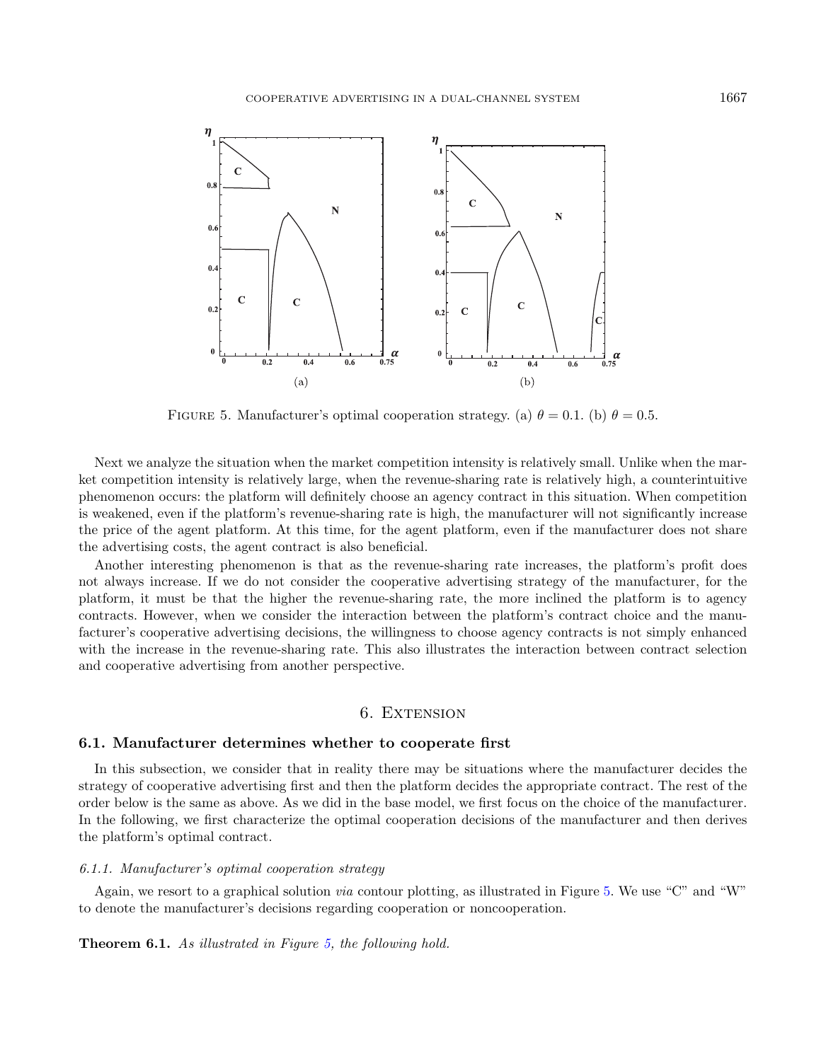FIGURE 5. Manufacturer's optimal cooperation strategy. (a) $\theta = 0.1$. (b) $\theta = 0.5$.

Next we analyze the situation when the market competition intensity is relatively small. Unlike when the market competition intensity is relatively large, when the revenue-sharing rate is relatively high, a counterintuitive phenomenon occurs: the platform will definitely choose an agency contract in this situation. When competition is weakened, even if the platform's revenue-sharing rate is high, the manufacturer will not significantly increase the price of the agent platform. At this time, for the agent platform, even if the manufacturer does not share the advertising costs, the agent contract is also beneficial.

Another interesting phenomenon is that as the revenue-sharing rate increases, the platform's profit does not always increase. If we do not consider the cooperative advertising strategy of the manufacturer, for the platform, it must be that the higher the revenue-sharing rate, the more inclined the platform is to agency contracts. However, when we consider the interaction between the platform's contract choice and the manufacturer's cooperative advertising decisions, the willingness to choose agency contracts is not simply enhanced with the increase in the revenue-sharing rate. This also illustrates the interaction between contract selection and cooperative advertising from another perspective.

# 6. Extension

## 6.1. Manufacturer determines whether to cooperate first

In this subsection, we consider that in reality there may be situations where the manufacturer decides the strategy of cooperative advertising first and then the platform decides the appropriate contract. The rest of the order below is the same as above. As we did in the base model, we first focus on the choice of the manufacturer. In the following, we first characterize the optimal cooperation decisions of the manufacturer and then derives the platform's optimal contract.

### *6.1.1. Manufacturer's optimal cooperation strategy*

Again, we resort to a graphical solution *via* contour plotting, as illustrated in Figure 5. We use "C" and "W" to denote the manufacturer's decisions regarding cooperation or noncooperation.

**Theorem 6.1.** *As illustrated in Figure 5, the following hold.*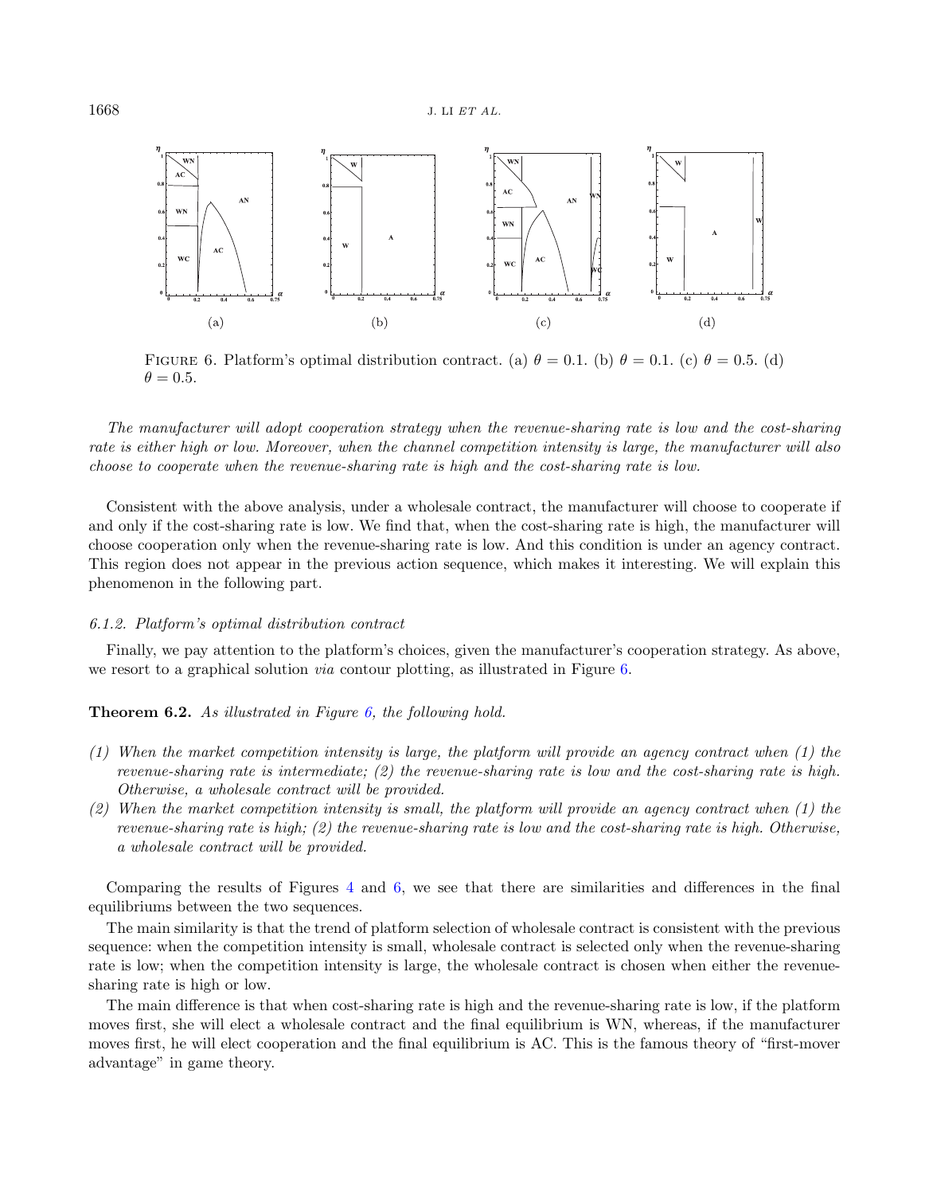FIGURE 6. Platform's optimal distribution contract. (a) $\theta = 0.1$. (b) $\theta = 0.1$. (c) $\theta = 0.5$. (d) $\theta = 0.5$.

*The manufacturer will adopt cooperation strategy when the revenue-sharing rate is low and the cost-sharing rate is either high or low. Moreover, when the channel competition intensity is large, the manufacturer will also choose to cooperate when the revenue-sharing rate is high and the cost-sharing rate is low.*

Consistent with the above analysis, under a wholesale contract, the manufacturer will choose to cooperate if and only if the cost-sharing rate is low. We find that, when the cost-sharing rate is high, the manufacturer will choose cooperation only when the revenue-sharing rate is low. And this condition is under an agency contract. This region does not appear in the previous action sequence, which makes it interesting. We will explain this phenomenon in the following part.

### 6.1.2. Platform's optimal distribution contract

Finally, we pay attention to the platform's choices, given the manufacturer's cooperation strategy. As above, we resort to a graphical solution *via* contour plotting, as illustrated in Figure 6.

**Theorem 6.2.** *As illustrated in Figure 6, the following hold.*

*(1) When the market competition intensity is large, the platform will provide an agency contract when (1) the revenue-sharing rate is intermediate; (2) the revenue-sharing rate is low and the cost-sharing rate is high. Otherwise, a wholesale contract will be provided.*

*(2) When the market competition intensity is small, the platform will provide an agency contract when (1) the revenue-sharing rate is high; (2) the revenue-sharing rate is low and the cost-sharing rate is high. Otherwise, a wholesale contract will be provided.*

Comparing the results of Figures 4 and 6, we see that there are similarities and differences in the final equilibriums between the two sequences.

The main similarity is that the trend of platform selection of wholesale contract is consistent with the previous sequence: when the competition intensity is small, wholesale contract is selected only when the revenue-sharing rate is low; when the competition intensity is large, the wholesale contract is chosen when either the revenue-sharing rate is high or low.

The main difference is that when cost-sharing rate is high and the revenue-sharing rate is low, if the platform moves first, she will elect a wholesale contract and the final equilibrium is WN, whereas, if the manufacturer moves first, he will elect cooperation and the final equilibrium is AC. This is the famous theory of "first-mover advantage" in game theory.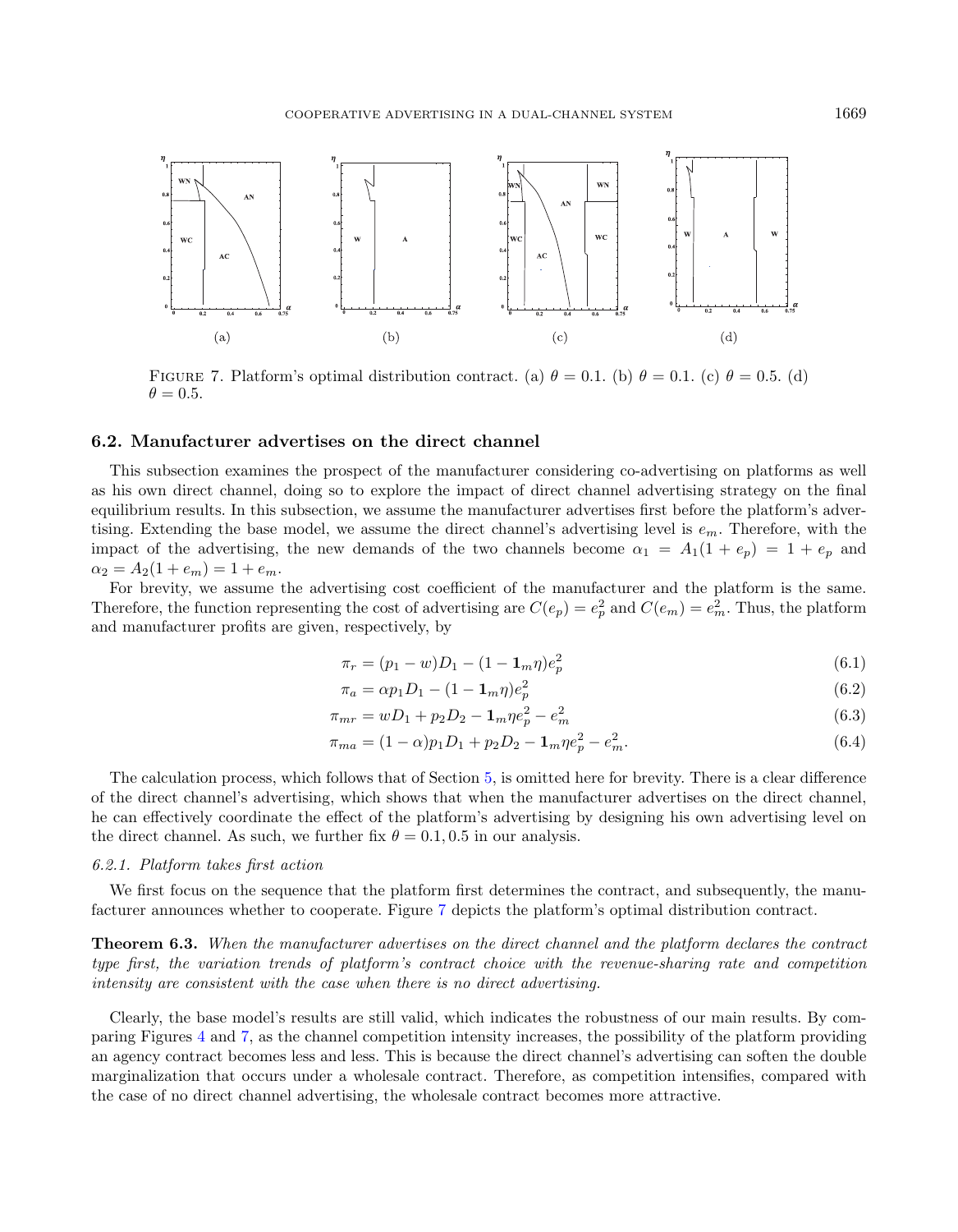FIGURE 7. Platform's optimal distribution contract. (a) $\theta = 0.1$. (b) $\theta = 0.1$. (c) $\theta = 0.5$. (d) $\theta = 0.5$.

### 6.2. Manufacturer advertises on the direct channel

This subsection examines the prospect of the manufacturer considering co-advertising on platforms as well as his own direct channel, doing so to explore the impact of direct channel advertising strategy on the final equilibrium results. In this subsection, we assume the manufacturer advertises first before the platform's advertising. Extending the base model, we assume the direct channel's advertising level is $e_m$. Therefore, with the impact of the advertising, the new demands of the two channels become $\alpha_1 = A_1(1 + e_p) = 1 + e_p$ and $\alpha_2 = A_2(1 + e_m) = 1 + e_m$.

For brevity, we assume the advertising cost coefficient of the manufacturer and the platform is the same. Therefore, the function representing the cost of advertising are $C(e_p) = e_p^2$ and $C(e_m) = e_m^2$. Thus, the platform and manufacturer profits are given, respectively, by

$$\pi_r = (p_1 - w)D_1 - (1 - \mathbf{1}_m\eta)e_p^2 \tag{6.1}$$

$$\pi_a = \alpha p_1 D_1 - (1 - \mathbf{1}_m\eta)e_p^2 \tag{6.2}$$

$$\pi_{mr} = wD_1 + p_2 D_2 - \mathbf{1}_m\eta e_p^2 - e_m^2 \tag{6.3}$$

$$\pi_{ma} = (1 - \alpha)p_1 D_1 + p_2 D_2 - \mathbf{1}_m\eta e_p^2 - e_m^2. \tag{6.4}$$

The calculation process, which follows that of Section 5, is omitted here for brevity. There is a clear difference of the direct channel's advertising, which shows that when the manufacturer advertises on the direct channel, he can effectively coordinate the effect of the platform's advertising by designing his own advertising level on the direct channel. As such, we further fix $\theta = 0.1, 0.5$ in our analysis.

*6.2.1. Platform takes first action*

We first focus on the sequence that the platform first determines the contract, and subsequently, the manufacturer announces whether to cooperate. Figure 7 depicts the platform's optimal distribution contract.

**Theorem 6.3.** *When the manufacturer advertises on the direct channel and the platform declares the contract type first, the variation trends of platform's contract choice with the revenue-sharing rate and competition intensity are consistent with the case when there is no direct advertising.*

Clearly, the base model's results are still valid, which indicates the robustness of our main results. By comparing Figures 4 and 7, as the channel competition intensity increases, the possibility of the platform providing an agency contract becomes less and less. This is because the direct channel's advertising can soften the double marginalization that occurs under a wholesale contract. Therefore, as competition intensifies, compared with the case of no direct channel advertising, the wholesale contract becomes more attractive.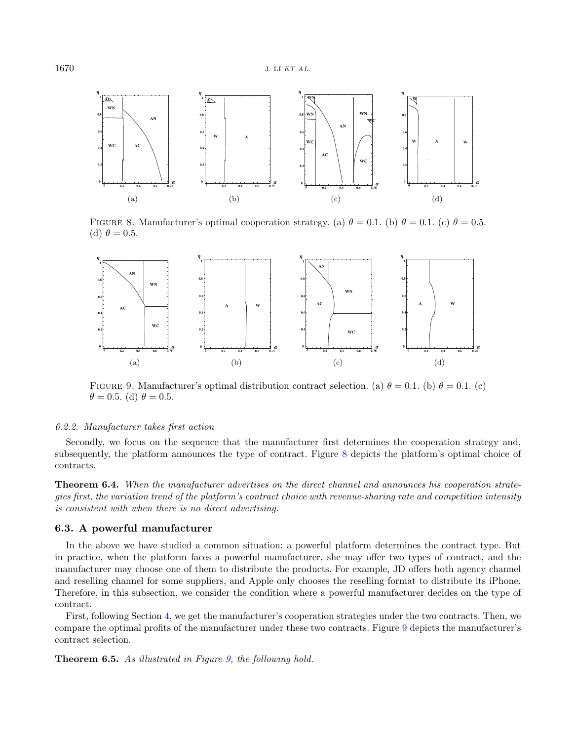FIGURE 8. Manufacturer's optimal cooperation strategy. (a) $\theta = 0.1$. (b) $\theta = 0.1$. (c) $\theta = 0.5$. (d) $\theta = 0.5$.

FIGURE 9. Manufacturer's optimal distribution contract selection. (a) $\theta = 0.1$. (b) $\theta = 0.1$. (c) $\theta = 0.5$. (d) $\theta = 0.5$.

*6.2.2. Manufacturer takes first action*

Secondly, we focus on the sequence that the manufacturer first determines the cooperation strategy and, subsequently, the platform announces the type of contract. Figure 8 depicts the platform's optimal choice of contracts.

**Theorem 6.4.** *When the manufacturer advertises on the direct channel and announces his cooperation strategies first, the variation trend of the platform's contract choice with revenue-sharing rate and competition intensity is consistent with when there is no direct advertising.*

### 6.3. A powerful manufacturer

In the above we have studied a common situation: a powerful platform determines the contract type. But in practice, when the platform faces a powerful manufacturer, she may offer two types of contract, and the manufacturer may choose one of them to distribute the products. For example, JD offers both agency channel and reselling channel for some suppliers, and Apple only chooses the reselling format to distribute its iPhone. Therefore, in this subsection, we consider the condition where a powerful manufacturer decides on the type of contract.

First, following Section 4, we get the manufacturer's cooperation strategies under the two contracts. Then, we compare the optimal profits of the manufacturer under these two contracts. Figure 9 depicts the manufacturer's contract selection.

**Theorem 6.5.** *As illustrated in Figure 9, the following hold.*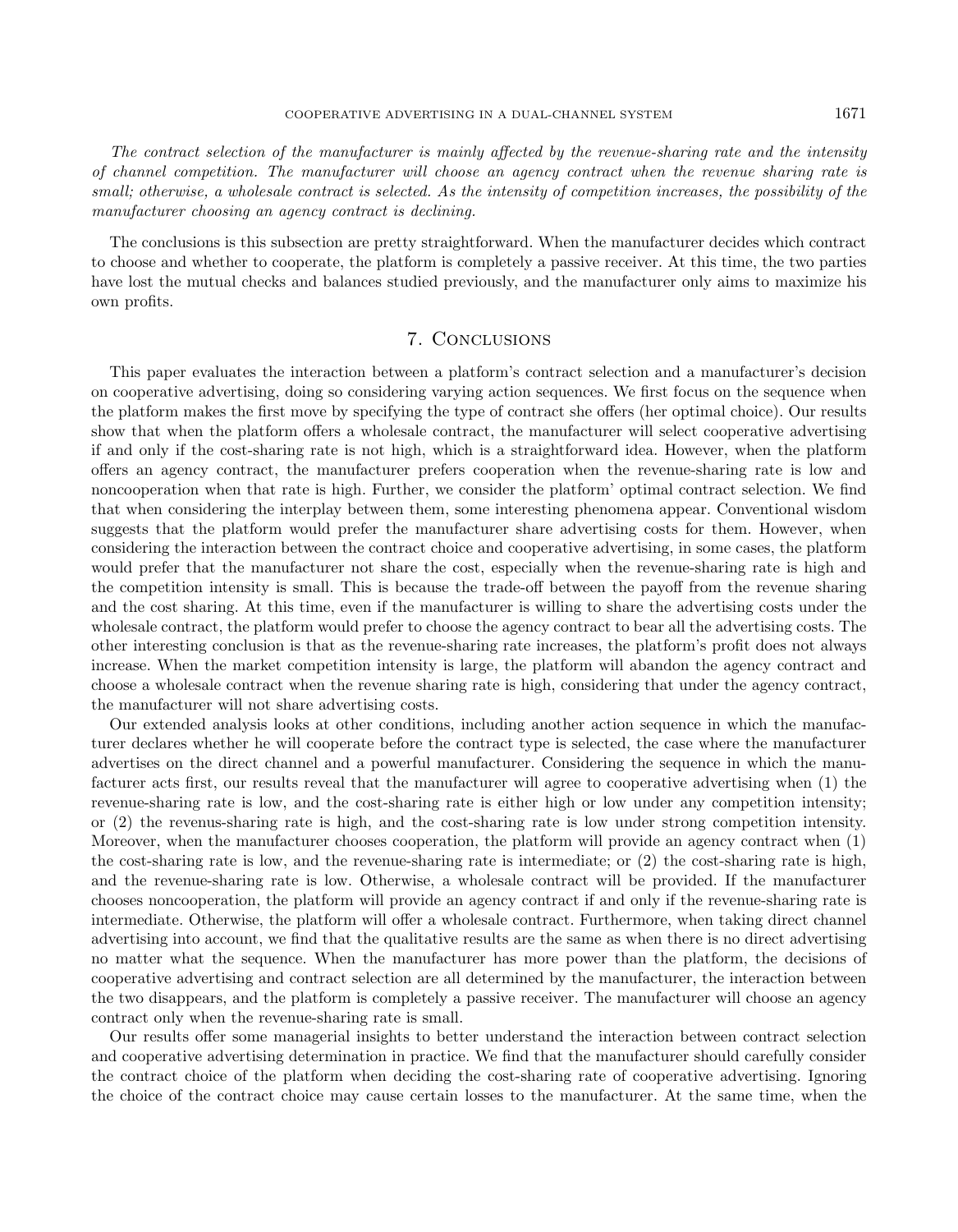*The contract selection of the manufacturer is mainly affected by the revenue-sharing rate and the intensity of channel competition. The manufacturer will choose an agency contract when the revenue sharing rate is small; otherwise, a wholesale contract is selected. As the intensity of competition increases, the possibility of the manufacturer choosing an agency contract is declining.*

The conclusions is this subsection are pretty straightforward. When the manufacturer decides which contract to choose and whether to cooperate, the platform is completely a passive receiver. At this time, the two parties have lost the mutual checks and balances studied previously, and the manufacturer only aims to maximize his own profits.

## 7. Conclusions

This paper evaluates the interaction between a platform's contract selection and a manufacturer's decision on cooperative advertising, doing so considering varying action sequences. We first focus on the sequence when the platform makes the first move by specifying the type of contract she offers (her optimal choice). Our results show that when the platform offers a wholesale contract, the manufacturer will select cooperative advertising if and only if the cost-sharing rate is not high, which is a straightforward idea. However, when the platform offers an agency contract, the manufacturer prefers cooperation when the revenue-sharing rate is low and noncooperation when that rate is high. Further, we consider the platform' optimal contract selection. We find that when considering the interplay between them, some interesting phenomena appear. Conventional wisdom suggests that the platform would prefer the manufacturer share advertising costs for them. However, when considering the interaction between the contract choice and cooperative advertising, in some cases, the platform would prefer that the manufacturer not share the cost, especially when the revenue-sharing rate is high and the competition intensity is small. This is because the trade-off between the payoff from the revenue sharing and the cost sharing. At this time, even if the manufacturer is willing to share the advertising costs under the wholesale contract, the platform would prefer to choose the agency contract to bear all the advertising costs. The other interesting conclusion is that as the revenue-sharing rate increases, the platform's profit does not always increase. When the market competition intensity is large, the platform will abandon the agency contract and choose a wholesale contract when the revenue sharing rate is high, considering that under the agency contract, the manufacturer will not share advertising costs.

Our extended analysis looks at other conditions, including another action sequence in which the manufacturer declares whether he will cooperate before the contract type is selected, the case where the manufacturer advertises on the direct channel and a powerful manufacturer. Considering the sequence in which the manufacturer acts first, our results reveal that the manufacturer will agree to cooperative advertising when (1) the revenue-sharing rate is low, and the cost-sharing rate is either high or low under any competition intensity; or (2) the revenus-sharing rate is high, and the cost-sharing rate is low under strong competition intensity. Moreover, when the manufacturer chooses cooperation, the platform will provide an agency contract when (1) the cost-sharing rate is low, and the revenue-sharing rate is intermediate; or (2) the cost-sharing rate is high, and the revenue-sharing rate is low. Otherwise, a wholesale contract will be provided. If the manufacturer chooses noncooperation, the platform will provide an agency contract if and only if the revenue-sharing rate is intermediate. Otherwise, the platform will offer a wholesale contract. Furthermore, when taking direct channel advertising into account, we find that the qualitative results are the same as when there is no direct advertising no matter what the sequence. When the manufacturer has more power than the platform, the decisions of cooperative advertising and contract selection are all determined by the manufacturer, the interaction between the two disappears, and the platform is completely a passive receiver. The manufacturer will choose an agency contract only when the revenue-sharing rate is small.

Our results offer some managerial insights to better understand the interaction between contract selection and cooperative advertising determination in practice. We find that the manufacturer should carefully consider the contract choice of the platform when deciding the cost-sharing rate of cooperative advertising. Ignoring the choice of the contract choice may cause certain losses to the manufacturer. At the same time, when the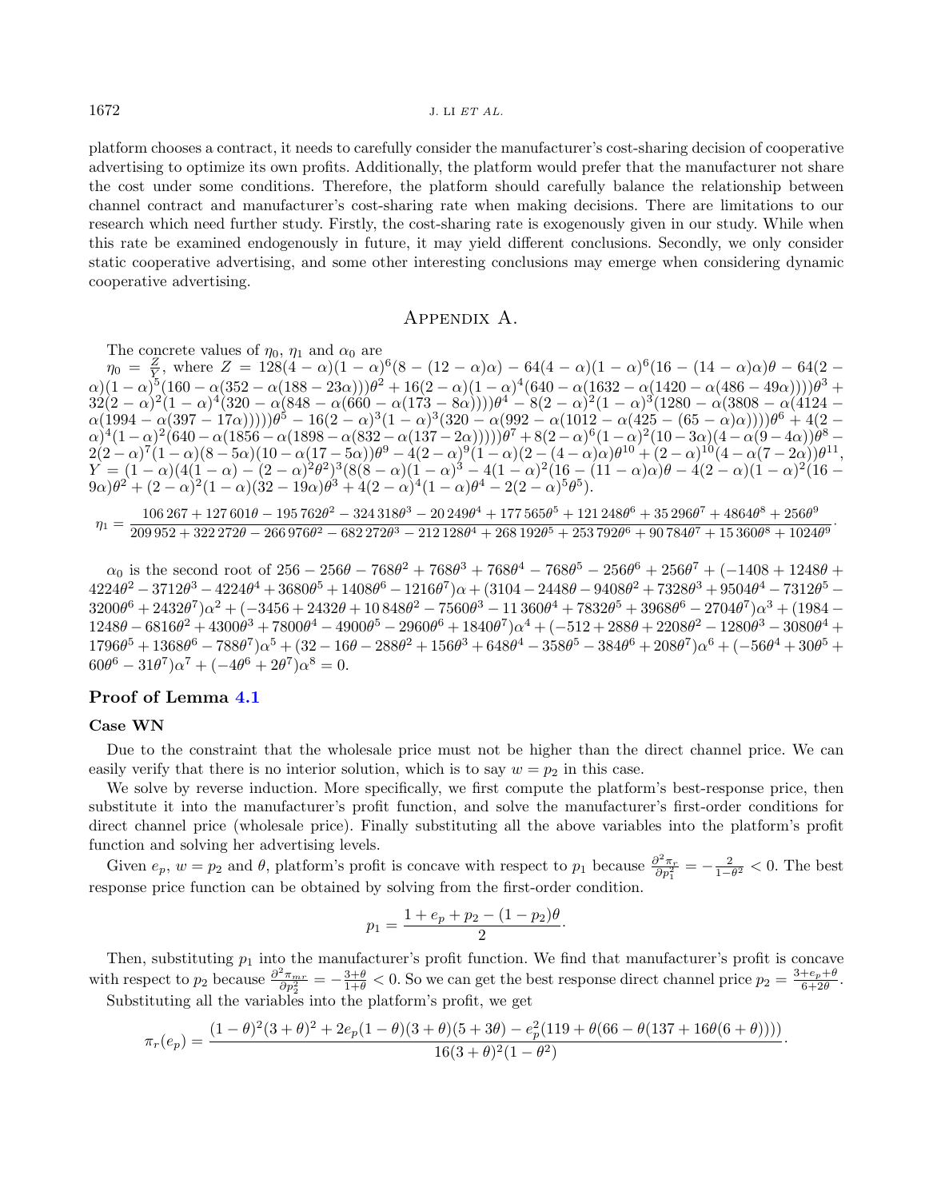platform chooses a contract, it needs to carefully consider the manufacturer's cost-sharing decision of cooperative advertising to optimize its own profits. Additionally, the platform would prefer that the manufacturer not share the cost under some conditions. Therefore, the platform should carefully balance the relationship between channel contract and manufacturer's cost-sharing rate when making decisions. There are limitations to our research which need further study. Firstly, the cost-sharing rate is exogenously given in our study. While when this rate be examined endogenously in future, it may yield different conclusions. Secondly, we only consider static cooperative advertising, and some other interesting conclusions may emerge when considering dynamic cooperative advertising.

## Appendix A.

The concrete values of $\eta_0$, $\eta_1$ and $\alpha_0$ are

$\eta_0 = \frac{Z}{Y}$, where $Z = 128(4-\alpha)(1-\alpha)^6(8-(12-\alpha)\alpha) - 64(4-\alpha)(1-\alpha)^6(16-(14-\alpha)\alpha)\theta - 64(2-\alpha)(1-\alpha)^5(160-\alpha(352-\alpha(188-23\alpha)))\theta^2 + 16(2-\alpha)(1-\alpha)^4(640-\alpha(1632-\alpha(1420-\alpha(486-49\alpha))))\theta^3 + 32(2-\alpha)^2(1-\alpha)^4(320-\alpha(848-\alpha(660-\alpha(173-8\alpha))))\theta^4 - 8(2-\alpha)^2(1-\alpha)^3(1280-\alpha(3808-\alpha(4124-\alpha(1994-\alpha(397-17\alpha)))))\theta^5 - 16(2-\alpha)^3(1-\alpha)^3(320-\alpha(992-\alpha(1012-\alpha(425-(65-\alpha)\alpha))))\theta^6 + 4(2-\alpha)^4(1-\alpha)^2(640-\alpha(1856-\alpha(1898-\alpha(832-\alpha(137-2\alpha)))))\theta^7 + 8(2-\alpha)^6(1-\alpha)^2(10-3\alpha)(4-\alpha(9-4\alpha))\theta^8 - 2(2-\alpha)^7(1-\alpha)(8-5\alpha)(10-\alpha(17-5\alpha))\theta^9 - 4(2-\alpha)^9(1-\alpha)(2-(4-\alpha)\alpha)\theta^{10} + (2-\alpha)^{10}(4-\alpha(7-2\alpha))\theta^{11}$,
$Y = (1-\alpha)(4(1-\alpha)-(2-\alpha)^2\theta^2)^3(8(8-\alpha)(1-\alpha)^3 - 4(1-\alpha)^2(16-(11-\alpha)\alpha)\theta - 4(2-\alpha)(1-\alpha)^2(16-9\alpha)\theta^2 + (2-\alpha)^2(1-\alpha)(32-19\alpha)\theta^3 + 4(2-\alpha)^4(1-\alpha)\theta^4 - 2(2-\alpha)^5\theta^5)$.

$$\eta_1 = \frac{106\,267 + 127\,601\theta - 195\,762\theta^2 - 324\,318\theta^3 - 20\,249\theta^4 + 177\,565\theta^5 + 121\,248\theta^6 + 35\,296\theta^7 + 4864\theta^8 + 256\theta^9}{209\,952 + 322\,272\theta - 266\,976\theta^2 - 682\,272\theta^3 - 212\,128\theta^4 + 268\,192\theta^5 + 253\,792\theta^6 + 90\,784\theta^7 + 15\,360\theta^8 + 1024\theta^9}.$$

$\alpha_0$ is the second root of $256 - 256\theta - 768\theta^2 + 768\theta^3 + 768\theta^4 - 768\theta^5 - 256\theta^6 + 256\theta^7 + (-1408 + 1248\theta + 4224\theta^2 - 3712\theta^3 - 4224\theta^4 + 3680\theta^5 + 1408\theta^6 - 1216\theta^7)\alpha + (3104 - 2448\theta - 9408\theta^2 + 7328\theta^3 + 9504\theta^4 - 7312\theta^5 - 3200\theta^6 + 2432\theta^7)\alpha^2 + (-3456 + 2432\theta + 10\,848\theta^2 - 7560\theta^3 - 11\,360\theta^4 + 7832\theta^5 + 3968\theta^6 - 2704\theta^7)\alpha^3 + (1984 - 1248\theta - 6816\theta^2 + 4300\theta^3 + 7800\theta^4 - 4900\theta^5 - 2960\theta^6 + 1840\theta^7)\alpha^4 + (-512 + 288\theta + 2208\theta^2 - 1280\theta^3 - 3080\theta^4 + 1796\theta^5 + 1368\theta^6 - 788\theta^7)\alpha^5 + (32 - 16\theta - 288\theta^2 + 156\theta^3 + 648\theta^4 - 358\theta^5 - 384\theta^6 + 208\theta^7)\alpha^6 + (-56\theta^4 + 30\theta^5 + 60\theta^6 - 31\theta^7)\alpha^7 + (-4\theta^6 + 2\theta^7)\alpha^8 = 0$.

### Proof of Lemma 4.1

#### Case WN

Due to the constraint that the wholesale price must not be higher than the direct channel price. We can easily verify that there is no interior solution, which is to say $w = p_2$ in this case.

We solve by reverse induction. More specifically, we first compute the platform's best-response price, then substitute it into the manufacturer's profit function, and solve the manufacturer's first-order conditions for direct channel price (wholesale price). Finally substituting all the above variables into the platform's profit function and solving her advertising levels.

Given $e_p$, $w = p_2$ and $\theta$, platform's profit is concave with respect to $p_1$ because $\frac{\partial^2 \pi_r}{\partial p_1^2} = -\frac{2}{1-\theta^2} < 0$. The best response price function can be obtained by solving from the first-order condition.

$$p_1 = \frac{1 + e_p + p_2 - (1-p_2)\theta}{2}.$$

Then, substituting $p_1$ into the manufacturer's profit function. We find that manufacturer's profit is concave with respect to $p_2$ because $\frac{\partial^2 \pi_{mr}}{\partial p_2^2} = -\frac{3+\theta}{1+\theta} < 0$. So we can get the best response direct channel price $p_2 = \frac{3+e_p+\theta}{6+2\theta}$.

Substituting all the variables into the platform's profit, we get

$$\pi_r(e_p) = \frac{(1-\theta)^2(3+\theta)^2 + 2e_p(1-\theta)(3+\theta)(5+3\theta) - e_p^2(119 + \theta(66 - \theta(137 + 16\theta(6+\theta))))}{16(3+\theta)^2(1-\theta^2)}.$$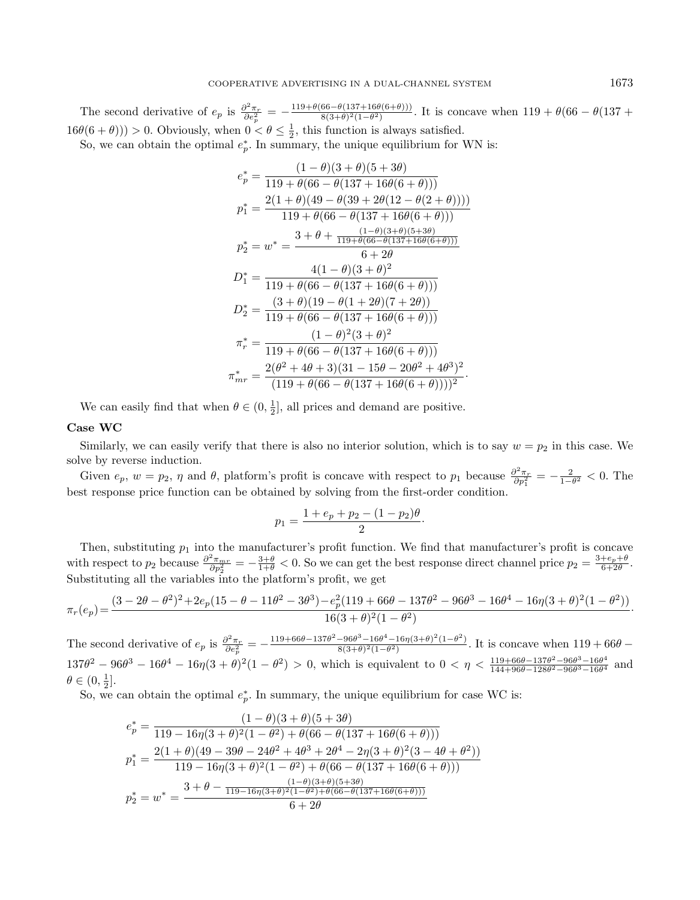The second derivative of $e_p$ is $\frac{\partial^2 \pi_r}{\partial e_p^2} = -\frac{119+\theta(66-\theta(137+16\theta(6+\theta)))}{8(3+\theta)^2(1-\theta^2)}$. It is concave when $119 + \theta(66 - \theta(137 + 16\theta(6+\theta))) > 0$. Obviously, when $0 < \theta \leq \frac{1}{2}$, this function is always satisfied.

So, we can obtain the optimal $e_p^*$. In summary, the unique equilibrium for WN is:

$$
\begin{aligned}
e_p^* &= \frac{(1-\theta)(3+\theta)(5+3\theta)}{119+\theta(66-\theta(137+16\theta(6+\theta)))} \\
p_1^* &= \frac{2(1+\theta)(49-\theta(39+2\theta(12-\theta(2+\theta))))}{119+\theta(66-\theta(137+16\theta(6+\theta)))} \\
p_2^* = w^* &= \frac{3+\theta+\frac{(1-\theta)(3+\theta)(5+3\theta)}{119+\theta(66-\theta(137+16\theta(6+\theta)))}}{6+2\theta} \\
D_1^* &= \frac{4(1-\theta)(3+\theta)^2}{119+\theta(66-\theta(137+16\theta(6+\theta)))} \\
D_2^* &= \frac{(3+\theta)(19-\theta(1+2\theta)(7+2\theta))}{119+\theta(66-\theta(137+16\theta(6+\theta)))} \\
\pi_r^* &= \frac{(1-\theta)^2(3+\theta)^2}{119+\theta(66-\theta(137+16\theta(6+\theta)))} \\
\pi_{mr}^* &= \frac{2(\theta^2+4\theta+3)(31-15\theta-20\theta^2+4\theta^3)^2}{(119+\theta(66-\theta(137+16\theta(6+\theta))))^2}.
\end{aligned}
$$

We can easily find that when $\theta \in (0, \frac{1}{2}]$, all prices and demand are positive.

**Case WC**

Similarly, we can easily verify that there is also no interior solution, which is to say $w = p_2$ in this case. We solve by reverse induction.

Given $e_p$, $w = p_2$, $\eta$ and $\theta$, platform's profit is concave with respect to $p_1$ because $\frac{\partial^2 \pi_r}{\partial p_1^2} = -\frac{2}{1-\theta^2} < 0$. The best response price function can be obtained by solving from the first-order condition.

$$
p_1 = \frac{1+e_p+p_2-(1-p_2)\theta}{2}.
$$

Then, substituting $p_1$ into the manufacturer's profit function. We find that manufacturer's profit is concave with respect to $p_2$ because $\frac{\partial^2 \pi_{mr}}{\partial p_2^2} = -\frac{3+\theta}{1+\theta} < 0$. So we can get the best response direct channel price $p_2 = \frac{3+e_p+\theta}{6+2\theta}$. Substituting all the variables into the platform's profit, we get

$$
\pi_r(e_p) = \frac{(3-2\theta-\theta^2)^2+2e_p(15-\theta-11\theta^2-3\theta^3)-e_p^2(119+66\theta-137\theta^2-96\theta^3-16\theta^4-16\eta(3+\theta)^2(1-\theta^2))}{16(3+\theta)^2(1-\theta^2)}.
$$

The second derivative of $e_p$ is $\frac{\partial^2 \pi_r}{\partial e_p^2} = -\frac{119+66\theta-137\theta^2-96\theta^3-16\theta^4-16\eta(3+\theta)^2(1-\theta^2)}{8(3+\theta)^2(1-\theta^2)}$. It is concave when $119 + 66\theta - 137\theta^2 - 96\theta^3 - 16\theta^4 - 16\eta(3+\theta)^2(1-\theta^2) > 0$, which is equivalent to $0 < \eta < \frac{119+66\theta-137\theta^2-96\theta^3-16\theta^4}{144+96\theta-128\theta^2-96\theta^3-16\theta^4}$ and $\theta \in (0, \frac{1}{2}]$.

So, we can obtain the optimal $e_p^*$. In summary, the unique equilibrium for case WC is:

$$
\begin{aligned}
e_p^* &= \frac{(1-\theta)(3+\theta)(5+3\theta)}{119-16\eta(3+\theta)^2(1-\theta^2)+\theta(66-\theta(137+16\theta(6+\theta)))} \\
p_1^* &= \frac{2(1+\theta)(49-39\theta-24\theta^2+4\theta^3+2\theta^4-2\eta(3+\theta)^2(3-4\theta+\theta^2))}{119-16\eta(3+\theta)^2(1-\theta^2)+\theta(66-\theta(137+16\theta(6+\theta)))} \\
p_2^* = w^* &= \frac{3+\theta-\frac{(1-\theta)(3+\theta)(5+3\theta)}{119-16\eta(3+\theta)^2(1-\theta^2)+\theta(66-\theta(137+16\theta(6+\theta)))}}{6+2\theta}
\end{aligned}
$$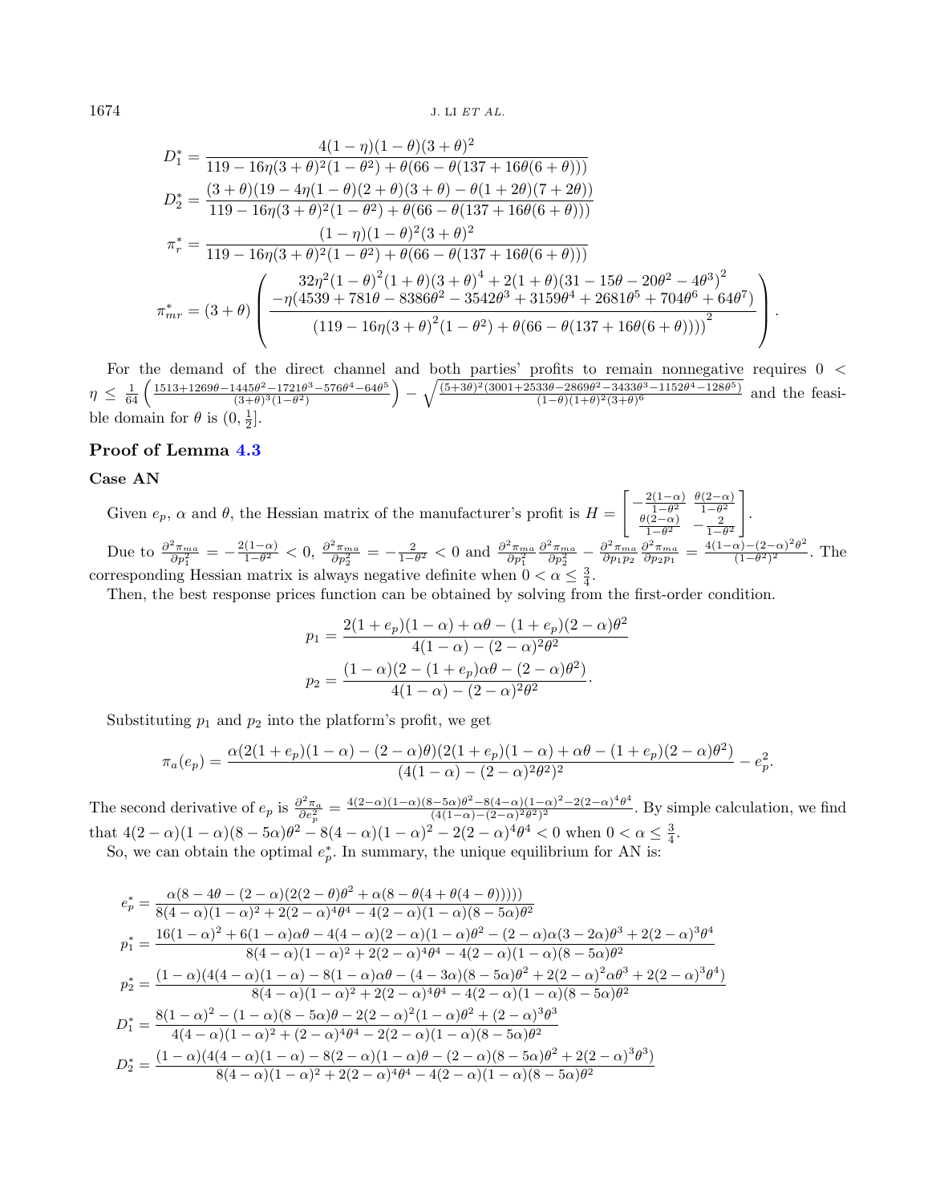$$D_1^* = \frac{4(1-\eta)(1-\theta)(3+\theta)^2}{119 - 16\eta(3+\theta)^2(1-\theta^2) + \theta(66 - \theta(137 + 16\theta(6+\theta)))}$$

$$D_2^* = \frac{(3+\theta)(19 - 4\eta(1-\theta)(2+\theta)(3+\theta) - \theta(1+2\theta)(7+2\theta))}{119 - 16\eta(3+\theta)^2(1-\theta^2) + \theta(66 - \theta(137 + 16\theta(6+\theta)))}$$

$$\pi_r^* = \frac{(1-\eta)(1-\theta)^2(3+\theta)^2}{119 - 16\eta(3+\theta)^2(1-\theta^2) + \theta(66 - \theta(137 + 16\theta(6+\theta)))}$$

$$\pi_{mr}^* = (3+\theta)\left(\frac{\begin{array}{c}32\eta^2(1-\theta)^2(1+\theta)(3+\theta)^4 + 2(1+\theta)(31 - 15\theta - 20\theta^2 - 4\theta^3)^2 \\ -\eta(4539 + 781\theta - 8386\theta^2 - 3542\theta^3 + 3159\theta^4 + 2681\theta^5 + 704\theta^6 + 64\theta^7)\end{array}}{(119 - 16\eta(3+\theta)^2(1-\theta^2) + \theta(66 - \theta(137 + 16\theta(6+\theta))))^2}\right).$$

For the demand of the direct channel and both parties' profits to remain nonnegative requires $0 < \eta \le \frac{1}{64}\left(\frac{1513 + 1269\theta - 1445\theta^2 - 1721\theta^3 - 576\theta^4 - 64\theta^5}{(3+\theta)^3(1-\theta^2)}\right) - \sqrt{\frac{(5+3\theta)^2(3001 + 2533\theta - 2869\theta^2 - 3433\theta^3 - 1152\theta^4 - 128\theta^5)}{(1-\theta)(1+\theta)^2(3+\theta)^6}}$ and the feasible domain for $\theta$ is $(0, \frac{1}{2}]$.

## Proof of Lemma 4.3

### Case AN

Given $e_p$, $\alpha$ and $\theta$, the Hessian matrix of the manufacturer's profit is $H = \begin{bmatrix} -\frac{2(1-\alpha)}{1-\theta^2} & \frac{\theta(2-\alpha)}{1-\theta^2} \\ \frac{\theta(2-\alpha)}{1-\theta^2} & -\frac{2}{1-\theta^2}\end{bmatrix}$.

Due to $\frac{\partial^2\pi_{ma}}{\partial p_1^2} = -\frac{2(1-\alpha)}{1-\theta^2} < 0$, $\frac{\partial^2\pi_{ma}}{\partial p_2^2} = -\frac{2}{1-\theta^2} < 0$ and $\frac{\partial^2\pi_{ma}}{\partial p_1^2}\frac{\partial^2\pi_{ma}}{\partial p_2^2} - \frac{\partial^2\pi_{ma}}{\partial p_1 p_2}\frac{\partial^2\pi_{ma}}{\partial p_2 p_1} = \frac{4(1-\alpha)-(2-\alpha)^2\theta^2}{(1-\theta^2)^2}$. The corresponding Hessian matrix is always negative definite when $0 < \alpha \le \frac{3}{4}$.

Then, the best response prices function can be obtained by solving from the first-order condition.

$$p_1 = \frac{2(1+e_p)(1-\alpha) + \alpha\theta - (1+e_p)(2-\alpha)\theta^2}{4(1-\alpha) - (2-\alpha)^2\theta^2}$$

$$p_2 = \frac{(1-\alpha)(2 - (1+e_p)\alpha\theta - (2-\alpha)\theta^2)}{4(1-\alpha) - (2-\alpha)^2\theta^2}.$$

Substituting $p_1$ and $p_2$ into the platform's profit, we get

$$\pi_a(e_p) = \frac{\alpha(2(1+e_p)(1-\alpha) - (2-\alpha)\theta)(2(1+e_p)(1-\alpha) + \alpha\theta - (1+e_p)(2-\alpha)\theta^2)}{(4(1-\alpha) - (2-\alpha)^2\theta^2)^2} - e_p^2.$$

The second derivative of $e_p$ is $\frac{\partial^2\pi_a}{\partial e_p^2} = \frac{4(2-\alpha)(1-\alpha)(8-5\alpha)\theta^2 - 8(4-\alpha)(1-\alpha)^2 - 2(2-\alpha)^4\theta^4}{(4(1-\alpha)-(2-\alpha)^2\theta^2)^2}$. By simple calculation, we find that $4(2-\alpha)(1-\alpha)(8-5\alpha)\theta^2 - 8(4-\alpha)(1-\alpha)^2 - 2(2-\alpha)^4\theta^4 < 0$ when $0 < \alpha \le \frac{3}{4}$.

So, we can obtain the optimal $e_p^*$. In summary, the unique equilibrium for AN is:

$$e_p^* = \frac{\alpha(8 - 4\theta - (2-\alpha)(2(2-\theta)\theta^2 + \alpha(8 - \theta(4 + \theta(4-\theta)))))}{8(4-\alpha)(1-\alpha)^2 + 2(2-\alpha)^4\theta^4 - 4(2-\alpha)(1-\alpha)(8-5\alpha)\theta^2}$$

$$p_1^* = \frac{16(1-\alpha)^2 + 6(1-\alpha)\alpha\theta - 4(4-\alpha)(2-\alpha)(1-\alpha)\theta^2 - (2-\alpha)\alpha(3-2\alpha)\theta^3 + 2(2-\alpha)^3\theta^4}{8(4-\alpha)(1-\alpha)^2 + 2(2-\alpha)^4\theta^4 - 4(2-\alpha)(1-\alpha)(8-5\alpha)\theta^2}$$

$$p_2^* = \frac{(1-\alpha)(4(4-\alpha)(1-\alpha) - 8(1-\alpha)\alpha\theta - (4-3\alpha)(8-5\alpha)\theta^2 + 2(2-\alpha)^2\alpha\theta^3 + 2(2-\alpha)^3\theta^4)}{8(4-\alpha)(1-\alpha)^2 + 2(2-\alpha)^4\theta^4 - 4(2-\alpha)(1-\alpha)(8-5\alpha)\theta^2}$$

$$D_1^* = \frac{8(1-\alpha)^2 - (1-\alpha)(8-5\alpha)\theta - 2(2-\alpha)^2(1-\alpha)\theta^2 + (2-\alpha)^3\theta^3}{4(4-\alpha)(1-\alpha)^2 + (2-\alpha)^4\theta^4 - 2(2-\alpha)(1-\alpha)(8-5\alpha)\theta^2}$$

$$D_2^* = \frac{(1-\alpha)(4(4-\alpha)(1-\alpha) - 8(2-\alpha)(1-\alpha)\theta - (2-\alpha)(8-5\alpha)\theta^2 + 2(2-\alpha)^3\theta^3)}{8(4-\alpha)(1-\alpha)^2 + 2(2-\alpha)^4\theta^4 - 4(2-\alpha)(1-\alpha)(8-5\alpha)\theta^2}$$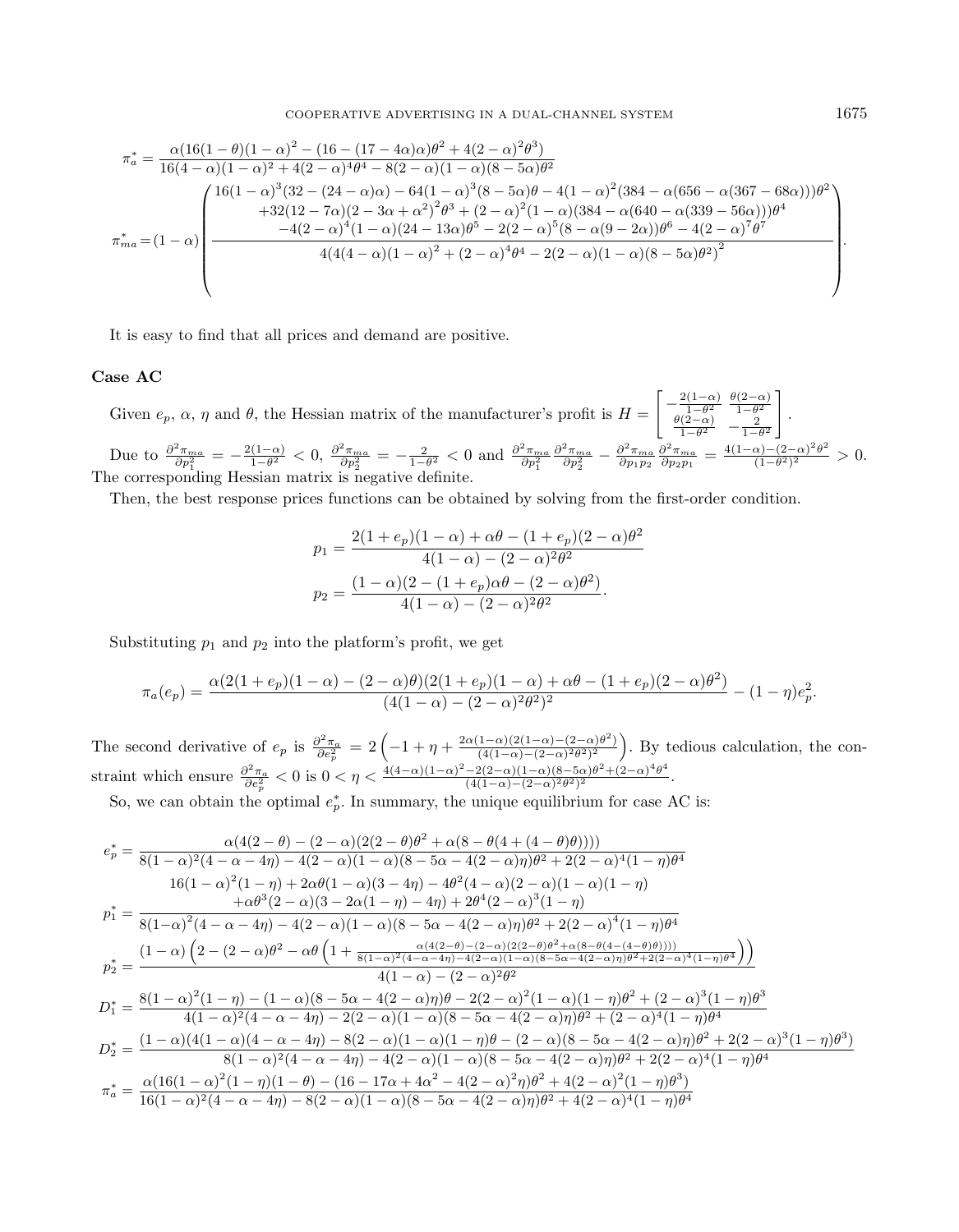$$\pi_a^* = \frac{\alpha(16(1-\theta)(1-\alpha)^2 - (16-(17-4\alpha)\alpha)\theta^2 + 4(2-\alpha)^2\theta^3)}{16(4-\alpha)(1-\alpha)^2 + 4(2-\alpha)^4\theta^4 - 8(2-\alpha)(1-\alpha)(8-5\alpha)\theta^2}$$

$$\pi_{ma}^* = (1-\alpha)\left(\frac{\begin{array}{c}16(1-\alpha)^3(32-(24-\alpha)\alpha) - 64(1-\alpha)^3(8-5\alpha)\theta - 4(1-\alpha)^2(384-\alpha(656-\alpha(367-68\alpha)))\theta^2 \\ +32(12-7\alpha)(2-3\alpha+\alpha^2)^2\theta^3 + (2-\alpha)^2(1-\alpha)(384-\alpha(640-\alpha(339-56\alpha)))\theta^4 \\ -4(2-\alpha)^4(1-\alpha)(24-13\alpha)\theta^5 - 2(2-\alpha)^5(8-\alpha(9-2\alpha))\theta^6 - 4(2-\alpha)^7\theta^7\end{array}}{4(4(4-\alpha)(1-\alpha)^2 + (2-\alpha)^4\theta^4 - 2(2-\alpha)(1-\alpha)(8-5\alpha)\theta^2)^2}\right).$$

It is easy to find that all prices and demand are positive.

**Case AC**

Given $e_p$, $\alpha$, $\eta$ and $\theta$, the Hessian matrix of the manufacturer's profit is $H = \begin{bmatrix} -\frac{2(1-\alpha)}{1-\theta^2} & \frac{\theta(2-\alpha)}{1-\theta^2} \\ \frac{\theta(2-\alpha)}{1-\theta^2} & -\frac{2}{1-\theta^2} \end{bmatrix}$.

Due to $\frac{\partial^2 \pi_{ma}}{\partial p_1^2} = -\frac{2(1-\alpha)}{1-\theta^2} < 0$, $\frac{\partial^2 \pi_{ma}}{\partial p_2^2} = -\frac{2}{1-\theta^2} < 0$ and $\frac{\partial^2 \pi_{ma}}{\partial p_1^2}\frac{\partial^2 \pi_{ma}}{\partial p_2^2} - \frac{\partial^2 \pi_{ma}}{\partial p_1 p_2}\frac{\partial^2 \pi_{ma}}{\partial p_2 p_1} = \frac{4(1-\alpha)-(2-\alpha)^2\theta^2}{(1-\theta^2)^2} > 0$. The corresponding Hessian matrix is negative definite.

Then, the best response prices functions can be obtained by solving from the first-order condition.

$$p_1 = \frac{2(1+e_p)(1-\alpha) + \alpha\theta - (1+e_p)(2-\alpha)\theta^2}{4(1-\alpha) - (2-\alpha)^2\theta^2}$$

$$p_2 = \frac{(1-\alpha)(2-(1+e_p)\alpha\theta - (2-\alpha)\theta^2)}{4(1-\alpha) - (2-\alpha)^2\theta^2}.$$

Substituting $p_1$ and $p_2$ into the platform's profit, we get

$$\pi_a(e_p) = \frac{\alpha(2(1+e_p)(1-\alpha) - (2-\alpha)\theta)(2(1+e_p)(1-\alpha) + \alpha\theta - (1+e_p)(2-\alpha)\theta^2)}{(4(1-\alpha) - (2-\alpha)^2\theta^2)^2} - (1-\eta)e_p^2.$$

The second derivative of $e_p$ is $\frac{\partial^2 \pi_a}{\partial e_p^2} = 2\left(-1 + \eta + \frac{2\alpha(1-\alpha)(2(1-\alpha)-(2-\alpha)\theta^2)}{(4(1-\alpha)-(2-\alpha)^2\theta^2)^2}\right)$. By tedious calculation, the constraint which ensure $\frac{\partial^2 \pi_a}{\partial e_p^2} < 0$ is $0 < \eta < \frac{4(4-\alpha)(1-\alpha)^2 - 2(2-\alpha)(1-\alpha)(8-5\alpha)\theta^2 + (2-\alpha)^4\theta^4}{(4(1-\alpha)-(2-\alpha)^2\theta^2)^2}$.

So, we can obtain the optimal $e_p^*$. In summary, the unique equilibrium for case AC is:

$$e_p^* = \frac{\alpha(4(2-\theta) - (2-\alpha)(2(2-\theta)\theta^2 + \alpha(8-\theta(4+(4-\theta)\theta))))}{8(1-\alpha)^2(4-\alpha-4\eta) - 4(2-\alpha)(1-\alpha)(8-5\alpha-4(2-\alpha)\eta)\theta^2 + 2(2-\alpha)^4(1-\eta)\theta^4}$$

$$p_1^* = \frac{\begin{array}{c}16(1-\alpha)^2(1-\eta) + 2\alpha\theta(1-\alpha)(3-4\eta) - 4\theta^2(4-\alpha)(2-\alpha)(1-\alpha)(1-\eta) \\ +\alpha\theta^3(2-\alpha)(3-2\alpha(1-\eta)-4\eta) + 2\theta^4(2-\alpha)^3(1-\eta)\end{array}}{8(1-\alpha)^2(4-\alpha-4\eta) - 4(2-\alpha)(1-\alpha)(8-5\alpha-4(2-\alpha)\eta)\theta^2 + 2(2-\alpha)^4(1-\eta)\theta^4}$$

$$p_2^* = \frac{(1-\alpha)\left(2 - (2-\alpha)\theta^2 - \alpha\theta\left(1 + \frac{\alpha(4(2-\theta)-(2-\alpha)(2(2-\theta)\theta^2 + \alpha(8-\theta(4-(4-\theta)\theta))))}{8(1-\alpha)^2(4-\alpha-4\eta) - 4(2-\alpha)(1-\alpha)(8-5\alpha-4(2-\alpha)\eta)\theta^2 + 2(2-\alpha)^4(1-\eta)\theta^4}\right)\right)}{4(1-\alpha) - (2-\alpha)^2\theta^2}$$

$$D_1^* = \frac{8(1-\alpha)^2(1-\eta) - (1-\alpha)(8-5\alpha-4(2-\alpha)\eta)\theta - 2(2-\alpha)^2(1-\alpha)(1-\eta)\theta^2 + (2-\alpha)^3(1-\eta)\theta^3}{4(1-\alpha)^2(4-\alpha-4\eta) - 2(2-\alpha)(1-\alpha)(8-5\alpha-4(2-\alpha)\eta)\theta^2 + (2-\alpha)^4(1-\eta)\theta^4}$$

$$D_2^* = \frac{(1-\alpha)(4(1-\alpha)(4-\alpha-4\eta) - 8(2-\alpha)(1-\alpha)(1-\eta)\theta - (2-\alpha)(8-5\alpha-4(2-\alpha)\eta)\theta^2 + 2(2-\alpha)^3(1-\eta)\theta^3)}{8(1-\alpha)^2(4-\alpha-4\eta) - 4(2-\alpha)(1-\alpha)(8-5\alpha-4(2-\alpha)\eta)\theta^2 + 2(2-\alpha)^4(1-\eta)\theta^4}$$

$$\pi_a^* = \frac{\alpha(16(1-\alpha)^2(1-\eta)(1-\theta) - (16-17\alpha+4\alpha^2-4(2-\alpha)^2\eta)\theta^2 + 4(2-\alpha)^2(1-\eta)\theta^3)}{16(1-\alpha)^2(4-\alpha-4\eta) - 8(2-\alpha)(1-\alpha)(8-5\alpha-4(2-\alpha)\eta)\theta^2 + 4(2-\alpha)^4(1-\eta)\theta^4}$$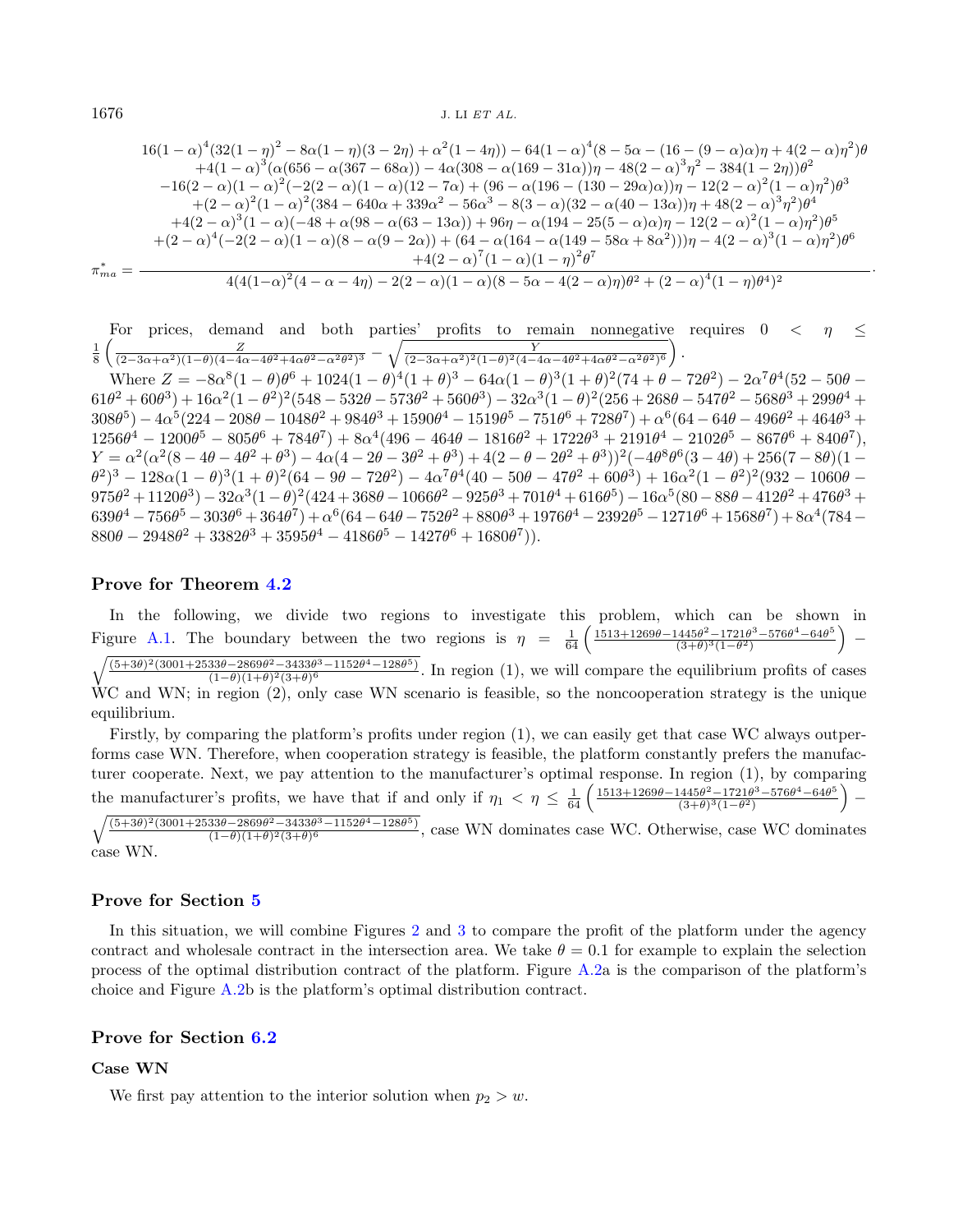$$\pi_{ma}^{*}=\frac{\begin{array}{c}16(1-\alpha)^4(32(1-\eta)^2-8\alpha(1-\eta)(3-2\eta)+\alpha^2(1-4\eta))-64(1-\alpha)^4(8-5\alpha-(16-(9-\alpha)\alpha)\eta+4(2-\alpha)\eta^2)\theta\\ +4(1-\alpha)^3(\alpha(656-\alpha(367-68\alpha))-4\alpha(308-\alpha(169-31\alpha))\eta-48(2-\alpha)^3\eta^2-384(1-2\eta))\theta^2\\ -16(2-\alpha)(1-\alpha)^2(-2(2-\alpha)(1-\alpha)(12-7\alpha)+(96-\alpha(196-(130-29\alpha)\alpha))\eta-12(2-\alpha)^2(1-\alpha)\eta^2)\theta^3\\ +(2-\alpha)^2(1-\alpha)^2(384-640\alpha+339\alpha^2-56\alpha^3-8(3-\alpha)(32-\alpha(40-13\alpha))\eta+48(2-\alpha)^3\eta^2)\theta^4\\ +4(2-\alpha)^3(1-\alpha)(-48+\alpha(98-\alpha(63-13\alpha))+96\eta-\alpha(194-25(5-\alpha)\alpha)\eta-12(2-\alpha)^2(1-\alpha)\eta^2)\theta^5\\ +(2-\alpha)^4(-2(2-\alpha)(1-\alpha)(8-\alpha(9-2\alpha))+(64-\alpha(164-\alpha(149-58\alpha+8\alpha^2)))\eta-4(2-\alpha)^3(1-\alpha)\eta^2)\theta^6\\ +4(2-\alpha)^7(1-\alpha)(1-\eta)^2\theta^7\end{array}}{4(4(1-\alpha)^2(4-\alpha-4\eta)-2(2-\alpha)(1-\alpha)(8-5\alpha-4(2-\alpha)\eta)\theta^2+(2-\alpha)^4(1-\eta)\theta^4)^2}.$$

For prices, demand and both parties' profits to remain nonnegative requires $0<\eta\leq\frac{1}{8}\left(\frac{Z}{(2-3\alpha+\alpha^2)(1-\theta)(4-4\alpha-4\theta^2+4\alpha\theta^2-\alpha^2\theta^2)^3}-\sqrt{\frac{Y}{(2-3\alpha+\alpha^2)^2(1-\theta)^2(4-4\alpha-4\theta^2+4\alpha\theta^2-\alpha^2\theta^2)^6}}\right)$.

Where $Z=-8\alpha^8(1-\theta)\theta^6+1024(1-\theta)^4(1+\theta)^3-64\alpha(1-\theta)^3(1+\theta)^2(74+\theta-72\theta^2)-2\alpha^7\theta^4(52-50\theta-61\theta^2+60\theta^3)+16\alpha^2(1-\theta^2)^2(548-532\theta-573\theta^2+560\theta^3)-32\alpha^3(1-\theta)^2(256+268\theta-547\theta^2-568\theta^3+299\theta^4+308\theta^5)-4\alpha^5(224-208\theta-1048\theta^2+984\theta^3+1590\theta^4-1519\theta^5-751\theta^6+728\theta^7)+\alpha^6(64-64\theta-496\theta^2+464\theta^3+1256\theta^4-1200\theta^5-805\theta^6+784\theta^7)+8\alpha^4(496-464\theta-1816\theta^2+1722\theta^3+2191\theta^4-2102\theta^5-867\theta^6+840\theta^7)$,
$Y=\alpha^2(\alpha^2(8-4\theta-4\theta^2+\theta^3)-4\alpha(4-2\theta-3\theta^2+\theta^3)+4(2-\theta-2\theta^2+\theta^3))^2(-4\theta^8\theta^6(3-4\theta)+256(7-8\theta)(1-\theta^2)^3-128\alpha(1-\theta)^3(1+\theta)^2(64-9\theta-72\theta^2)-4\alpha^7\theta^4(40-50\theta-47\theta^2+60\theta^3)+16\alpha^2(1-\theta^2)^2(932-1060\theta-975\theta^2+1120\theta^3)-32\alpha^3(1-\theta)^2(424+368\theta-1066\theta^2-925\theta^3+701\theta^4+616\theta^5)-16\alpha^5(80-88\theta-412\theta^2+476\theta^3+639\theta^4-756\theta^5-303\theta^6+364\theta^7)+\alpha^6(64-64\theta-752\theta^2+880\theta^3+1976\theta^4-2392\theta^5-1271\theta^6+1568\theta^7)+8\alpha^4(784-880\theta-2948\theta^2+3382\theta^3+3595\theta^4-4186\theta^5-1427\theta^6+1680\theta^7))$.

## Prove for Theorem 4.2

In the following, we divide two regions to investigate this problem, which can be shown in Figure A.1. The boundary between the two regions is $\eta=\frac{1}{64}\left(\frac{1513+1269\theta-1445\theta^2-1721\theta^3-576\theta^4-64\theta^5}{(3+\theta)^3(1-\theta^2)}\right)-\sqrt{\frac{(5+3\theta)^2(3001+2533\theta-2869\theta^2-3433\theta^3-1152\theta^4-128\theta^5)}{(1-\theta)(1+\theta)^2(3+\theta)^6}}$. In region (1), we will compare the equilibrium profits of cases WC and WN; in region (2), only case WN scenario is feasible, so the noncooperation strategy is the unique equilibrium.

Firstly, by comparing the platform's profits under region (1), we can easily get that case WC always outperforms case WN. Therefore, when cooperation strategy is feasible, the platform constantly prefers the manufacturer cooperate. Next, we pay attention to the manufacturer's optimal response. In region (1), by comparing the manufacturer's profits, we have that if and only if $\eta_1<\eta\leq\frac{1}{64}\left(\frac{1513+1269\theta-1445\theta^2-1721\theta^3-576\theta^4-64\theta^5}{(3+\theta)^3(1-\theta^2)}\right)-\sqrt{\frac{(5+3\theta)^2(3001+2533\theta-2869\theta^2-3433\theta^3-1152\theta^4-128\theta^5)}{(1-\theta)(1+\theta)^2(3+\theta)^6}}$, case WN dominates case WC. Otherwise, case WC dominates case WN.

## Prove for Section 5

In this situation, we will combine Figures 2 and 3 to compare the profit of the platform under the agency contract and wholesale contract in the intersection area. We take $\theta=0.1$ for example to explain the selection process of the optimal distribution contract of the platform. Figure A.2a is the comparison of the platform's choice and Figure A.2b is the platform's optimal distribution contract.

## Prove for Section 6.2

### Case WN

We first pay attention to the interior solution when $p_2>w$.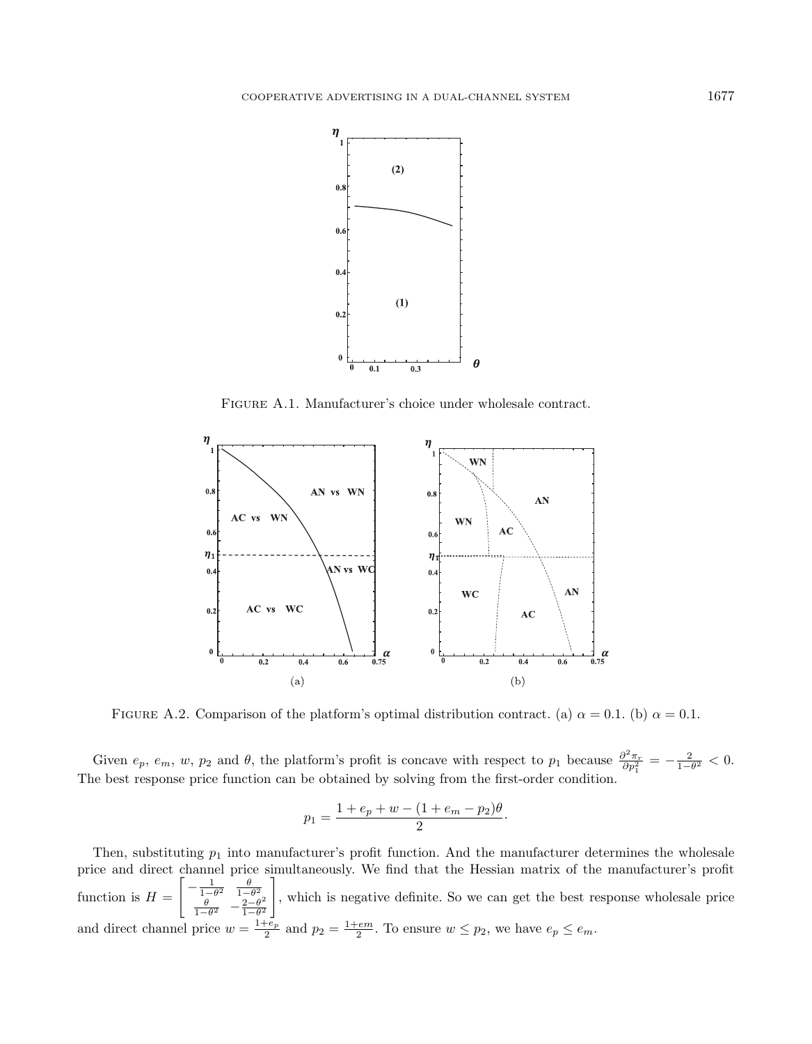Figure A.1. Manufacturer's choice under wholesale contract.

Figure A.2. Comparison of the platform's optimal distribution contract. (a) $\alpha = 0.1$. (b) $\alpha = 0.1$.

Given $e_p$, $e_m$, $w$, $p_2$ and $\theta$, the platform's profit is concave with respect to $p_1$ because $\frac{\partial^2 \pi_r}{\partial p_1^2} = -\frac{2}{1-\theta^2} < 0$. The best response price function can be obtained by solving from the first-order condition.

$$p_1 = \frac{1 + e_p + w - (1 + e_m - p_2)\theta}{2}.$$

Then, substituting $p_1$ into manufacturer's profit function. And the manufacturer determines the wholesale price and direct channel price simultaneously. We find that the Hessian matrix of the manufacturer's profit function is $H = \begin{bmatrix} -\frac{1}{1-\theta^2} & \frac{\theta}{1-\theta^2} \\ \frac{\theta}{1-\theta^2} & -\frac{2-\theta^2}{1-\theta^2} \end{bmatrix}$, which is negative definite. So we can get the best response wholesale price and direct channel price $w = \frac{1+e_p}{2}$ and $p_2 = \frac{1+em}{2}$. To ensure $w \leq p_2$, we have $e_p \leq e_m$.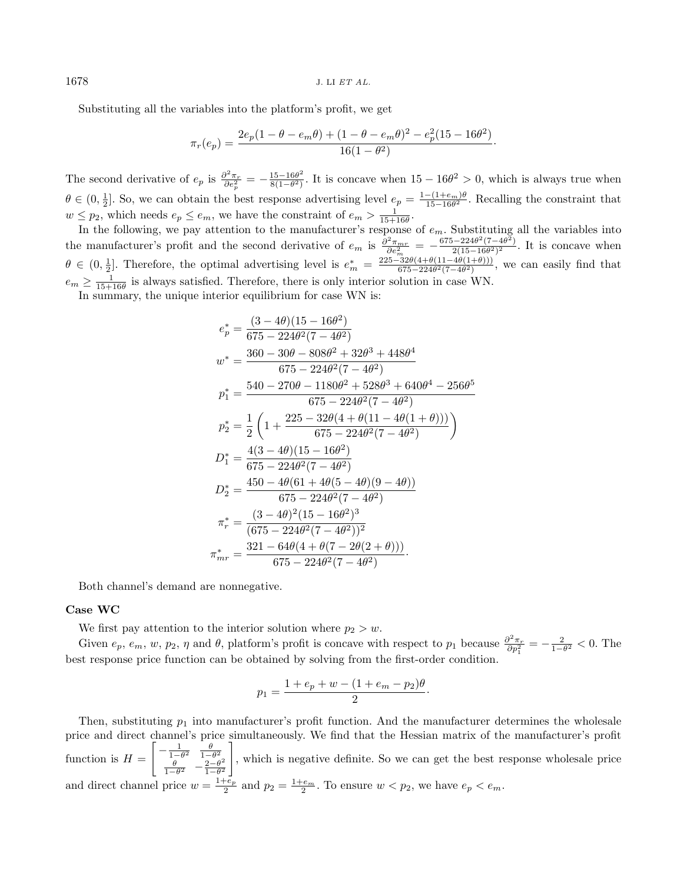Substituting all the variables into the platform's profit, we get

$$\pi_r(e_p) = \frac{2e_p(1-\theta-e_m\theta) + (1-\theta-e_m\theta)^2 - e_p^2(15-16\theta^2)}{16(1-\theta^2)}.$$

The second derivative of $e_p$ is $\frac{\partial^2 \pi_r}{\partial e_p^2} = -\frac{15-16\theta^2}{8(1-\theta^2)}$. It is concave when $15-16\theta^2 > 0$, which is always true when $\theta \in (0, \frac{1}{2}]$. So, we can obtain the best response advertising level $e_p = \frac{1-(1+e_m)\theta}{15-16\theta^2}$. Recalling the constraint that $w \le p_2$, which needs $e_p \le e_m$, we have the constraint of $e_m > \frac{1}{15+16\theta}$.

In the following, we pay attention to the manufacturer's response of $e_m$. Substituting all the variables into the manufacturer's profit and the second derivative of $e_m$ is $\frac{\partial^2 \pi_{mr}}{\partial e_m^2} = -\frac{675-224\theta^2(7-4\theta^2)}{2(15-16\theta^2)^2}$. It is concave when $\theta \in (0, \frac{1}{2}]$. Therefore, the optimal advertising level is $e_m^* = \frac{225-32\theta(4+\theta(11-4\theta(1+\theta)))}{675-224\theta^2(7-4\theta^2)}$, we can easily find that $e_m \ge \frac{1}{15+16\theta}$ is always satisfied. Therefore, there is only interior solution in case WN.

In summary, the unique interior equilibrium for case WN is:

$$e_p^* = \frac{(3-4\theta)(15-16\theta^2)}{675-224\theta^2(7-4\theta^2)}$$

$$w^* = \frac{360-30\theta-808\theta^2+32\theta^3+448\theta^4}{675-224\theta^2(7-4\theta^2)}$$

$$p_1^* = \frac{540-270\theta-1180\theta^2+528\theta^3+640\theta^4-256\theta^5}{675-224\theta^2(7-4\theta^2)}$$

$$p_2^* = \frac{1}{2}\left(1+\frac{225-32\theta(4+\theta(11-4\theta(1+\theta)))}{675-224\theta^2(7-4\theta^2)}\right)$$

$$D_1^* = \frac{4(3-4\theta)(15-16\theta^2)}{675-224\theta^2(7-4\theta^2)}$$

$$D_2^* = \frac{450-4\theta(61+4\theta(5-4\theta)(9-4\theta))}{675-224\theta^2(7-4\theta^2)}$$

$$\pi_r^* = \frac{(3-4\theta)^2(15-16\theta^2)^3}{(675-224\theta^2(7-4\theta^2))^2}$$

$$\pi_{mr}^* = \frac{321-64\theta(4+\theta(7-2\theta(2+\theta)))}{675-224\theta^2(7-4\theta^2)}.$$

Both channel's demand are nonnegative.

### Case WC

We first pay attention to the interior solution where $p_2 > w$.

Given $e_p$, $e_m$, $w$, $p_2$, $\eta$ and $\theta$, platform's profit is concave with respect to $p_1$ because $\frac{\partial^2 \pi_r}{\partial p_1^2} = -\frac{2}{1-\theta^2} < 0$. The best response price function can be obtained by solving from the first-order condition.

$$p_1 = \frac{1+e_p+w-(1+e_m-p_2)\theta}{2}.$$

Then, substituting $p_1$ into manufacturer's profit function. And the manufacturer determines the wholesale price and direct channel's price simultaneously. We find that the Hessian matrix of the manufacturer's profit function is $H = \begin{bmatrix} -\frac{1}{1-\theta^2} & \frac{\theta}{1-\theta^2} \\ \frac{\theta}{1-\theta^2} & -\frac{2-\theta^2}{1-\theta^2} \end{bmatrix}$, which is negative definite. So we can get the best response wholesale price and direct channel price $w = \frac{1+e_p}{2}$ and $p_2 = \frac{1+e_m}{2}$. To ensure $w < p_2$, we have $e_p < e_m$.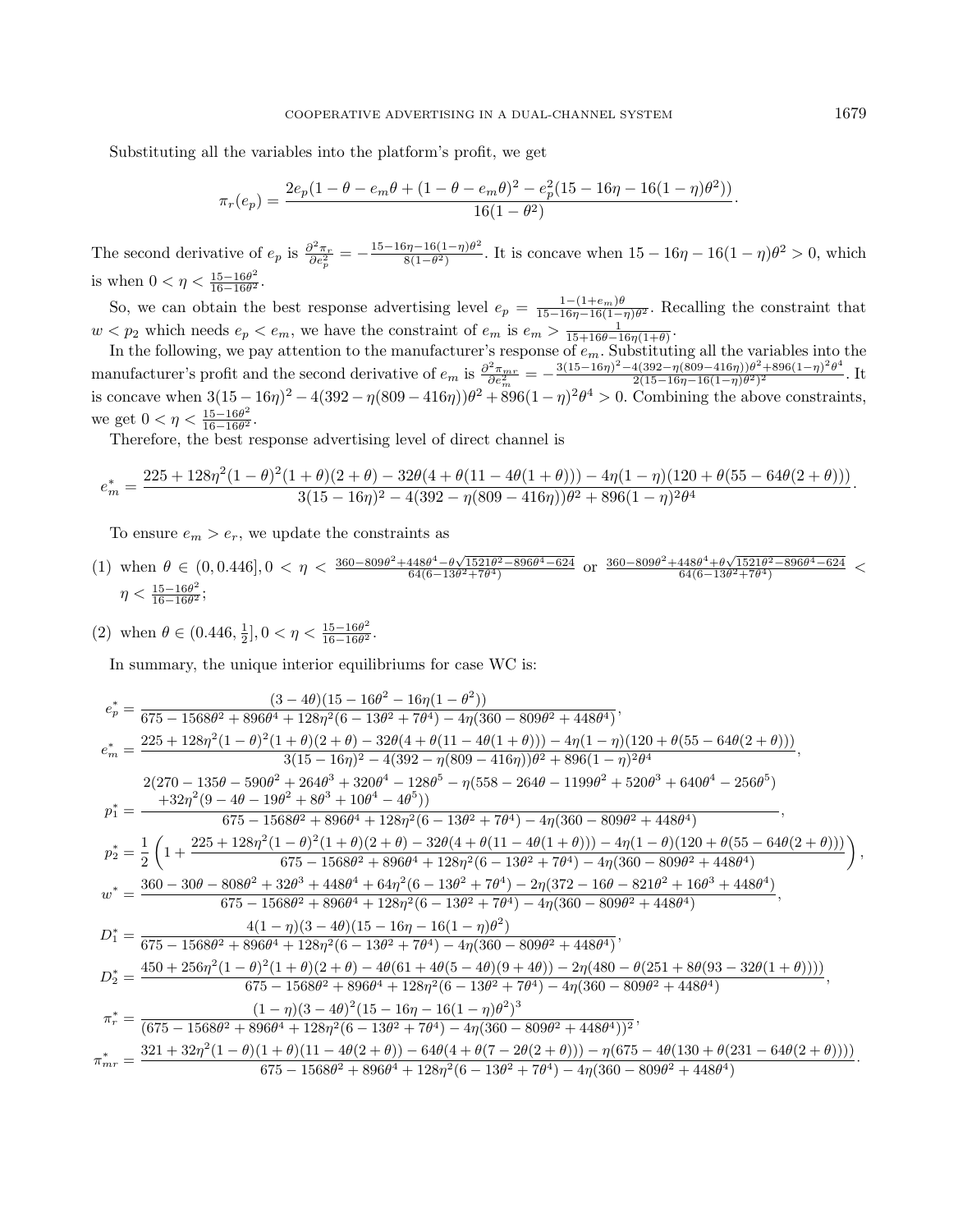Substituting all the variables into the platform's profit, we get

$$\pi_r(e_p) = \frac{2e_p(1-\theta-e_m\theta+(1-\theta-e_m\theta)^2 - e_p^2(15-16\eta-16(1-\eta)\theta^2))}{16(1-\theta^2)}.$$

The second derivative of $e_p$ is $\frac{\partial^2\pi_r}{\partial e_p^2} = -\frac{15-16\eta-16(1-\eta)\theta^2}{8(1-\theta^2)}$. It is concave when $15-16\eta-16(1-\eta)\theta^2 > 0$, which is when $0 < \eta < \frac{15-16\theta^2}{16-16\theta^2}$.

So, we can obtain the best response advertising level $e_p = \frac{1-(1+e_m)\theta}{15-16\eta-16(1-\eta)\theta^2}$. Recalling the constraint that $w < p_2$ which needs $e_p < e_m$, we have the constraint of $e_m$ is $e_m > \frac{1}{15+16\theta-16\eta(1+\theta)}$.

In the following, we pay attention to the manufacturer's response of $e_m$. Substituting all the variables into the manufacturer's profit and the second derivative of $e_m$ is $\frac{\partial^2\pi_{mr}}{\partial e_m^2} = -\frac{3(15-16\eta)^2-4(392-\eta(809-416\eta))\theta^2+896(1-\eta)^2\theta^4}{2(15-16\eta-16(1-\eta)\theta^2)^2}$. It is concave when $3(15-16\eta)^2-4(392-\eta(809-416\eta))\theta^2+896(1-\eta)^2\theta^4 > 0$. Combining the above constraints, we get $0 < \eta < \frac{15-16\theta^2}{16-16\theta^2}$.

Therefore, the best response advertising level of direct channel is

$$e_m^* = \frac{225+128\eta^2(1-\theta)^2(1+\theta)(2+\theta)-32\theta(4+\theta(11-4\theta(1+\theta)))-4\eta(1-\eta)(120+\theta(55-64\theta(2+\theta)))}{3(15-16\eta)^2-4(392-\eta(809-416\eta))\theta^2+896(1-\eta)^2\theta^4}.$$

To ensure $e_m > e_r$, we update the constraints as

(1) when $\theta \in (0, 0.446], 0 < \eta < \frac{360-809\theta^2+448\theta^4-\theta\sqrt{1521\theta^2-896\theta^4-624}}{64(6-13\theta^2+7\theta^4)}$ or $\frac{360-809\theta^2+448\theta^4+\theta\sqrt{1521\theta^2-896\theta^4-624}}{64(6-13\theta^2+7\theta^4)} < \eta < \frac{15-16\theta^2}{16-16\theta^2}$;

(2) when $\theta \in (0.446, \frac{1}{2}], 0 < \eta < \frac{15-16\theta^2}{16-16\theta^2}$.

In summary, the unique interior equilibriums for case WC is:

$$e_p^* = \frac{(3-4\theta)(15-16\theta^2-16\eta(1-\theta^2))}{675-1568\theta^2+896\theta^4+128\eta^2(6-13\theta^2+7\theta^4)-4\eta(360-809\theta^2+448\theta^4)},$$

$$e_m^* = \frac{225+128\eta^2(1-\theta)^2(1+\theta)(2+\theta)-32\theta(4+\theta(11-4\theta(1+\theta)))-4\eta(1-\eta)(120+\theta(55-64\theta(2+\theta)))}{3(15-16\eta)^2-4(392-\eta(809-416\eta))\theta^2+896(1-\eta)^2\theta^4},$$

$$p_1^* = \frac{\begin{array}{c}2(270-135\theta-590\theta^2+264\theta^3+320\theta^4-128\theta^5-\eta(558-264\theta-1199\theta^2+520\theta^3+640\theta^4-256\theta^5)\\ +32\eta^2(9-4\theta-19\theta^2+8\theta^3+10\theta^4-4\theta^5))\end{array}}{675-1568\theta^2+896\theta^4+128\eta^2(6-13\theta^2+7\theta^4)-4\eta(360-809\theta^2+448\theta^4)},$$

$$p_2^* = \frac{1}{2}\left(1+\frac{225+128\eta^2(1-\theta)^2(1+\theta)(2+\theta)-32\theta(4+\theta(11-4\theta(1+\theta)))-4\eta(1-\theta)(120+\theta(55-64\theta(2+\theta)))}{675-1568\theta^2+896\theta^4+128\eta^2(6-13\theta^2+7\theta^4)-4\eta(360-809\theta^2+448\theta^4)}\right),$$

$$w^* = \frac{360-30\theta-808\theta^2+32\theta^3+448\theta^4+64\eta^2(6-13\theta^2+7\theta^4)-2\eta(372-16\theta-821\theta^2+16\theta^3+448\theta^4)}{675-1568\theta^2+896\theta^4+128\eta^2(6-13\theta^2+7\theta^4)-4\eta(360-809\theta^2+448\theta^4)},$$

$$D_1^* = \frac{4(1-\eta)(3-4\theta)(15-16\eta-16(1-\eta)\theta^2)}{675-1568\theta^2+896\theta^4+128\eta^2(6-13\theta^2+7\theta^4)-4\eta(360-809\theta^2+448\theta^4)},$$

$$D_2^* = \frac{450+256\eta^2(1-\theta)^2(1+\theta)(2+\theta)-4\theta(61+4\theta(5-4\theta)(9+4\theta))-2\eta(480-\theta(251+8\theta(93-32\theta(1+\theta))))}{675-1568\theta^2+896\theta^4+128\eta^2(6-13\theta^2+7\theta^4)-4\eta(360-809\theta^2+448\theta^4)},$$

$$\pi_r^* = \frac{(1-\eta)(3-4\theta)^2(15-16\eta-16(1-\eta)\theta^2)^3}{(675-1568\theta^2+896\theta^4+128\eta^2(6-13\theta^2+7\theta^4)-4\eta(360-809\theta^2+448\theta^4))^2},$$

$$\pi_{mr}^* = \frac{321+32\eta^2(1-\theta)(1+\theta)(11-4\theta(2+\theta))-64\theta(4+\theta(7-2\theta(2+\theta)))-\eta(675-4\theta(130+\theta(231-64\theta(2+\theta))))}{675-1568\theta^2+896\theta^4+128\eta^2(6-13\theta^2+7\theta^4)-4\eta(360-809\theta^2+448\theta^4)}.$$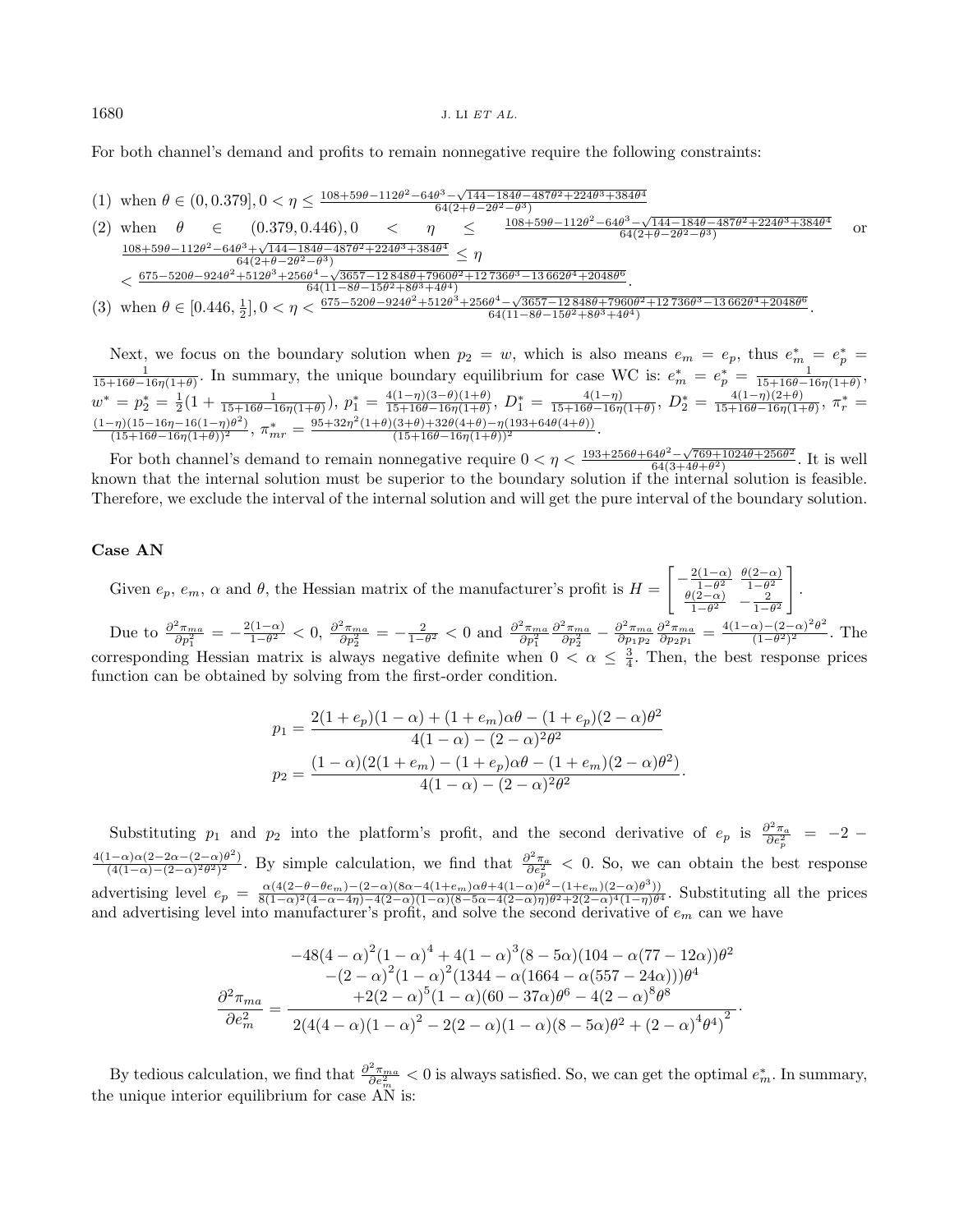For both channel's demand and profits to remain nonnegative require the following constraints:

(1) when $\theta \in (0, 0.379], 0 < \eta \le \frac{108+59\theta-112\theta^2-64\theta^3-\sqrt{144-184\theta-487\theta^2+224\theta^3+384\theta^4}}{64(2+\theta-2\theta^2-\theta^3)}$

(2) when $\theta \in (0.379, 0.446), 0 < \eta \le \frac{108+59\theta-112\theta^2-64\theta^3-\sqrt{144-184\theta-487\theta^2+224\theta^3+384\theta^4}}{64(2+\theta-2\theta^2-\theta^3)}$ or $\frac{108+59\theta-112\theta^2-64\theta^3+\sqrt{144-184\theta-487\theta^2+224\theta^3+384\theta^4}}{64(2+\theta-2\theta^2-\theta^3)} \le \eta < \frac{675-520\theta-924\theta^2+512\theta^3+256\theta^4-\sqrt{3657-12\,848\theta+7960\theta^2+12\,736\theta^3-13\,662\theta^4+2048\theta^6}}{64(11-8\theta-15\theta^2+8\theta^3+4\theta^4)}$.

(3) when $\theta \in [0.446, \frac{1}{2}], 0 < \eta < \frac{675-520\theta-924\theta^2+512\theta^3+256\theta^4-\sqrt{3657-12\,848\theta+7960\theta^2+12\,736\theta^3-13\,662\theta^4+2048\theta^6}}{64(11-8\theta-15\theta^2+8\theta^3+4\theta^4)}$.

Next, we focus on the boundary solution when $p_2 = w$, which is also means $e_m = e_p$, thus $e_m^* = e_p^* = \frac{1}{15+16\theta-16\eta(1+\theta)}$. In summary, the unique boundary equilibrium for case WC is: $e_m^* = e_p^* = \frac{1}{15+16\theta-16\eta(1+\theta)}$, $w^* = p_2^* = \frac{1}{2}(1 + \frac{1}{15+16\theta-16\eta(1+\theta)})$, $p_1^* = \frac{4(1-\eta)(3-\theta)(1+\theta)}{15+16\theta-16\eta(1+\theta)}$, $D_1^* = \frac{4(1-\eta)}{15+16\theta-16\eta(1+\theta)}$, $D_2^* = \frac{4(1-\eta)(2+\theta)}{15+16\theta-16\eta(1+\theta)}$, $\pi_r^* = \frac{(1-\eta)(15-16\eta-16(1-\eta)\theta^2)}{(15+16\theta-16\eta(1+\theta))^2}$, $\pi_{mr}^* = \frac{95+32\eta^2(1+\theta)(3+\theta)+32\theta(4+\theta)-\eta(193+64\theta(4+\theta))}{(15+16\theta-16\eta(1+\theta))^2}$.

For both channel's demand to remain nonnegative require $0 < \eta < \frac{193+256\theta+64\theta^2-\sqrt{769+1024\theta+256\theta^2}}{64(3+4\theta+\theta^2)}$. It is well known that the internal solution must be superior to the boundary solution if the internal solution is feasible. Therefore, we exclude the interval of the internal solution and will get the pure interval of the boundary solution.

### Case AN

Given $e_p$, $e_m$, $\alpha$ and $\theta$, the Hessian matrix of the manufacturer's profit is $H = \begin{bmatrix} -\frac{2(1-\alpha)}{1-\theta^2} & \frac{\theta(2-\alpha)}{1-\theta^2} \\ \frac{\theta(2-\alpha)}{1-\theta^2} & -\frac{2}{1-\theta^2} \end{bmatrix}$.

Due to $\frac{\partial^2 \pi_{ma}}{\partial p_1^2} = -\frac{2(1-\alpha)}{1-\theta^2} < 0$, $\frac{\partial^2 \pi_{ma}}{\partial p_2^2} = -\frac{2}{1-\theta^2} < 0$ and $\frac{\partial^2 \pi_{ma}}{\partial p_1^2}\frac{\partial^2 \pi_{ma}}{\partial p_2^2} - \frac{\partial^2 \pi_{ma}}{\partial p_1 p_2}\frac{\partial^2 \pi_{ma}}{\partial p_2 p_1} = \frac{4(1-\alpha)-(2-\alpha)^2\theta^2}{(1-\theta^2)^2}$. The corresponding Hessian matrix is always negative definite when $0 < \alpha \le \frac{3}{4}$. Then, the best response prices function can be obtained by solving from the first-order condition.

$$p_1 = \frac{2(1+e_p)(1-\alpha) + (1+e_m)\alpha\theta - (1+e_p)(2-\alpha)\theta^2}{4(1-\alpha) - (2-\alpha)^2\theta^2}$$

$$p_2 = \frac{(1-\alpha)(2(1+e_m) - (1+e_p)\alpha\theta - (1+e_m)(2-\alpha)\theta^2)}{4(1-\alpha) - (2-\alpha)^2\theta^2}.$$

Substituting $p_1$ and $p_2$ into the platform's profit, and the second derivative of $e_p$ is $\frac{\partial^2 \pi_a}{\partial e_p^2} = -2 - \frac{4(1-\alpha)\alpha(2-2\alpha-(2-\alpha)\theta^2)}{(4(1-\alpha)-(2-\alpha)^2\theta^2)^2}$. By simple calculation, we find that $\frac{\partial^2 \pi_a}{\partial e_p^2} < 0$. So, we can obtain the best response advertising level $e_p = \frac{\alpha(4(2-\theta-\theta e_m)-(2-\alpha)(8\alpha-4(1+e_m)\alpha\theta+4(1-\alpha)\theta^2-(1+e_m)(2-\alpha)\theta^3))}{8(1-\alpha)^2(4-\alpha-4\eta)-4(2-\alpha)(1-\alpha)(8-5\alpha-4(2-\alpha)\eta)\theta^2+2(2-\alpha)^4(1-\eta)\theta^4}$. Substituting all the prices and advertising level into manufacturer's profit, and solve the second derivative of $e_m$ can we have

$$\frac{\partial^2 \pi_{ma}}{\partial e_m^2} = \frac{\begin{array}{c} -48(4-\alpha)^2(1-\alpha)^4 + 4(1-\alpha)^3(8-5\alpha)(104-\alpha(77-12\alpha))\theta^2 \\ -(2-\alpha)^2(1-\alpha)^2(1344-\alpha(1664-\alpha(557-24\alpha)))\theta^4 \\ +2(2-\alpha)^5(1-\alpha)(60-37\alpha)\theta^6 - 4(2-\alpha)^8\theta^8 \end{array}}{2(4(4-\alpha)(1-\alpha)^2 - 2(2-\alpha)(1-\alpha)(8-5\alpha)\theta^2 + (2-\alpha)^4\theta^4)^2}.$$

By tedious calculation, we find that $\frac{\partial^2 \pi_{ma}}{\partial e_m^2} < 0$ is always satisfied. So, we can get the optimal $e_m^*$. In summary, the unique interior equilibrium for case AN is: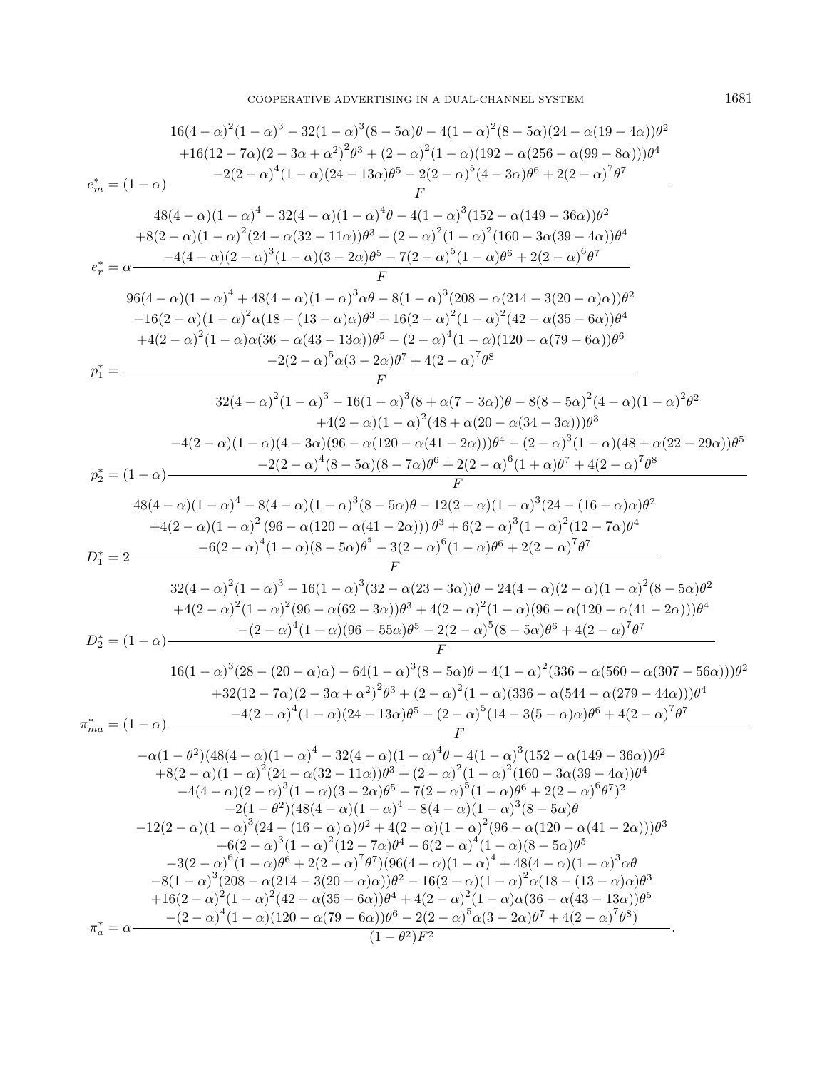$$e_m^* = (1-\alpha)\frac{\begin{array}{c}16(4-\alpha)^2(1-\alpha)^3 - 32(1-\alpha)^3(8-5\alpha)\theta - 4(1-\alpha)^2(8-5\alpha)(24-\alpha(19-4\alpha))\theta^2 \\ +16(12-7\alpha)(2-3\alpha+\alpha^2)^2\theta^3 + (2-\alpha)^2(1-\alpha)(192-\alpha(256-\alpha(99-8\alpha)))\theta^4 \\ -2(2-\alpha)^4(1-\alpha)(24-13\alpha)\theta^5 - 2(2-\alpha)^5(4-3\alpha)\theta^6 + 2(2-\alpha)^7\theta^7\end{array}}{F}$$

$$e_r^* = \alpha\frac{\begin{array}{c}48(4-\alpha)(1-\alpha)^4 - 32(4-\alpha)(1-\alpha)^4\theta - 4(1-\alpha)^3(152-\alpha(149-36\alpha))\theta^2 \\ +8(2-\alpha)(1-\alpha)^2(24-\alpha(32-11\alpha))\theta^3 + (2-\alpha)^2(1-\alpha)^2(160-3\alpha(39-4\alpha))\theta^4 \\ -4(4-\alpha)(2-\alpha)^3(1-\alpha)(3-2\alpha)\theta^5 - 7(2-\alpha)^5(1-\alpha)\theta^6 + 2(2-\alpha)^6\theta^7\end{array}}{F}$$

$$p_1^* = \frac{\begin{array}{c}96(4-\alpha)(1-\alpha)^4 + 48(4-\alpha)(1-\alpha)^3\alpha\theta - 8(1-\alpha)^3(208-\alpha(214-3(20-\alpha)\alpha))\theta^2 \\ -16(2-\alpha)(1-\alpha)^2\alpha(18-(13-\alpha)\alpha)\theta^3 + 16(2-\alpha)^2(1-\alpha)^2(42-\alpha(35-6\alpha))\theta^4 \\ +4(2-\alpha)^2(1-\alpha)\alpha(36-\alpha(43-13\alpha))\theta^5 - (2-\alpha)^4(1-\alpha)(120-\alpha(79-6\alpha))\theta^6 \\ -2(2-\alpha)^5\alpha(3-2\alpha)\theta^7 + 4(2-\alpha)^7\theta^8\end{array}}{F}$$

$$p_2^* = (1-\alpha)\frac{\begin{array}{c}32(4-\alpha)^2(1-\alpha)^3 - 16(1-\alpha)^3(8+\alpha(7-3\alpha))\theta - 8(8-5\alpha)^2(4-\alpha)(1-\alpha)^2\theta^2 \\ +4(2-\alpha)(1-\alpha)^2(48+\alpha(20-\alpha(34-3\alpha)))\theta^3 \\ -4(2-\alpha)(1-\alpha)(4-3\alpha)(96-\alpha(120-\alpha(41-2\alpha)))\theta^4 - (2-\alpha)^3(1-\alpha)(48+\alpha(22-29\alpha))\theta^5 \\ -2(2-\alpha)^4(8-5\alpha)(8-7\alpha)\theta^6 + 2(2-\alpha)^6(1+\alpha)\theta^7 + 4(2-\alpha)^7\theta^8\end{array}}{F}$$

$$D_1^* = 2\frac{\begin{array}{c}48(4-\alpha)(1-\alpha)^4 - 8(4-\alpha)(1-\alpha)^3(8-5\alpha)\theta - 12(2-\alpha)(1-\alpha)^3(24-(16-\alpha)\alpha)\theta^2 \\ +4(2-\alpha)(1-\alpha)^2(96-\alpha(120-\alpha(41-2\alpha)))\theta^3 + 6(2-\alpha)^3(1-\alpha)^2(12-7\alpha)\theta^4 \\ -6(2-\alpha)^4(1-\alpha)(8-5\alpha)\theta^5 - 3(2-\alpha)^6(1-\alpha)\theta^6 + 2(2-\alpha)^7\theta^7\end{array}}{F}$$

$$D_2^* = (1-\alpha)\frac{\begin{array}{c}32(4-\alpha)^2(1-\alpha)^3 - 16(1-\alpha)^3(32-\alpha(23-3\alpha))\theta - 24(4-\alpha)(2-\alpha)(1-\alpha)^2(8-5\alpha)\theta^2 \\ +4(2-\alpha)^2(1-\alpha)^2(96-\alpha(62-3\alpha))\theta^3 + 4(2-\alpha)^2(1-\alpha)(96-\alpha(120-\alpha(41-2\alpha)))\theta^4 \\ -(2-\alpha)^4(1-\alpha)(96-55\alpha)\theta^5 - 2(2-\alpha)^5(8-5\alpha)\theta^6 + 4(2-\alpha)^7\theta^7\end{array}}{F}$$

$$\pi_{ma}^* = (1-\alpha)\frac{\begin{array}{c}16(1-\alpha)^3(28-(20-\alpha)\alpha) - 64(1-\alpha)^3(8-5\alpha)\theta - 4(1-\alpha)^2(336-\alpha(560-\alpha(307-56\alpha)))\theta^2 \\ +32(12-7\alpha)(2-3\alpha+\alpha^2)^2\theta^3 + (2-\alpha)^2(1-\alpha)(336-\alpha(544-\alpha(279-44\alpha)))\theta^4 \\ -4(2-\alpha)^4(1-\alpha)(24-13\alpha)\theta^5 - (2-\alpha)^5(14-3(5-\alpha)\alpha)\theta^6 + 4(2-\alpha)^7\theta^7\end{array}}{F}$$

$$\pi_a^* = \alpha\frac{\begin{array}{c}-\alpha(1-\theta^2)(48(4-\alpha)(1-\alpha)^4 - 32(4-\alpha)(1-\alpha)^4\theta - 4(1-\alpha)^3(152-\alpha(149-36\alpha))\theta^2 \\ +8(2-\alpha)(1-\alpha)^2(24-\alpha(32-11\alpha))\theta^3 + (2-\alpha)^2(1-\alpha)^2(160-3\alpha(39-4\alpha))\theta^4 \\ -4(4-\alpha)(2-\alpha)^3(1-\alpha)(3-2\alpha)\theta^5 - 7(2-\alpha)^5(1-\alpha)\theta^6 + 2(2-\alpha)^6\theta^7)^2 \\ +2(1-\theta^2)(48(4-\alpha)(1-\alpha)^4 - 8(4-\alpha)(1-\alpha)^3(8-5\alpha)\theta \\ -12(2-\alpha)(1-\alpha)^3(24-(16-\alpha)\alpha)\theta^2 + 4(2-\alpha)(1-\alpha)^2(96-\alpha(120-\alpha(41-2\alpha)))\theta^3 \\ +6(2-\alpha)^3(1-\alpha)^2(12-7\alpha)\theta^4 - 6(2-\alpha)^4(1-\alpha)(8-5\alpha)\theta^5 \\ -3(2-\alpha)^6(1-\alpha)\theta^6 + 2(2-\alpha)^7\theta^7)(96(4-\alpha)(1-\alpha)^4 + 48(4-\alpha)(1-\alpha)^3\alpha\theta \\ -8(1-\alpha)^3(208-\alpha(214-3(20-\alpha)\alpha))\theta^2 - 16(2-\alpha)(1-\alpha)^2\alpha(18-(13-\alpha)\alpha)\theta^3 \\ +16(2-\alpha)^2(1-\alpha)^2(42-\alpha(35-6\alpha))\theta^4 + 4(2-\alpha)^2(1-\alpha)\alpha(36-\alpha(43-13\alpha))\theta^5 \\ -(2-\alpha)^4(1-\alpha)(120-\alpha(79-6\alpha))\theta^6 - 2(2-\alpha)^5\alpha(3-2\alpha)\theta^7 + 4(2-\alpha)^7\theta^8)\end{array}}{(1-\theta^2)F^2}.$$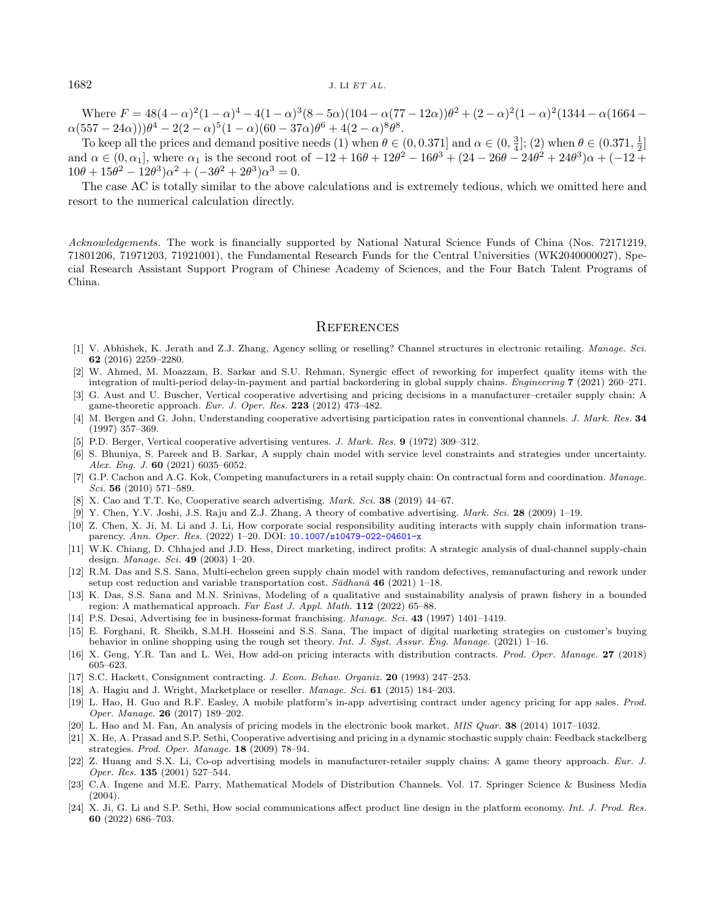Where $F = 48(4-\alpha)^2(1-\alpha)^4 - 4(1-\alpha)^3(8-5\alpha)(104-\alpha(77-12\alpha))\theta^2 + (2-\alpha)^2(1-\alpha)^2(1344-\alpha(1664-\alpha(557-24\alpha)))\theta^4 - 2(2-\alpha)^5(1-\alpha)(60-37\alpha)\theta^6 + 4(2-\alpha)^8\theta^8$.

To keep all the prices and demand positive needs (1) when $\theta \in (0, 0.371]$ and $\alpha \in (0, \frac{3}{4}]$; (2) when $\theta \in (0.371, \frac{1}{2}]$ and $\alpha \in (0, \alpha_1]$, where $\alpha_1$ is the second root of $-12 + 16\theta + 12\theta^2 - 16\theta^3 + (24 - 26\theta - 24\theta^2 + 24\theta^3)\alpha + (-12 + 10\theta + 15\theta^2 - 12\theta^3)\alpha^2 + (-3\theta^2 + 2\theta^3)\alpha^3 = 0$.

The case AC is totally similar to the above calculations and is extremely tedious, which we omitted here and resort to the numerical calculation directly.

*Acknowledgements.* The work is financially supported by National Natural Science Funds of China (Nos. 72171219, 71801206, 71971203, 71921001), the Fundamental Research Funds for the Central Universities (WK2040000027), Special Research Assistant Support Program of Chinese Academy of Sciences, and the Four Batch Talent Programs of China.

## References

[1] V. Abhishek, K. Jerath and Z.J. Zhang, Agency selling or reselling? Channel structures in electronic retailing. *Manage. Sci.* **62** (2016) 2259–2280.

[2] W. Ahmed, M. Moazzam, B. Sarkar and S.U. Rehman, Synergic effect of reworking for imperfect quality items with the integration of multi-period delay-in-payment and partial backordering in global supply chains. *Engineering* **7** (2021) 260–271.

[3] G. Aust and U. Buscher, Vertical cooperative advertising and pricing decisions in a manufacturer–cretailer supply chain: A game-theoretic approach. *Eur. J. Oper. Res.* **223** (2012) 473–482.

[4] M. Bergen and G. John, Understanding cooperative advertising participation rates in conventional channels. *J. Mark. Res.* **34** (1997) 357–369.

[5] P.D. Berger, Vertical cooperative advertising ventures. *J. Mark. Res.* **9** (1972) 309–312.

[6] S. Bhuniya, S. Pareek and B. Sarkar, A supply chain model with service level constraints and strategies under uncertainty. *Alex. Eng. J.* **60** (2021) 6035–6052.

[7] G.P. Cachon and A.G. Kok, Competing manufacturers in a retail supply chain: On contractual form and coordination. *Manage. Sci.* **56** (2010) 571–589.

[8] X. Cao and T.T. Ke, Cooperative search advertising. *Mark. Sci.* **38** (2019) 44–67.

[9] Y. Chen, Y.V. Joshi, J.S. Raju and Z.J. Zhang, A theory of combative advertising. *Mark. Sci.* **28** (2009) 1–19.

[10] Z. Chen, X. Ji, M. Li and J. Li, How corporate social responsibility auditing interacts with supply chain information transparency. *Ann. Oper. Res.* (2022) 1–20. DOI: 10.1007/s10479-022-04601-x

[11] W.K. Chiang, D. Chhajed and J.D. Hess, Direct marketing, indirect profits: A strategic analysis of dual-channel supply-chain design. *Manage. Sci.* **49** (2003) 1–20.

[12] R.M. Das and S.S. Sana, Multi-echelon green supply chain model with random defectives, remanufacturing and rework under setup cost reduction and variable transportation cost. *Sādhanā* **46** (2021) 1–18.

[13] K. Das, S.S. Sana and M.N. Srinivas, Modeling of a qualitative and sustainability analysis of prawn fishery in a bounded region: A mathematical approach. *Far East J. Appl. Math.* **112** (2022) 65–88.

[14] P.S. Desai, Advertising fee in business-format franchising. *Manage. Sci.* **43** (1997) 1401–1419.

[15] E. Forghani, R. Sheikh, S.M.H. Hosseini and S.S. Sana, The impact of digital marketing strategies on customer's buying behavior in online shopping using the rough set theory. *Int. J. Syst. Assur. Eng. Manage.* (2021) 1–16.

[16] X. Geng, Y.R. Tan and L. Wei, How add-on pricing interacts with distribution contracts. *Prod. Oper. Manage.* **27** (2018) 605–623.

[17] S.C. Hackett, Consignment contracting. *J. Econ. Behav. Organiz.* **20** (1993) 247–253.

[18] A. Hagiu and J. Wright, Marketplace or reseller. *Manage. Sci.* **61** (2015) 184–203.

[19] L. Hao, H. Guo and R.F. Easley, A mobile platform's in-app advertising contract under agency pricing for app sales. *Prod. Oper. Manage.* **26** (2017) 189–202.

[20] L. Hao and M. Fan, An analysis of pricing models in the electronic book market. *MIS Quar.* **38** (2014) 1017–1032.

[21] X. He, A. Prasad and S.P. Sethi, Cooperative advertising and pricing in a dynamic stochastic supply chain: Feedback stackelberg strategies. *Prod. Oper. Manage.* **18** (2009) 78–94.

[22] Z. Huang and S.X. Li, Co-op advertising models in manufacturer-retailer supply chains: A game theory approach. *Eur. J. Oper. Res.* **135** (2001) 527–544.

[23] C.A. Ingene and M.E. Parry, Mathematical Models of Distribution Channels. Vol. 17. Springer Science & Business Media (2004).

[24] X. Ji, G. Li and S.P. Sethi, How social communications affect product line design in the platform economy. *Int. J. Prod. Res.* **60** (2022) 686–703.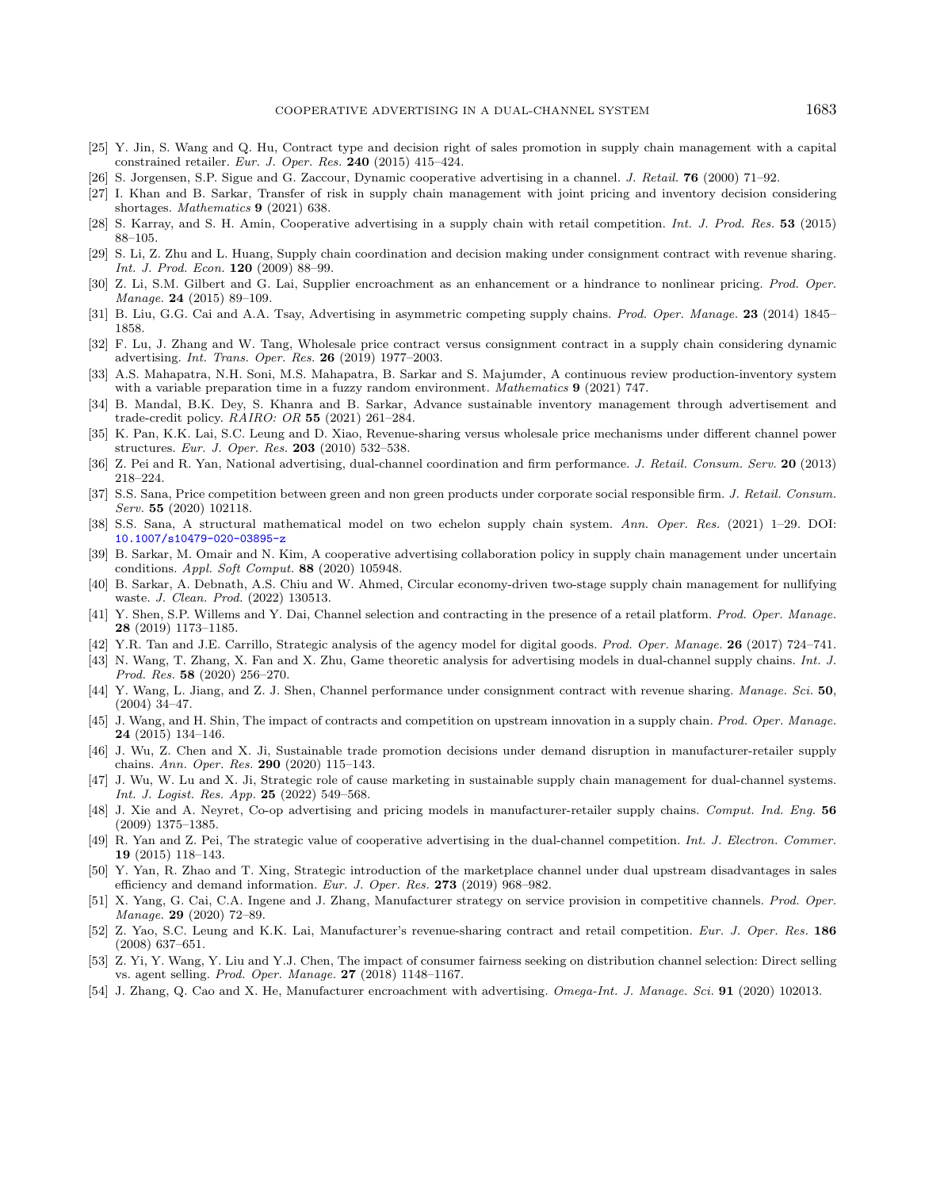[25] Y. Jin, S. Wang and Q. Hu, Contract type and decision right of sales promotion in supply chain management with a capital constrained retailer. *Eur. J. Oper. Res.* **240** (2015) 415–424.

[26] S. Jorgensen, S.P. Sigue and G. Zaccour, Dynamic cooperative advertising in a channel. *J. Retail.* **76** (2000) 71–92.

[27] I. Khan and B. Sarkar, Transfer of risk in supply chain management with joint pricing and inventory decision considering shortages. *Mathematics* **9** (2021) 638.

[28] S. Karray, and S. H. Amin, Cooperative advertising in a supply chain with retail competition. *Int. J. Prod. Res.* **53** (2015) 88–105.

[29] S. Li, Z. Zhu and L. Huang, Supply chain coordination and decision making under consignment contract with revenue sharing. *Int. J. Prod. Econ.* **120** (2009) 88–99.

[30] Z. Li, S.M. Gilbert and G. Lai, Supplier encroachment as an enhancement or a hindrance to nonlinear pricing. *Prod. Oper. Manage.* **24** (2015) 89–109.

[31] B. Liu, G.G. Cai and A.A. Tsay, Advertising in asymmetric competing supply chains. *Prod. Oper. Manage.* **23** (2014) 1845–1858.

[32] F. Lu, J. Zhang and W. Tang, Wholesale price contract versus consignment contract in a supply chain considering dynamic advertising. *Int. Trans. Oper. Res.* **26** (2019) 1977–2003.

[33] A.S. Mahapatra, N.H. Soni, M.S. Mahapatra, B. Sarkar and S. Majumder, A continuous review production-inventory system with a variable preparation time in a fuzzy random environment. *Mathematics* **9** (2021) 747.

[34] B. Mandal, B.K. Dey, S. Khanra and B. Sarkar, Advance sustainable inventory management through advertisement and trade-credit policy. *RAIRO: OR* **55** (2021) 261–284.

[35] K. Pan, K.K. Lai, S.C. Leung and D. Xiao, Revenue-sharing versus wholesale price mechanisms under different channel power structures. *Eur. J. Oper. Res.* **203** (2010) 532–538.

[36] Z. Pei and R. Yan, National advertising, dual-channel coordination and firm performance. *J. Retail. Consum. Serv.* **20** (2013) 218–224.

[37] S.S. Sana, Price competition between green and non green products under corporate social responsible firm. *J. Retail. Consum. Serv.* **55** (2020) 102118.

[38] S.S. Sana, A structural mathematical model on two echelon supply chain system. *Ann. Oper. Res.* (2021) 1–29. DOI: 10.1007/s10479-020-03895-z

[39] B. Sarkar, M. Omair and N. Kim, A cooperative advertising collaboration policy in supply chain management under uncertain conditions. *Appl. Soft Comput.* **88** (2020) 105948.

[40] B. Sarkar, A. Debnath, A.S. Chiu and W. Ahmed, Circular economy-driven two-stage supply chain management for nullifying waste. *J. Clean. Prod.* (2022) 130513.

[41] Y. Shen, S.P. Willems and Y. Dai, Channel selection and contracting in the presence of a retail platform. *Prod. Oper. Manage.* **28** (2019) 1173–1185.

[42] Y.R. Tan and J.E. Carrillo, Strategic analysis of the agency model for digital goods. *Prod. Oper. Manage.* **26** (2017) 724–741.

[43] N. Wang, T. Zhang, X. Fan and X. Zhu, Game theoretic analysis for advertising models in dual-channel supply chains. *Int. J. Prod. Res.* **58** (2020) 256–270.

[44] Y. Wang, L. Jiang, and Z. J. Shen, Channel performance under consignment contract with revenue sharing. *Manage. Sci.* **50**, (2004) 34–47.

[45] J. Wang, and H. Shin, The impact of contracts and competition on upstream innovation in a supply chain. *Prod. Oper. Manage.* **24** (2015) 134–146.

[46] J. Wu, Z. Chen and X. Ji, Sustainable trade promotion decisions under demand disruption in manufacturer-retailer supply chains. *Ann. Oper. Res.* **290** (2020) 115–143.

[47] J. Wu, W. Lu and X. Ji, Strategic role of cause marketing in sustainable supply chain management for dual-channel systems. *Int. J. Logist. Res. App.* **25** (2022) 549–568.

[48] J. Xie and A. Neyret, Co-op advertising and pricing models in manufacturer-retailer supply chains. *Comput. Ind. Eng.* **56** (2009) 1375–1385.

[49] R. Yan and Z. Pei, The strategic value of cooperative advertising in the dual-channel competition. *Int. J. Electron. Commer.* **19** (2015) 118–143.

[50] Y. Yan, R. Zhao and T. Xing, Strategic introduction of the marketplace channel under dual upstream disadvantages in sales efficiency and demand information. *Eur. J. Oper. Res.* **273** (2019) 968–982.

[51] X. Yang, G. Cai, C.A. Ingene and J. Zhang, Manufacturer strategy on service provision in competitive channels. *Prod. Oper. Manage.* **29** (2020) 72–89.

[52] Z. Yao, S.C. Leung and K.K. Lai, Manufacturer's revenue-sharing contract and retail competition. *Eur. J. Oper. Res.* **186** (2008) 637–651.

[53] Z. Yi, Y. Wang, Y. Liu and Y.J. Chen, The impact of consumer fairness seeking on distribution channel selection: Direct selling vs. agent selling. *Prod. Oper. Manage.* **27** (2018) 1148–1167.

[54] J. Zhang, Q. Cao and X. He, Manufacturer encroachment with advertising. *Omega-Int. J. Manage. Sci.* **91** (2020) 102013.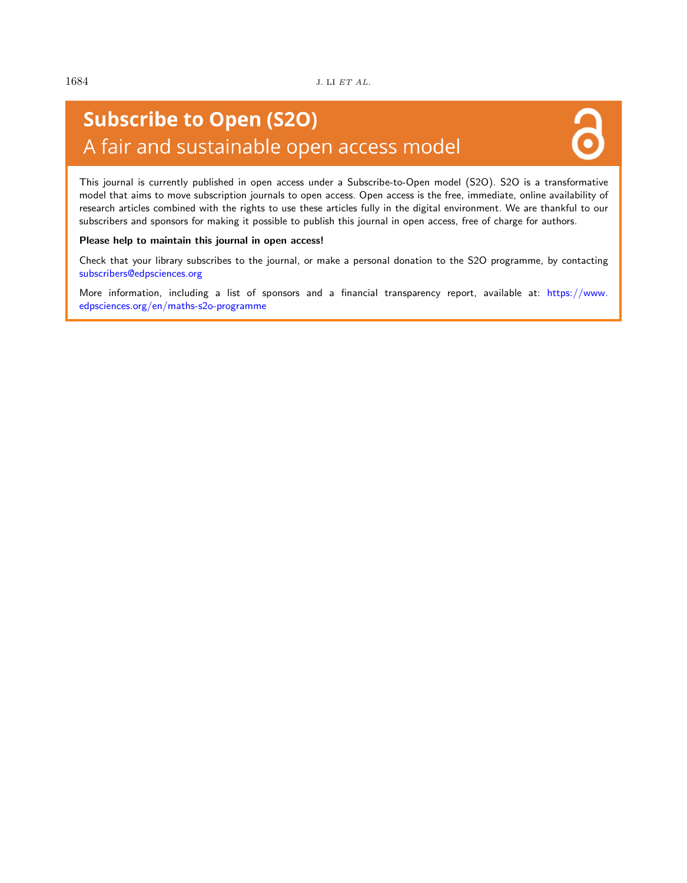# Subscribe to Open (S2O)

## A fair and sustainable open access model

This journal is currently published in open access under a Subscribe-to-Open model (S2O). S2O is a transformative model that aims to move subscription journals to open access. Open access is the free, immediate, online availability of research articles combined with the rights to use these articles fully in the digital environment. We are thankful to our subscribers and sponsors for making it possible to publish this journal in open access, free of charge for authors.

**Please help to maintain this journal in open access!**

Check that your library subscribes to the journal, or make a personal donation to the S2O programme, by contacting subscribers@edpsciences.org

More information, including a list of sponsors and a financial transparency report, available at: https://www.edpsciences.org/en/maths-s2o-programme